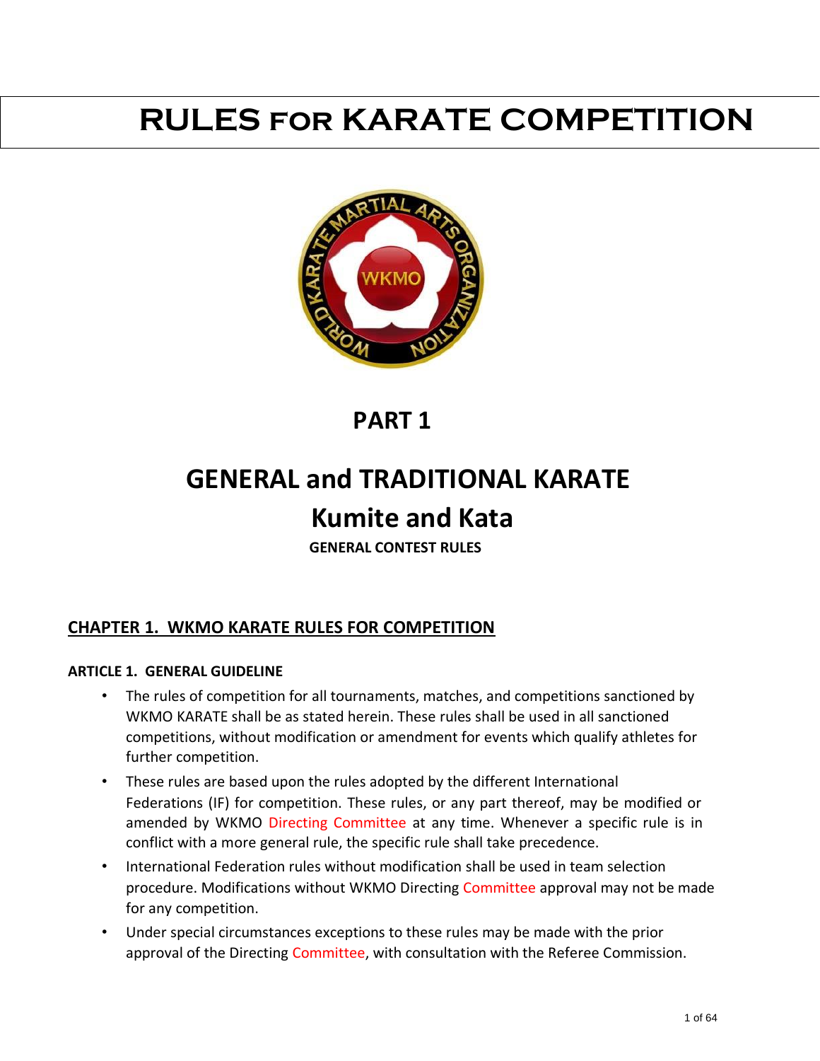# RULES FOR KARATE COMPETITION

## PART 1

## GENERAL and TRADITIONAL KARATE

## Kumite and Kata

**GENERAL CONTEST RULES**

## CHAPTER 1. WKMO KARATE RULES FOR COMPETITION

### ARTICLE 1. GENERAL GUIDELINE

- The rules of competition for all tournaments, matches, and competitions sanctioned by WKMO KARATE shall be as stated herein. These rules shall be used in all sanctioned competitions, without modification or amendment for events which qualify athletes for further competition.
- These rules are based upon the rules adopted by the different International Federations (IF) for competition. These rules, or any part thereof, may be modified or amended by WKMO Directing Committee at any time. Whenever a specific rule is in conflict with a more general rule, the specific rule shall take precedence.
- International Federation rules without modification shall be used in team selection procedure. Modifications without WKMO Directing Committee approval may not be made for any competition.
- Under special circumstances exceptions to these rules may be made with the prior approval of the Directing Committee, with consultation with the Referee Commission.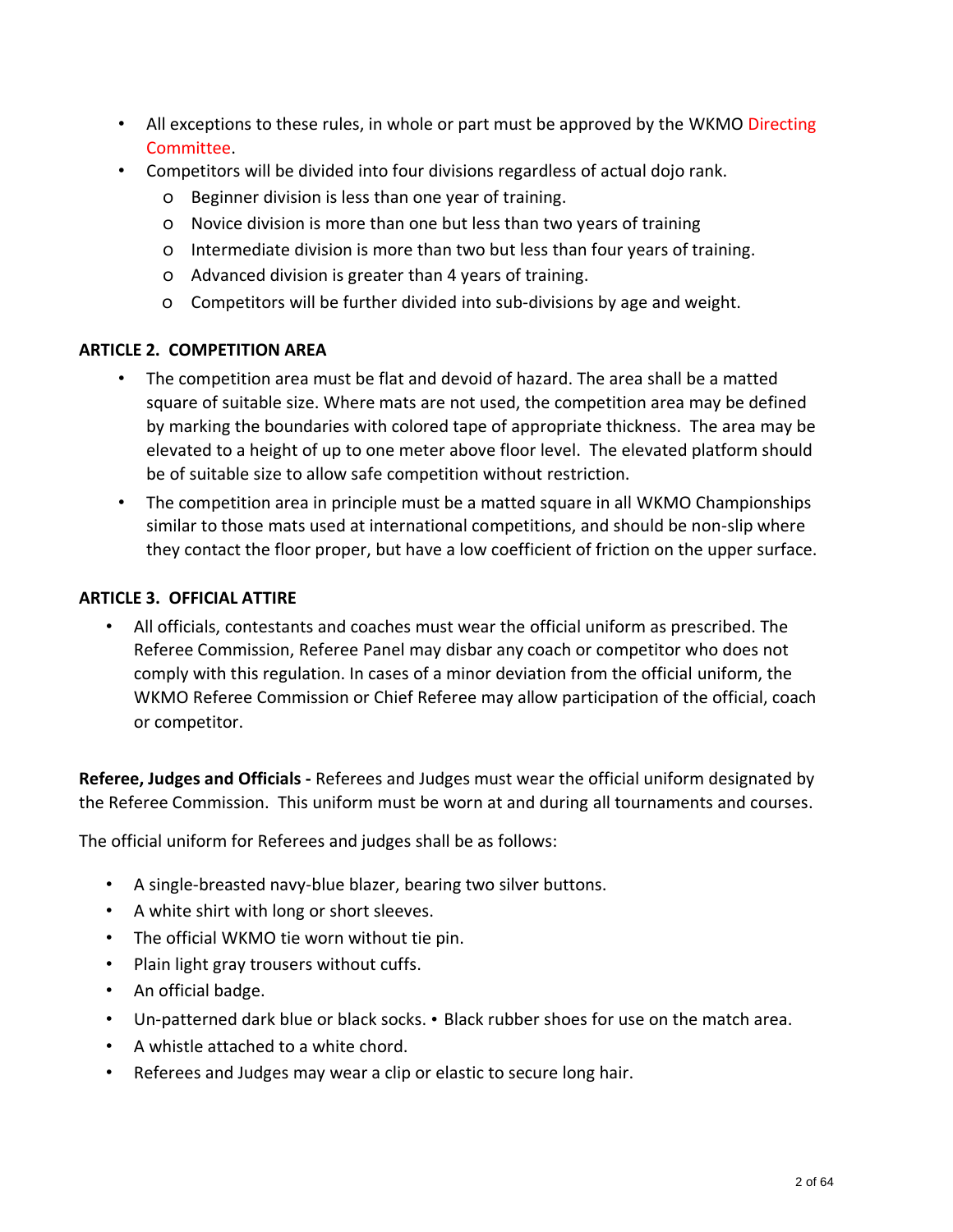- All exceptions to these rules, in whole or part must be approved by the WKMO Directing Committee.
- Competitors will be divided into four divisions regardless of actual dojo rank.
  - Beginner division is less than one year of training.
  - Novice division is more than one but less than two years of training
  - Intermediate division is more than two but less than four years of training.
  - Advanced division is greater than 4 years of training.
  - Competitors will be further divided into sub-divisions by age and weight.

**ARTICLE 2. COMPETITION AREA**

- The competition area must be flat and devoid of hazard. The area shall be a matted square of suitable size. Where mats are not used, the competition area may be defined by marking the boundaries with colored tape of appropriate thickness. The area may be elevated to a height of up to one meter above floor level. The elevated platform should be of suitable size to allow safe competition without restriction.
- The competition area in principle must be a matted square in all WKMO Championships similar to those mats used at international competitions, and should be non-slip where they contact the floor proper, but have a low coefficient of friction on the upper surface.

**ARTICLE 3. OFFICIAL ATTIRE**

- All officials, contestants and coaches must wear the official uniform as prescribed. The Referee Commission, Referee Panel may disbar any coach or competitor who does not comply with this regulation. In cases of a minor deviation from the official uniform, the WKMO Referee Commission or Chief Referee may allow participation of the official, coach or competitor.

**Referee, Judges and Officials -** Referees and Judges must wear the official uniform designated by the Referee Commission. This uniform must be worn at and during all tournaments and courses.

The official uniform for Referees and judges shall be as follows:

- A single-breasted navy-blue blazer, bearing two silver buttons.
- A white shirt with long or short sleeves.
- The official WKMO tie worn without tie pin.
- Plain light gray trousers without cuffs.
- An official badge.
- Un-patterned dark blue or black socks. • Black rubber shoes for use on the match area.
- A whistle attached to a white chord.
- Referees and Judges may wear a clip or elastic to secure long hair.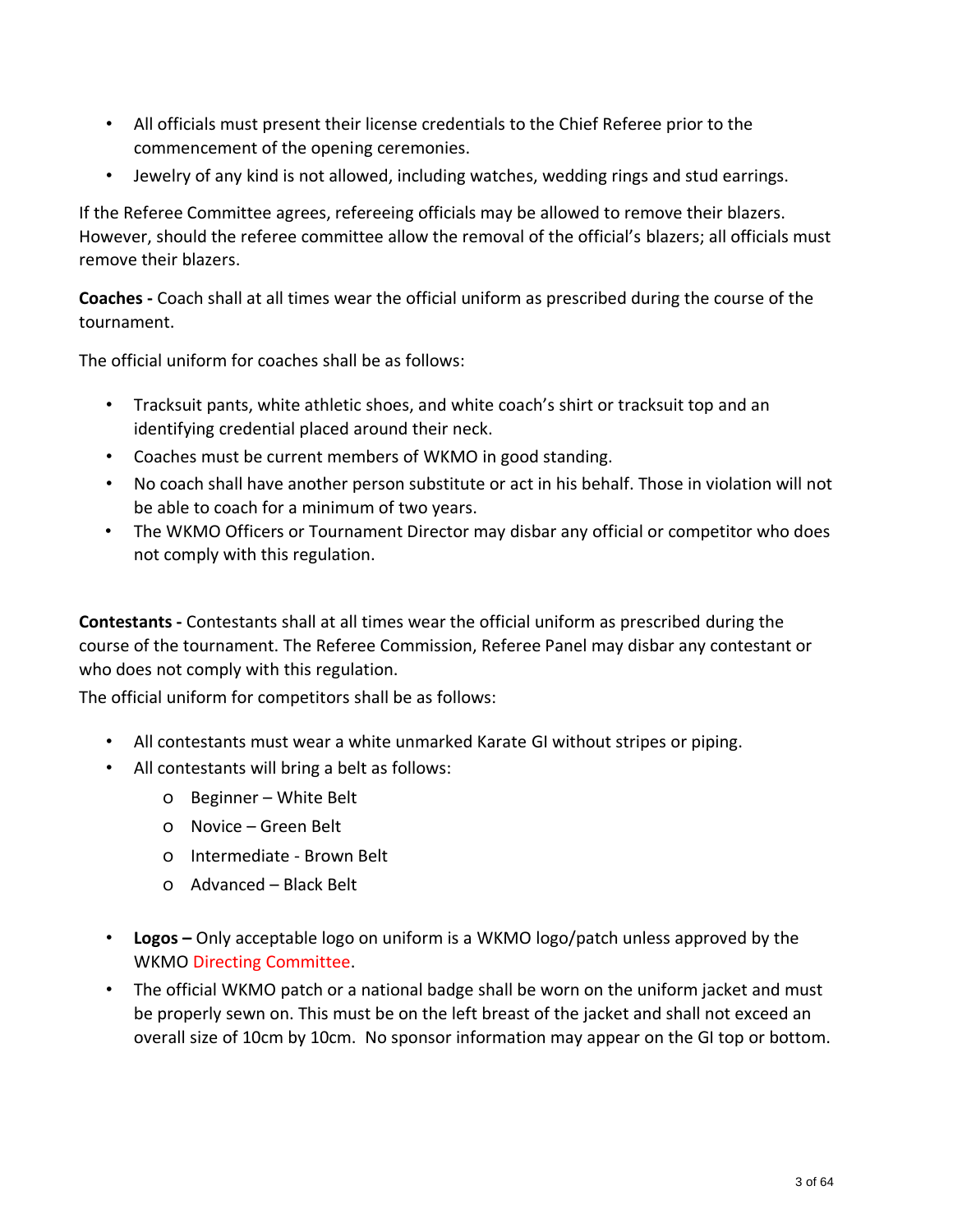- All officials must present their license credentials to the Chief Referee prior to the commencement of the opening ceremonies.
- Jewelry of any kind is not allowed, including watches, wedding rings and stud earrings.

If the Referee Committee agrees, refereeing officials may be allowed to remove their blazers. However, should the referee committee allow the removal of the official's blazers; all officials must remove their blazers.

**Coaches -** Coach shall at all times wear the official uniform as prescribed during the course of the tournament.

The official uniform for coaches shall be as follows:

- Tracksuit pants, white athletic shoes, and white coach's shirt or tracksuit top and an identifying credential placed around their neck.
- Coaches must be current members of WKMO in good standing.
- No coach shall have another person substitute or act in his behalf. Those in violation will not be able to coach for a minimum of two years.
- The WKMO Officers or Tournament Director may disbar any official or competitor who does not comply with this regulation.

**Contestants -** Contestants shall at all times wear the official uniform as prescribed during the course of the tournament. The Referee Commission, Referee Panel may disbar any contestant or who does not comply with this regulation.

The official uniform for competitors shall be as follows:

- All contestants must wear a white unmarked Karate GI without stripes or piping.
- All contestants will bring a belt as follows:
    - Beginner – White Belt
    - Novice – Green Belt
    - Intermediate - Brown Belt
    - Advanced – Black Belt

- **Logos –** Only acceptable logo on uniform is a WKMO logo/patch unless approved by the WKMO Directing Committee.
- The official WKMO patch or a national badge shall be worn on the uniform jacket and must be properly sewn on. This must be on the left breast of the jacket and shall not exceed an overall size of 10cm by 10cm. No sponsor information may appear on the GI top or bottom.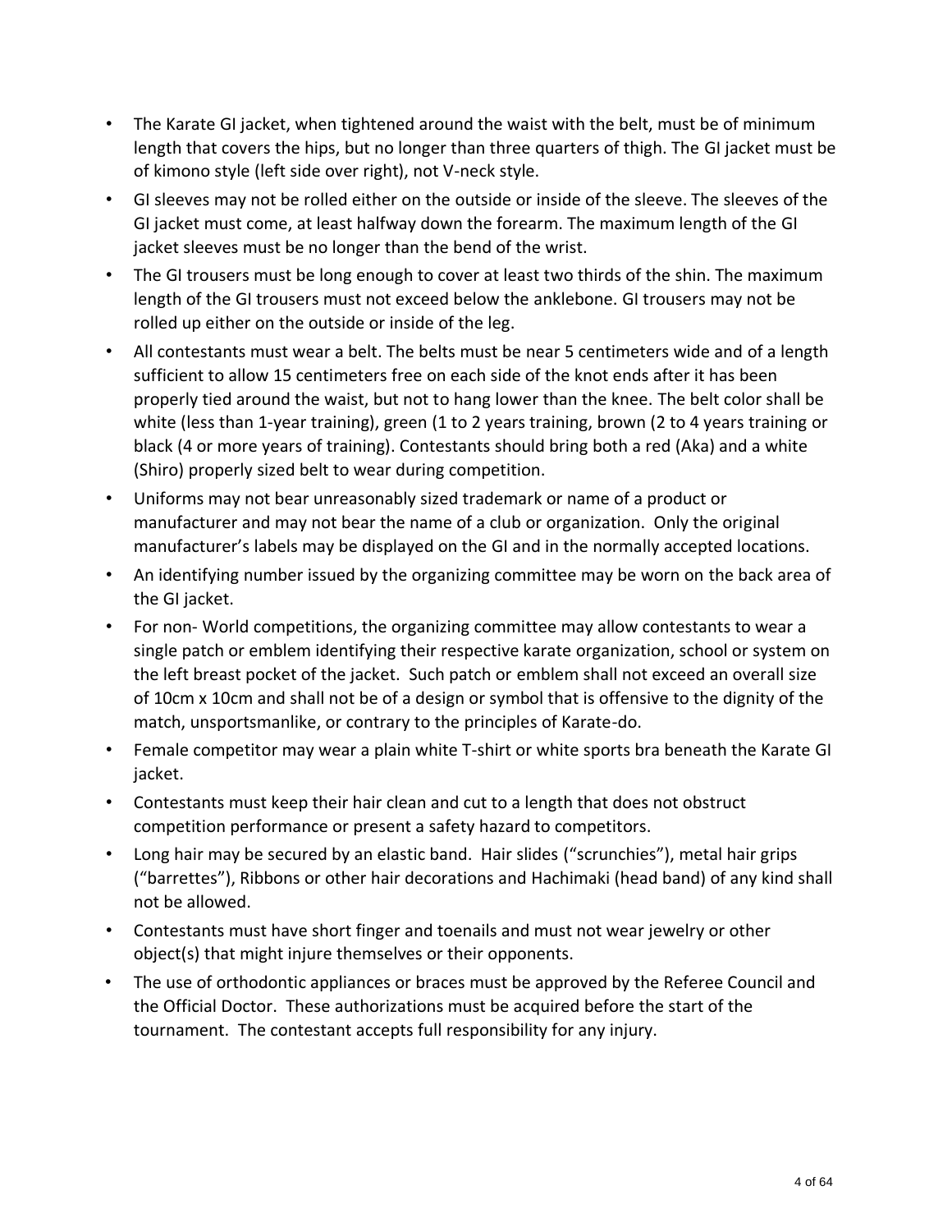- The Karate GI jacket, when tightened around the waist with the belt, must be of minimum length that covers the hips, but no longer than three quarters of thigh. The GI jacket must be of kimono style (left side over right), not V-neck style.
- GI sleeves may not be rolled either on the outside or inside of the sleeve. The sleeves of the GI jacket must come, at least halfway down the forearm. The maximum length of the GI jacket sleeves must be no longer than the bend of the wrist.
- The GI trousers must be long enough to cover at least two thirds of the shin. The maximum length of the GI trousers must not exceed below the anklebone. GI trousers may not be rolled up either on the outside or inside of the leg.
- All contestants must wear a belt. The belts must be near 5 centimeters wide and of a length sufficient to allow 15 centimeters free on each side of the knot ends after it has been properly tied around the waist, but not to hang lower than the knee. The belt color shall be white (less than 1-year training), green (1 to 2 years training, brown (2 to 4 years training or black (4 or more years of training). Contestants should bring both a red (Aka) and a white (Shiro) properly sized belt to wear during competition.
- Uniforms may not bear unreasonably sized trademark or name of a product or manufacturer and may not bear the name of a club or organization. Only the original manufacturer's labels may be displayed on the GI and in the normally accepted locations.
- An identifying number issued by the organizing committee may be worn on the back area of the GI jacket.
- For non- World competitions, the organizing committee may allow contestants to wear a single patch or emblem identifying their respective karate organization, school or system on the left breast pocket of the jacket. Such patch or emblem shall not exceed an overall size of 10cm x 10cm and shall not be of a design or symbol that is offensive to the dignity of the match, unsportsmanlike, or contrary to the principles of Karate-do.
- Female competitor may wear a plain white T-shirt or white sports bra beneath the Karate GI jacket.
- Contestants must keep their hair clean and cut to a length that does not obstruct competition performance or present a safety hazard to competitors.
- Long hair may be secured by an elastic band. Hair slides ("scrunchies"), metal hair grips ("barrettes"), Ribbons or other hair decorations and Hachimaki (head band) of any kind shall not be allowed.
- Contestants must have short finger and toenails and must not wear jewelry or other object(s) that might injure themselves or their opponents.
- The use of orthodontic appliances or braces must be approved by the Referee Council and the Official Doctor. These authorizations must be acquired before the start of the tournament. The contestant accepts full responsibility for any injury.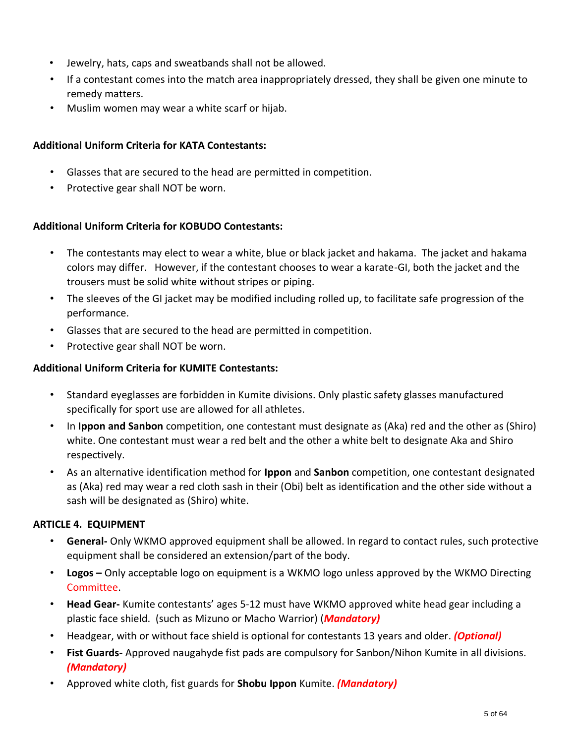- Jewelry, hats, caps and sweatbands shall not be allowed.
- If a contestant comes into the match area inappropriately dressed, they shall be given one minute to remedy matters.
- Muslim women may wear a white scarf or hijab.

**Additional Uniform Criteria for KATA Contestants:**

- Glasses that are secured to the head are permitted in competition.
- Protective gear shall NOT be worn.

**Additional Uniform Criteria for KOBUDO Contestants:**

- The contestants may elect to wear a white, blue or black jacket and hakama. The jacket and hakama colors may differ. However, if the contestant chooses to wear a karate-GI, both the jacket and the trousers must be solid white without stripes or piping.
- The sleeves of the GI jacket may be modified including rolled up, to facilitate safe progression of the performance.
- Glasses that are secured to the head are permitted in competition.
- Protective gear shall NOT be worn.

**Additional Uniform Criteria for KUMITE Contestants:**

- Standard eyeglasses are forbidden in Kumite divisions. Only plastic safety glasses manufactured specifically for sport use are allowed for all athletes.
- In **Ippon and Sanbon** competition, one contestant must designate as (Aka) red and the other as (Shiro) white. One contestant must wear a red belt and the other a white belt to designate Aka and Shiro respectively.
- As an alternative identification method for **Ippon** and **Sanbon** competition, one contestant designated as (Aka) red may wear a red cloth sash in their (Obi) belt as identification and the other side without a sash will be designated as (Shiro) white.

**ARTICLE 4. EQUIPMENT**

- **General-** Only WKMO approved equipment shall be allowed. In regard to contact rules, such protective equipment shall be considered an extension/part of the body.
- **Logos –** Only acceptable logo on equipment is a WKMO logo unless approved by the WKMO Directing Committee.
- **Head Gear-** Kumite contestants' ages 5-12 must have WKMO approved white head gear including a plastic face shield. (such as Mizuno or Macho Warrior) (***Mandatory)***
- Headgear, with or without face shield is optional for contestants 13 years and older. ***(Optional)***
- **Fist Guards-** Approved naugahyde fist pads are compulsory for Sanbon/Nihon Kumite in all divisions. ***(Mandatory)***
- Approved white cloth, fist guards for **Shobu Ippon** Kumite. ***(Mandatory)***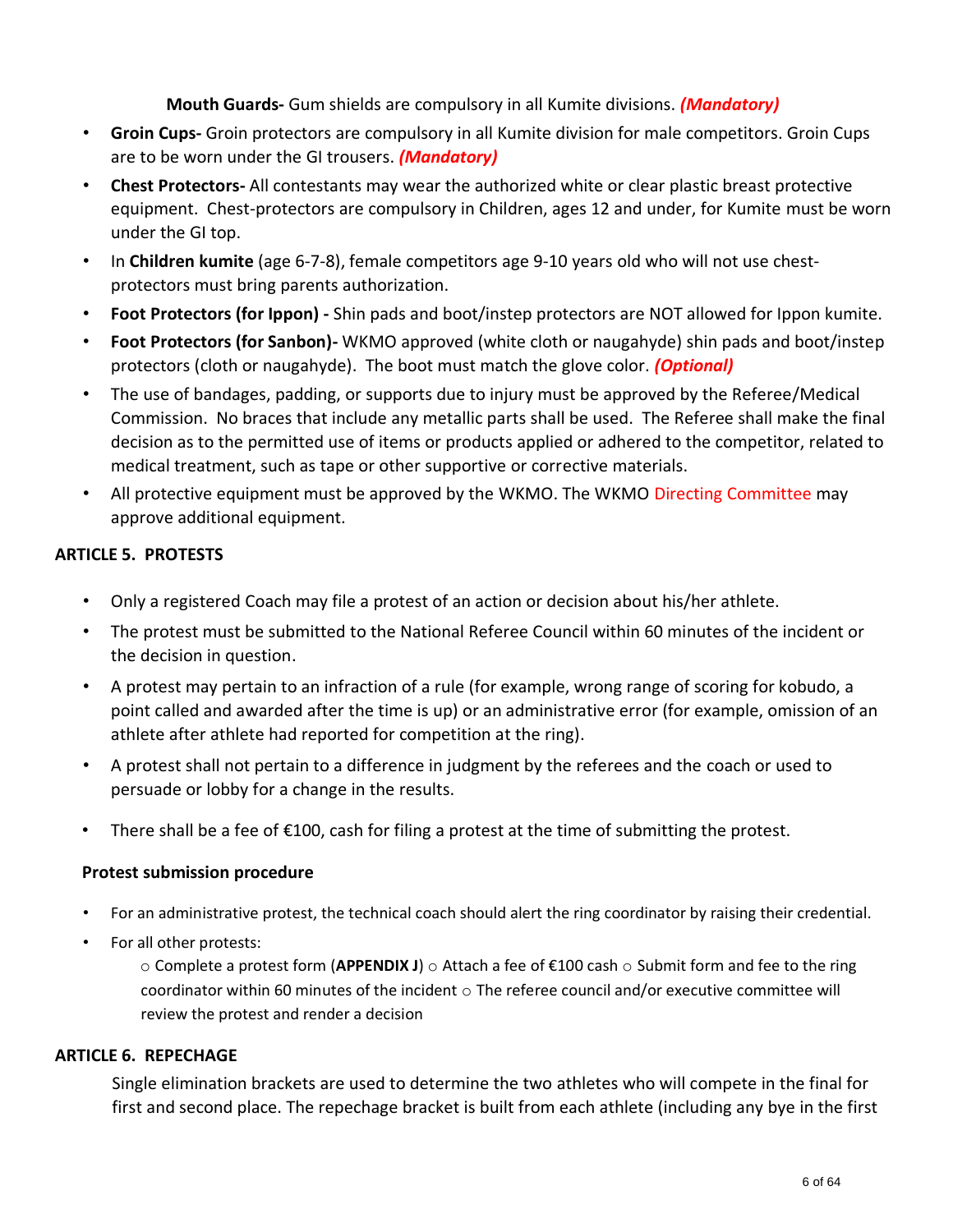**Mouth Guards-** Gum shields are compulsory in all Kumite divisions. ***(Mandatory)***

- **Groin Cups-** Groin protectors are compulsory in all Kumite division for male competitors. Groin Cups are to be worn under the GI trousers. ***(Mandatory)***
- **Chest Protectors-** All contestants may wear the authorized white or clear plastic breast protective equipment. Chest-protectors are compulsory in Children, ages 12 and under, for Kumite must be worn under the GI top.
- In **Children kumite** (age 6-7-8), female competitors age 9-10 years old who will not use chest-protectors must bring parents authorization.
- **Foot Protectors (for Ippon) -** Shin pads and boot/instep protectors are NOT allowed for Ippon kumite.
- **Foot Protectors (for Sanbon)-** WKMO approved (white cloth or naugahyde) shin pads and boot/instep protectors (cloth or naugahyde). The boot must match the glove color. ***(Optional)***
- The use of bandages, padding, or supports due to injury must be approved by the Referee/Medical Commission. No braces that include any metallic parts shall be used. The Referee shall make the final decision as to the permitted use of items or products applied or adhered to the competitor, related to medical treatment, such as tape or other supportive or corrective materials.
- All protective equipment must be approved by the WKMO. The WKMO Directing Committee may approve additional equipment.

## ARTICLE 5. PROTESTS

- Only a registered Coach may file a protest of an action or decision about his/her athlete.
- The protest must be submitted to the National Referee Council within 60 minutes of the incident or the decision in question.
- A protest may pertain to an infraction of a rule (for example, wrong range of scoring for kobudo, a point called and awarded after the time is up) or an administrative error (for example, omission of an athlete after athlete had reported for competition at the ring).
- A protest shall not pertain to a difference in judgment by the referees and the coach or used to persuade or lobby for a change in the results.
- There shall be a fee of €100, cash for filing a protest at the time of submitting the protest.

### Protest submission procedure

- For an administrative protest, the technical coach should alert the ring coordinator by raising their credential.
- For all other protests:
  - Complete a protest form (**APPENDIX J**)
  - Attach a fee of €100 cash
  - Submit form and fee to the ring coordinator within 60 minutes of the incident
  - The referee council and/or executive committee will review the protest and render a decision

## ARTICLE 6. REPECHAGE

Single elimination brackets are used to determine the two athletes who will compete in the final for first and second place. The repechage bracket is built from each athlete (including any bye in the first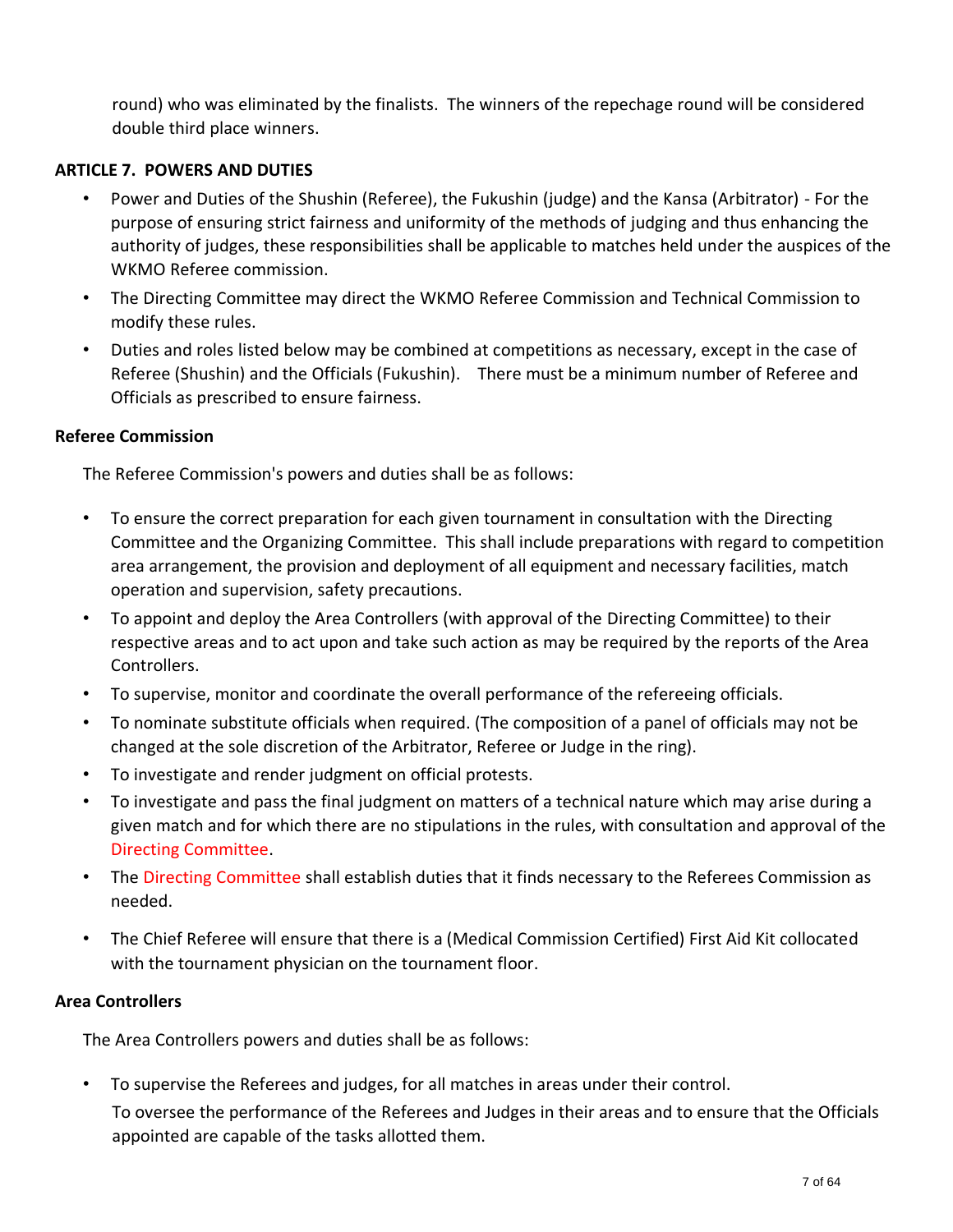round) who was eliminated by the finalists. The winners of the repechage round will be considered double third place winners.

**ARTICLE 7. POWERS AND DUTIES**

- Power and Duties of the Shushin (Referee), the Fukushin (judge) and the Kansa (Arbitrator) - For the purpose of ensuring strict fairness and uniformity of the methods of judging and thus enhancing the authority of judges, these responsibilities shall be applicable to matches held under the auspices of the WKMO Referee commission.
- The Directing Committee may direct the WKMO Referee Commission and Technical Commission to modify these rules.
- Duties and roles listed below may be combined at competitions as necessary, except in the case of Referee (Shushin) and the Officials (Fukushin). There must be a minimum number of Referee and Officials as prescribed to ensure fairness.

**Referee Commission**

The Referee Commission's powers and duties shall be as follows:

- To ensure the correct preparation for each given tournament in consultation with the Directing Committee and the Organizing Committee. This shall include preparations with regard to competition area arrangement, the provision and deployment of all equipment and necessary facilities, match operation and supervision, safety precautions.
- To appoint and deploy the Area Controllers (with approval of the Directing Committee) to their respective areas and to act upon and take such action as may be required by the reports of the Area Controllers.
- To supervise, monitor and coordinate the overall performance of the refereeing officials.
- To nominate substitute officials when required. (The composition of a panel of officials may not be changed at the sole discretion of the Arbitrator, Referee or Judge in the ring).
- To investigate and render judgment on official protests.
- To investigate and pass the final judgment on matters of a technical nature which may arise during a given match and for which there are no stipulations in the rules, with consultation and approval of the Directing Committee.
- The Directing Committee shall establish duties that it finds necessary to the Referees Commission as needed.
- The Chief Referee will ensure that there is a (Medical Commission Certified) First Aid Kit collocated with the tournament physician on the tournament floor.

**Area Controllers**

The Area Controllers powers and duties shall be as follows:

- To supervise the Referees and judges, for all matches in areas under their control.

  To oversee the performance of the Referees and Judges in their areas and to ensure that the Officials appointed are capable of the tasks allotted them.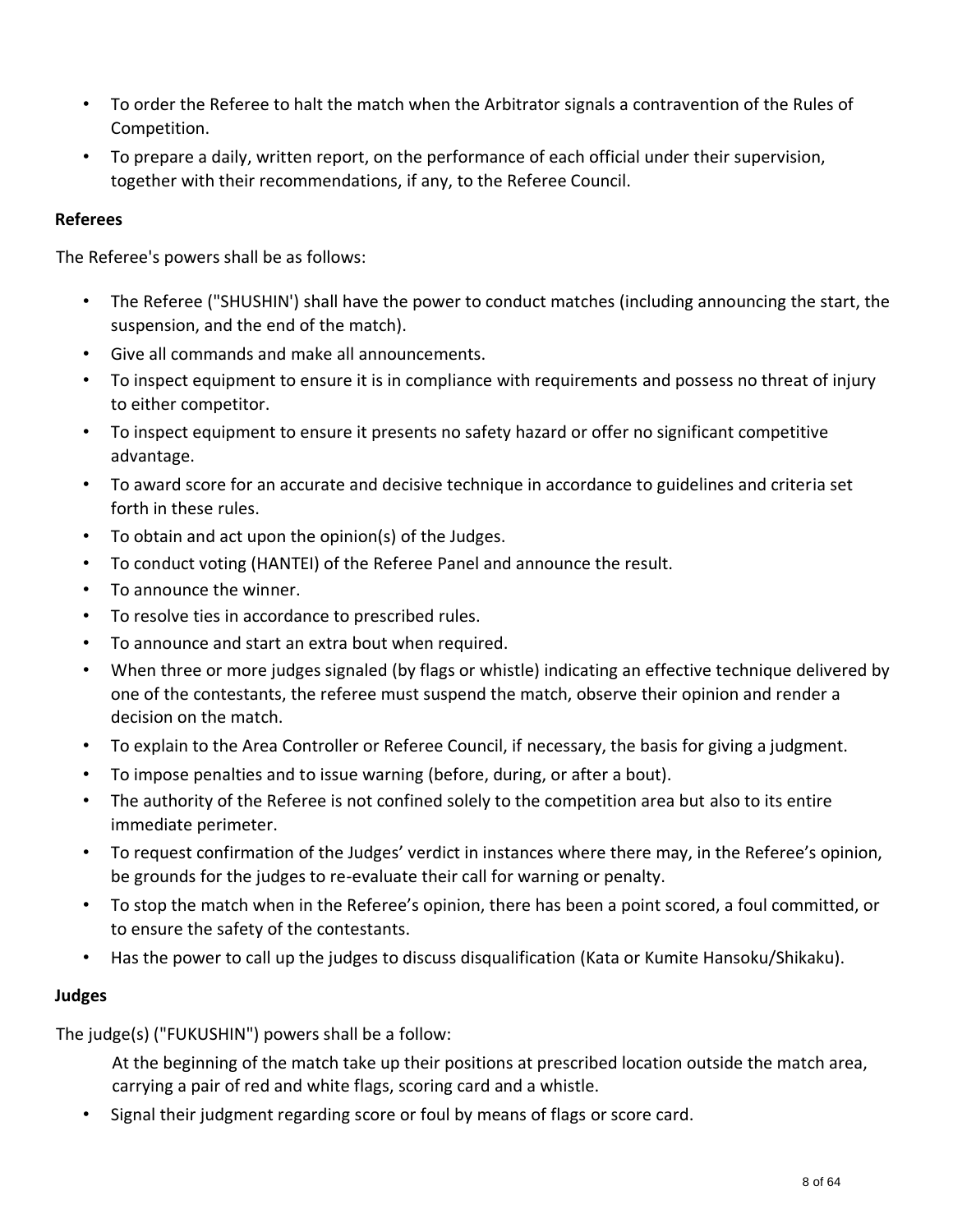- To order the Referee to halt the match when the Arbitrator signals a contravention of the Rules of Competition.
- To prepare a daily, written report, on the performance of each official under their supervision, together with their recommendations, if any, to the Referee Council.

**Referees**

The Referee's powers shall be as follows:

- The Referee ("SHUSHIN') shall have the power to conduct matches (including announcing the start, the suspension, and the end of the match).
- Give all commands and make all announcements.
- To inspect equipment to ensure it is in compliance with requirements and possess no threat of injury to either competitor.
- To inspect equipment to ensure it presents no safety hazard or offer no significant competitive advantage.
- To award score for an accurate and decisive technique in accordance to guidelines and criteria set forth in these rules.
- To obtain and act upon the opinion(s) of the Judges.
- To conduct voting (HANTEI) of the Referee Panel and announce the result.
- To announce the winner.
- To resolve ties in accordance to prescribed rules.
- To announce and start an extra bout when required.
- When three or more judges signaled (by flags or whistle) indicating an effective technique delivered by one of the contestants, the referee must suspend the match, observe their opinion and render a decision on the match.
- To explain to the Area Controller or Referee Council, if necessary, the basis for giving a judgment.
- To impose penalties and to issue warning (before, during, or after a bout).
- The authority of the Referee is not confined solely to the competition area but also to its entire immediate perimeter.
- To request confirmation of the Judges' verdict in instances where there may, in the Referee's opinion, be grounds for the judges to re-evaluate their call for warning or penalty.
- To stop the match when in the Referee's opinion, there has been a point scored, a foul committed, or to ensure the safety of the contestants.
- Has the power to call up the judges to discuss disqualification (Kata or Kumite Hansoku/Shikaku).

**Judges**

The judge(s) ("FUKUSHIN") powers shall be a follow:

At the beginning of the match take up their positions at prescribed location outside the match area, carrying a pair of red and white flags, scoring card and a whistle.

- Signal their judgment regarding score or foul by means of flags or score card.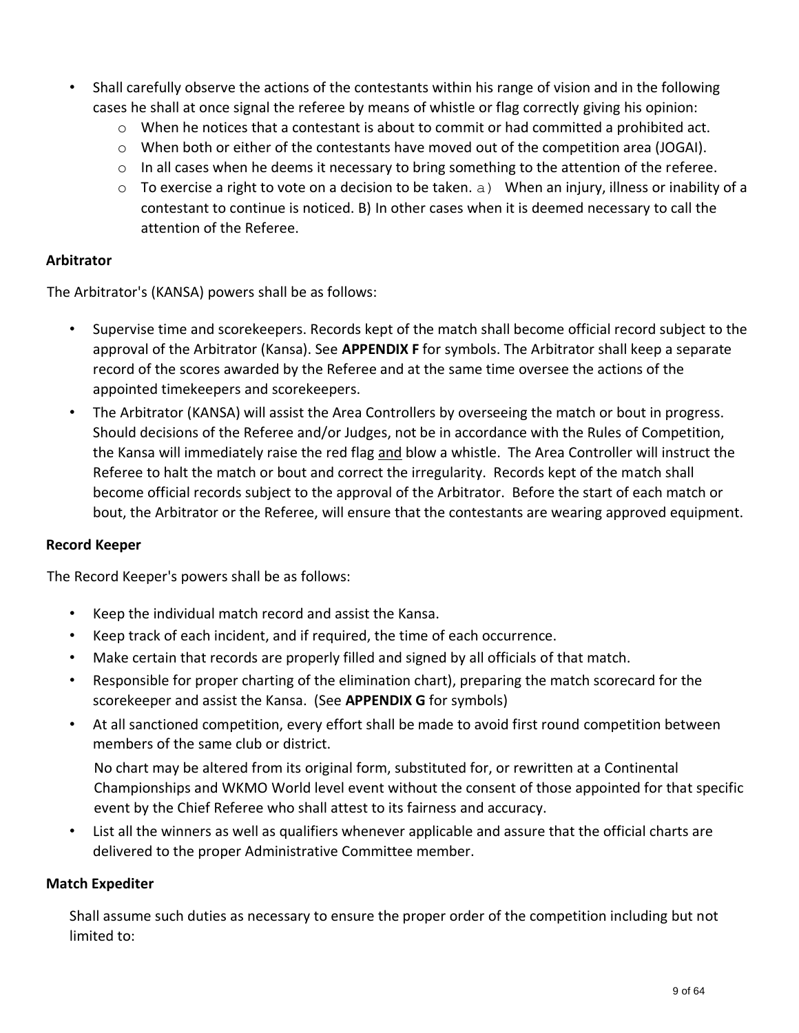- Shall carefully observe the actions of the contestants within his range of vision and in the following cases he shall at once signal the referee by means of whistle or flag correctly giving his opinion:
  - When he notices that a contestant is about to commit or had committed a prohibited act.
  - When both or either of the contestants have moved out of the competition area (JOGAI).
  - In all cases when he deems it necessary to bring something to the attention of the referee.
  - To exercise a right to vote on a decision to be taken. a) When an injury, illness or inability of a contestant to continue is noticed. B) In other cases when it is deemed necessary to call the attention of the Referee.

**Arbitrator**

The Arbitrator's (KANSA) powers shall be as follows:

- Supervise time and scorekeepers. Records kept of the match shall become official record subject to the approval of the Arbitrator (Kansa). See **APPENDIX F** for symbols. The Arbitrator shall keep a separate record of the scores awarded by the Referee and at the same time oversee the actions of the appointed timekeepers and scorekeepers.
- The Arbitrator (KANSA) will assist the Area Controllers by overseeing the match or bout in progress. Should decisions of the Referee and/or Judges, not be in accordance with the Rules of Competition, the Kansa will immediately raise the red flag <u>and</u> blow a whistle. The Area Controller will instruct the Referee to halt the match or bout and correct the irregularity. Records kept of the match shall become official records subject to the approval of the Arbitrator. Before the start of each match or bout, the Arbitrator or the Referee, will ensure that the contestants are wearing approved equipment.

**Record Keeper**

The Record Keeper's powers shall be as follows:

- Keep the individual match record and assist the Kansa.
- Keep track of each incident, and if required, the time of each occurrence.
- Make certain that records are properly filled and signed by all officials of that match.
- Responsible for proper charting of the elimination chart), preparing the match scorecard for the scorekeeper and assist the Kansa. (See **APPENDIX G** for symbols)
- At all sanctioned competition, every effort shall be made to avoid first round competition between members of the same club or district.

  No chart may be altered from its original form, substituted for, or rewritten at a Continental Championships and WKMO World level event without the consent of those appointed for that specific event by the Chief Referee who shall attest to its fairness and accuracy.
- List all the winners as well as qualifiers whenever applicable and assure that the official charts are delivered to the proper Administrative Committee member.

**Match Expediter**

Shall assume such duties as necessary to ensure the proper order of the competition including but not limited to: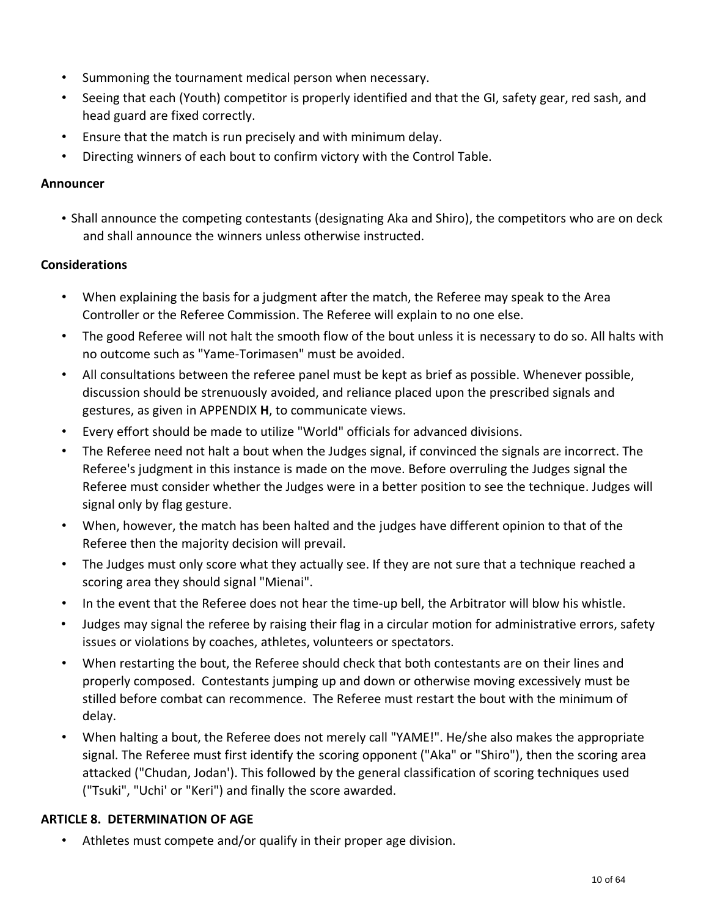- Summoning the tournament medical person when necessary.
- Seeing that each (Youth) competitor is properly identified and that the GI, safety gear, red sash, and head guard are fixed correctly.
- Ensure that the match is run precisely and with minimum delay.
- Directing winners of each bout to confirm victory with the Control Table.

**Announcer**

- Shall announce the competing contestants (designating Aka and Shiro), the competitors who are on deck and shall announce the winners unless otherwise instructed.

**Considerations**

- When explaining the basis for a judgment after the match, the Referee may speak to the Area Controller or the Referee Commission. The Referee will explain to no one else.
- The good Referee will not halt the smooth flow of the bout unless it is necessary to do so. All halts with no outcome such as "Yame-Torimasen" must be avoided.
- All consultations between the referee panel must be kept as brief as possible. Whenever possible, discussion should be strenuously avoided, and reliance placed upon the prescribed signals and gestures, as given in APPENDIX **H**, to communicate views.
- Every effort should be made to utilize "World" officials for advanced divisions.
- The Referee need not halt a bout when the Judges signal, if convinced the signals are incorrect. The Referee's judgment in this instance is made on the move. Before overruling the Judges signal the Referee must consider whether the Judges were in a better position to see the technique. Judges will signal only by flag gesture.
- When, however, the match has been halted and the judges have different opinion to that of the Referee then the majority decision will prevail.
- The Judges must only score what they actually see. If they are not sure that a technique reached a scoring area they should signal "Mienai".
- In the event that the Referee does not hear the time-up bell, the Arbitrator will blow his whistle.
- Judges may signal the referee by raising their flag in a circular motion for administrative errors, safety issues or violations by coaches, athletes, volunteers or spectators.
- When restarting the bout, the Referee should check that both contestants are on their lines and properly composed. Contestants jumping up and down or otherwise moving excessively must be stilled before combat can recommence. The Referee must restart the bout with the minimum of delay.
- When halting a bout, the Referee does not merely call "YAME!". He/she also makes the appropriate signal. The Referee must first identify the scoring opponent ("Aka" or "Shiro"), then the scoring area attacked ("Chudan, Jodan'). This followed by the general classification of scoring techniques used ("Tsuki", "Uchi' or "Keri") and finally the score awarded.

## ARTICLE 8. DETERMINATION OF AGE

- Athletes must compete and/or qualify in their proper age division.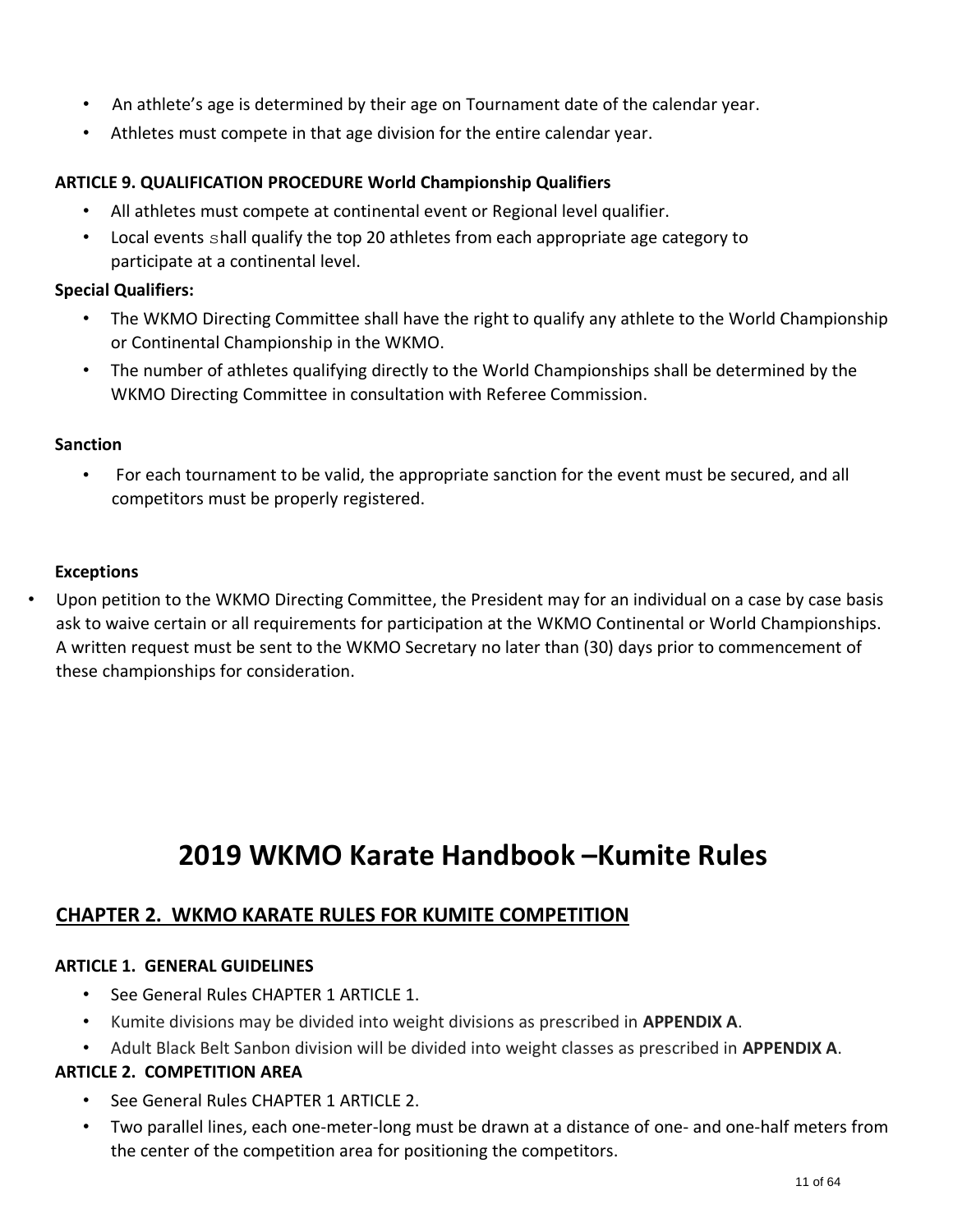- An athlete's age is determined by their age on Tournament date of the calendar year.
- Athletes must compete in that age division for the entire calendar year.

**ARTICLE 9. QUALIFICATION PROCEDURE World Championship Qualifiers**

- All athletes must compete at continental event or Regional level qualifier.
- Local events shall qualify the top 20 athletes from each appropriate age category to participate at a continental level.

**Special Qualifiers:**

- The WKMO Directing Committee shall have the right to qualify any athlete to the World Championship or Continental Championship in the WKMO.
- The number of athletes qualifying directly to the World Championships shall be determined by the WKMO Directing Committee in consultation with Referee Commission.

**Sanction**

- For each tournament to be valid, the appropriate sanction for the event must be secured, and all competitors must be properly registered.

**Exceptions**

- Upon petition to the WKMO Directing Committee, the President may for an individual on a case by case basis ask to waive certain or all requirements for participation at the WKMO Continental or World Championships. A written request must be sent to the WKMO Secretary no later than (30) days prior to commencement of these championships for consideration.

# 2019 WKMO Karate Handbook –Kumite Rules

## CHAPTER 2. WKMO KARATE RULES FOR KUMITE COMPETITION

**ARTICLE 1. GENERAL GUIDELINES**

- See General Rules CHAPTER 1 ARTICLE 1.
- Kumite divisions may be divided into weight divisions as prescribed in **APPENDIX A**.
- Adult Black Belt Sanbon division will be divided into weight classes as prescribed in **APPENDIX A**.

**ARTICLE 2. COMPETITION AREA**

- See General Rules CHAPTER 1 ARTICLE 2.
- Two parallel lines, each one-meter-long must be drawn at a distance of one- and one-half meters from the center of the competition area for positioning the competitors.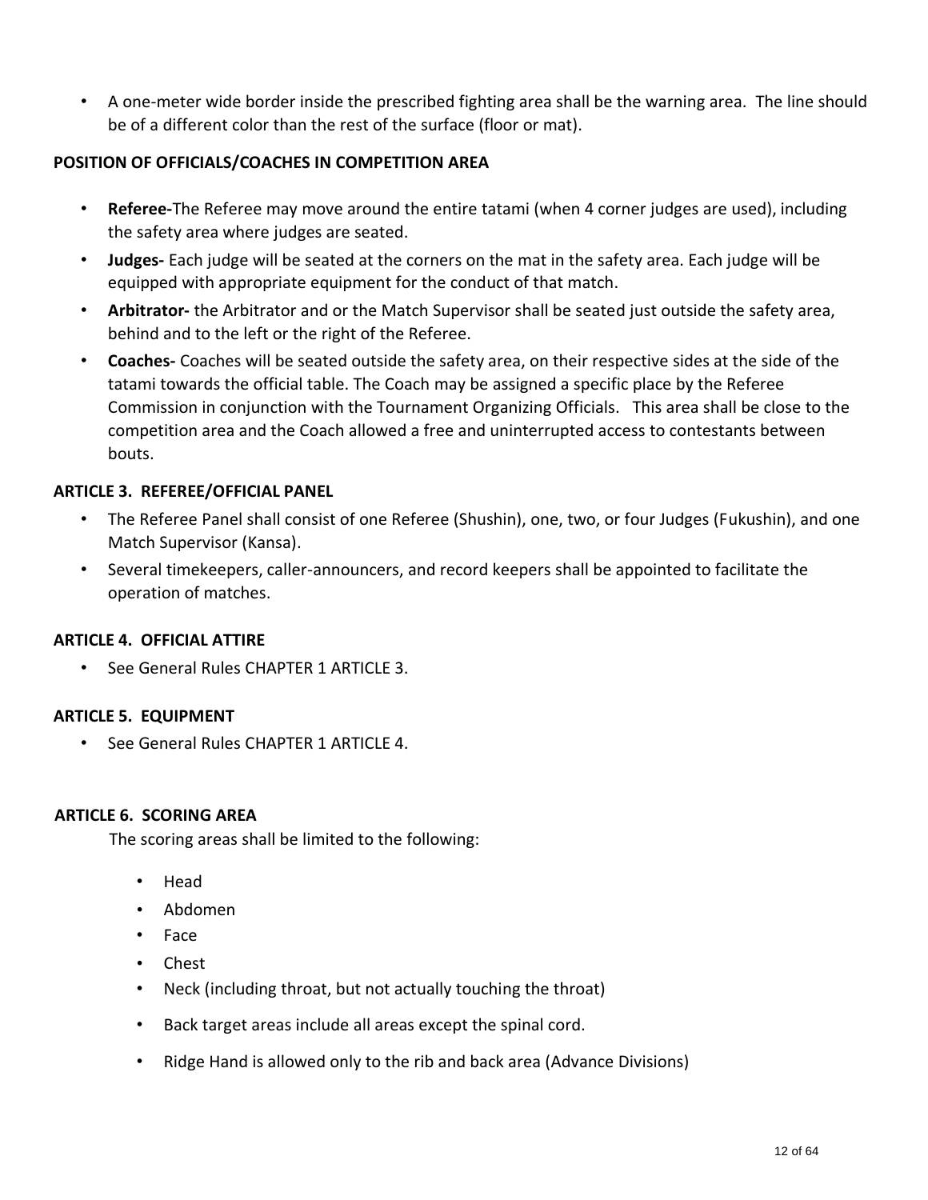- A one-meter wide border inside the prescribed fighting area shall be the warning area. The line should be of a different color than the rest of the surface (floor or mat).

**POSITION OF OFFICIALS/COACHES IN COMPETITION AREA**

- **Referee-**The Referee may move around the entire tatami (when 4 corner judges are used), including the safety area where judges are seated.
- **Judges-** Each judge will be seated at the corners on the mat in the safety area. Each judge will be equipped with appropriate equipment for the conduct of that match.
- **Arbitrator-** the Arbitrator and or the Match Supervisor shall be seated just outside the safety area, behind and to the left or the right of the Referee.
- **Coaches-** Coaches will be seated outside the safety area, on their respective sides at the side of the tatami towards the official table. The Coach may be assigned a specific place by the Referee Commission in conjunction with the Tournament Organizing Officials. This area shall be close to the competition area and the Coach allowed a free and uninterrupted access to contestants between bouts.

**ARTICLE 3. REFEREE/OFFICIAL PANEL**

- The Referee Panel shall consist of one Referee (Shushin), one, two, or four Judges (Fukushin), and one Match Supervisor (Kansa).
- Several timekeepers, caller-announcers, and record keepers shall be appointed to facilitate the operation of matches.

**ARTICLE 4. OFFICIAL ATTIRE**

- See General Rules CHAPTER 1 ARTICLE 3.

**ARTICLE 5. EQUIPMENT**

- See General Rules CHAPTER 1 ARTICLE 4.

**ARTICLE 6. SCORING AREA**

The scoring areas shall be limited to the following:

- Head
- Abdomen
- Face
- Chest
- Neck (including throat, but not actually touching the throat)
- Back target areas include all areas except the spinal cord.
- Ridge Hand is allowed only to the rib and back area (Advance Divisions)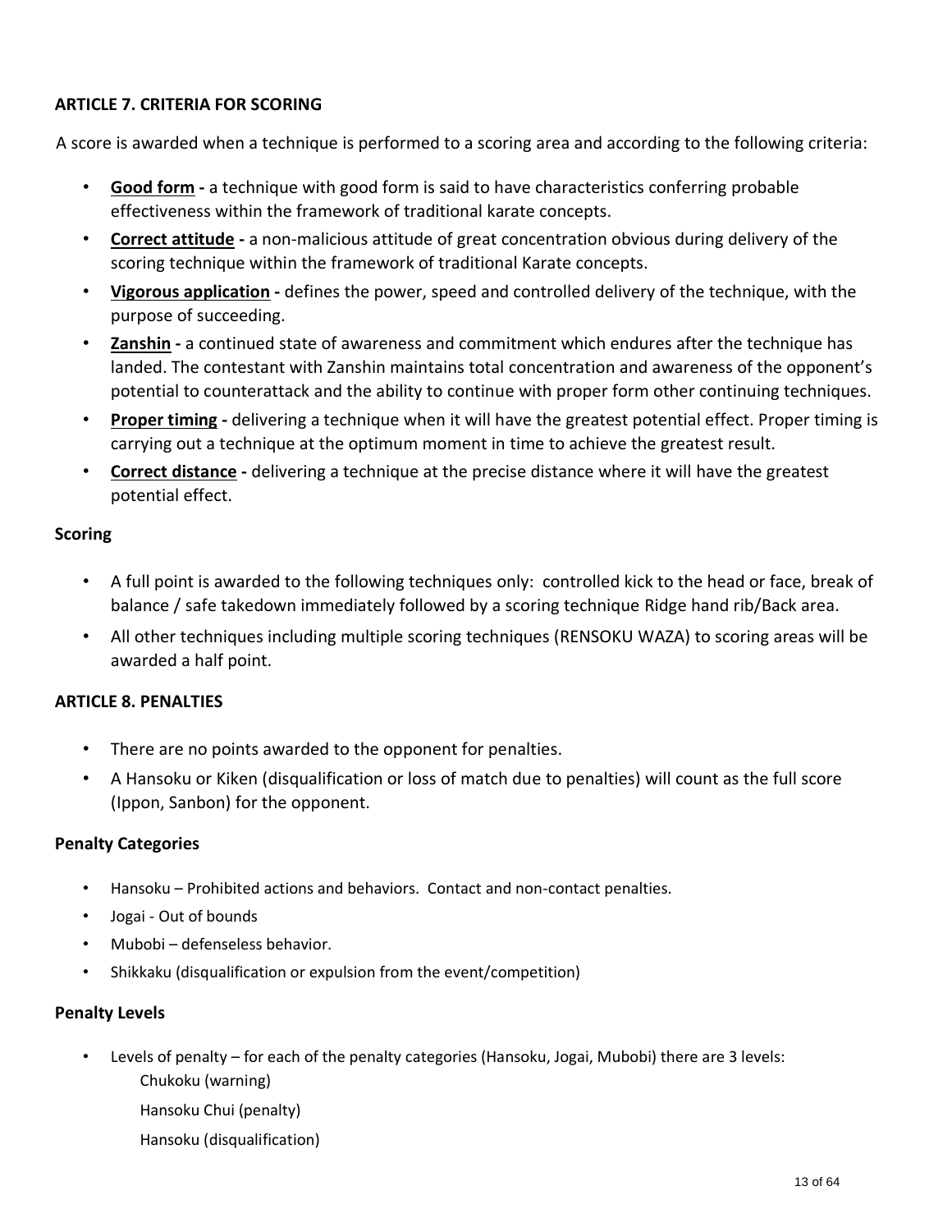### ARTICLE 7. CRITERIA FOR SCORING

A score is awarded when a technique is performed to a scoring area and according to the following criteria:

- **Good form -** a technique with good form is said to have characteristics conferring probable effectiveness within the framework of traditional karate concepts.
- **Correct attitude -** a non-malicious attitude of great concentration obvious during delivery of the scoring technique within the framework of traditional Karate concepts.
- **Vigorous application -** defines the power, speed and controlled delivery of the technique, with the purpose of succeeding.
- **Zanshin -** a continued state of awareness and commitment which endures after the technique has landed. The contestant with Zanshin maintains total concentration and awareness of the opponent's potential to counterattack and the ability to continue with proper form other continuing techniques.
- **Proper timing -** delivering a technique when it will have the greatest potential effect. Proper timing is carrying out a technique at the optimum moment in time to achieve the greatest result.
- **Correct distance -** delivering a technique at the precise distance where it will have the greatest potential effect.

#### Scoring

- A full point is awarded to the following techniques only: controlled kick to the head or face, break of balance / safe takedown immediately followed by a scoring technique Ridge hand rib/Back area.
- All other techniques including multiple scoring techniques (RENSOKU WAZA) to scoring areas will be awarded a half point.

### ARTICLE 8. PENALTIES

- There are no points awarded to the opponent for penalties.
- A Hansoku or Kiken (disqualification or loss of match due to penalties) will count as the full score (Ippon, Sanbon) for the opponent.

#### Penalty Categories

- Hansoku – Prohibited actions and behaviors. Contact and non-contact penalties.
- Jogai - Out of bounds
- Mubobi – defenseless behavior.
- Shikkaku (disqualification or expulsion from the event/competition)

#### Penalty Levels

- Levels of penalty – for each of the penalty categories (Hansoku, Jogai, Mubobi) there are 3 levels:
  - Chukoku (warning)
  - Hansoku Chui (penalty)
  - Hansoku (disqualification)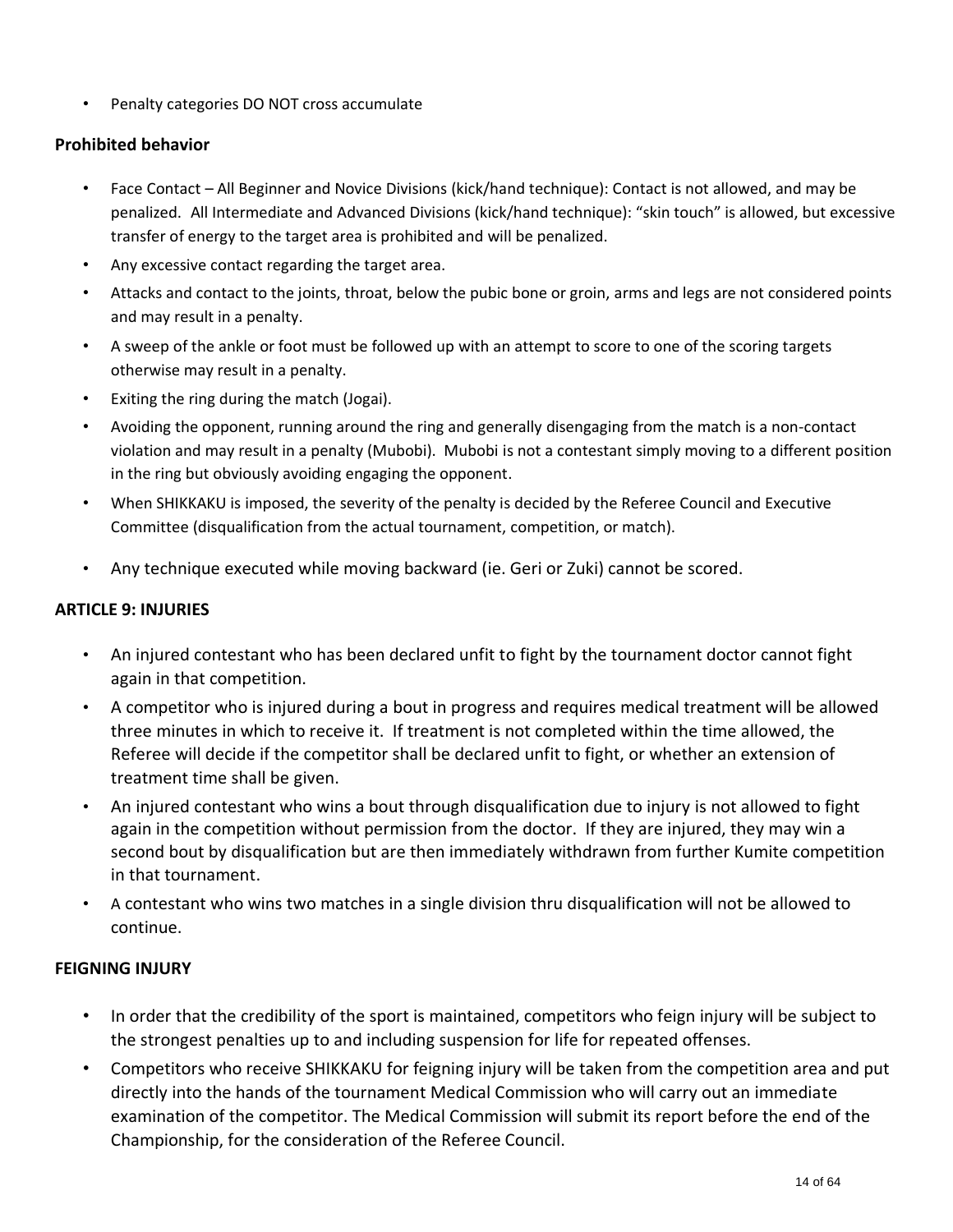- Penalty categories DO NOT cross accumulate

**Prohibited behavior**

- Face Contact – All Beginner and Novice Divisions (kick/hand technique): Contact is not allowed, and may be penalized. All Intermediate and Advanced Divisions (kick/hand technique): “skin touch” is allowed, but excessive transfer of energy to the target area is prohibited and will be penalized.
- Any excessive contact regarding the target area.
- Attacks and contact to the joints, throat, below the pubic bone or groin, arms and legs are not considered points and may result in a penalty.
- A sweep of the ankle or foot must be followed up with an attempt to score to one of the scoring targets otherwise may result in a penalty.
- Exiting the ring during the match (Jogai).
- Avoiding the opponent, running around the ring and generally disengaging from the match is a non-contact violation and may result in a penalty (Mubobi). Mubobi is not a contestant simply moving to a different position in the ring but obviously avoiding engaging the opponent.
- When SHIKKAKU is imposed, the severity of the penalty is decided by the Referee Council and Executive Committee (disqualification from the actual tournament, competition, or match).
- Any technique executed while moving backward (ie. Geri or Zuki) cannot be scored.

**ARTICLE 9: INJURIES**

- An injured contestant who has been declared unfit to fight by the tournament doctor cannot fight again in that competition.
- A competitor who is injured during a bout in progress and requires medical treatment will be allowed three minutes in which to receive it. If treatment is not completed within the time allowed, the Referee will decide if the competitor shall be declared unfit to fight, or whether an extension of treatment time shall be given.
- An injured contestant who wins a bout through disqualification due to injury is not allowed to fight again in the competition without permission from the doctor. If they are injured, they may win a second bout by disqualification but are then immediately withdrawn from further Kumite competition in that tournament.
- A contestant who wins two matches in a single division thru disqualification will not be allowed to continue.

**FEIGNING INJURY**

- In order that the credibility of the sport is maintained, competitors who feign injury will be subject to the strongest penalties up to and including suspension for life for repeated offenses.
- Competitors who receive SHIKKAKU for feigning injury will be taken from the competition area and put directly into the hands of the tournament Medical Commission who will carry out an immediate examination of the competitor. The Medical Commission will submit its report before the end of the Championship, for the consideration of the Referee Council.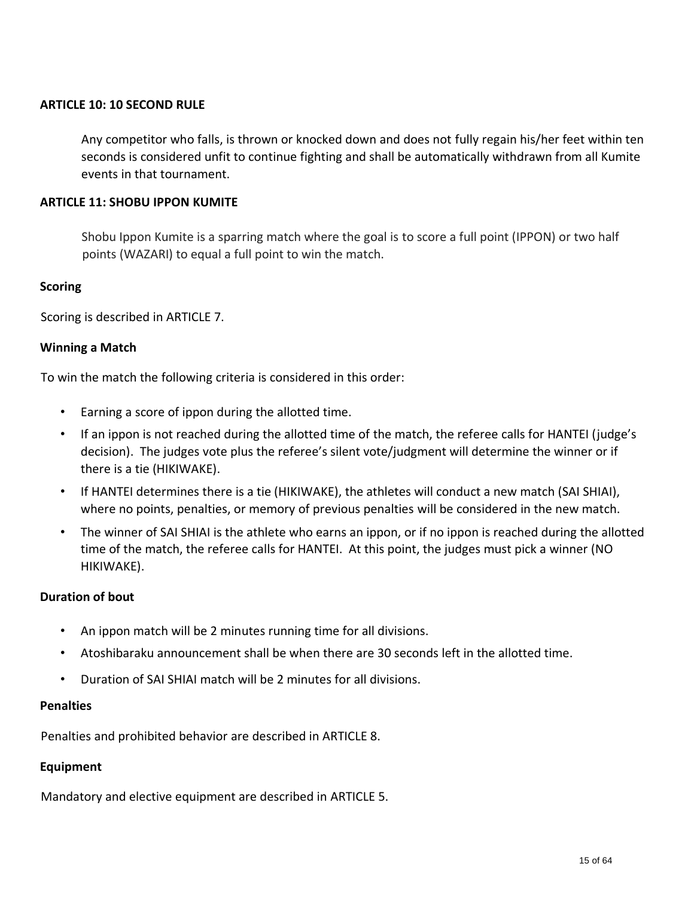## ARTICLE 10: 10 SECOND RULE

Any competitor who falls, is thrown or knocked down and does not fully regain his/her feet within ten seconds is considered unfit to continue fighting and shall be automatically withdrawn from all Kumite events in that tournament.

## ARTICLE 11: SHOBU IPPON KUMITE

Shobu Ippon Kumite is a sparring match where the goal is to score a full point (IPPON) or two half points (WAZARI) to equal a full point to win the match.

### Scoring

Scoring is described in ARTICLE 7.

### Winning a Match

To win the match the following criteria is considered in this order:

- Earning a score of ippon during the allotted time.
- If an ippon is not reached during the allotted time of the match, the referee calls for HANTEI (judge's decision). The judges vote plus the referee's silent vote/judgment will determine the winner or if there is a tie (HIKIWAKE).
- If HANTEI determines there is a tie (HIKIWAKE), the athletes will conduct a new match (SAI SHIAI), where no points, penalties, or memory of previous penalties will be considered in the new match.
- The winner of SAI SHIAI is the athlete who earns an ippon, or if no ippon is reached during the allotted time of the match, the referee calls for HANTEI. At this point, the judges must pick a winner (NO HIKIWAKE).

### Duration of bout

- An ippon match will be 2 minutes running time for all divisions.
- Atoshibaraku announcement shall be when there are 30 seconds left in the allotted time.
- Duration of SAI SHIAI match will be 2 minutes for all divisions.

### Penalties

Penalties and prohibited behavior are described in ARTICLE 8.

### Equipment

Mandatory and elective equipment are described in ARTICLE 5.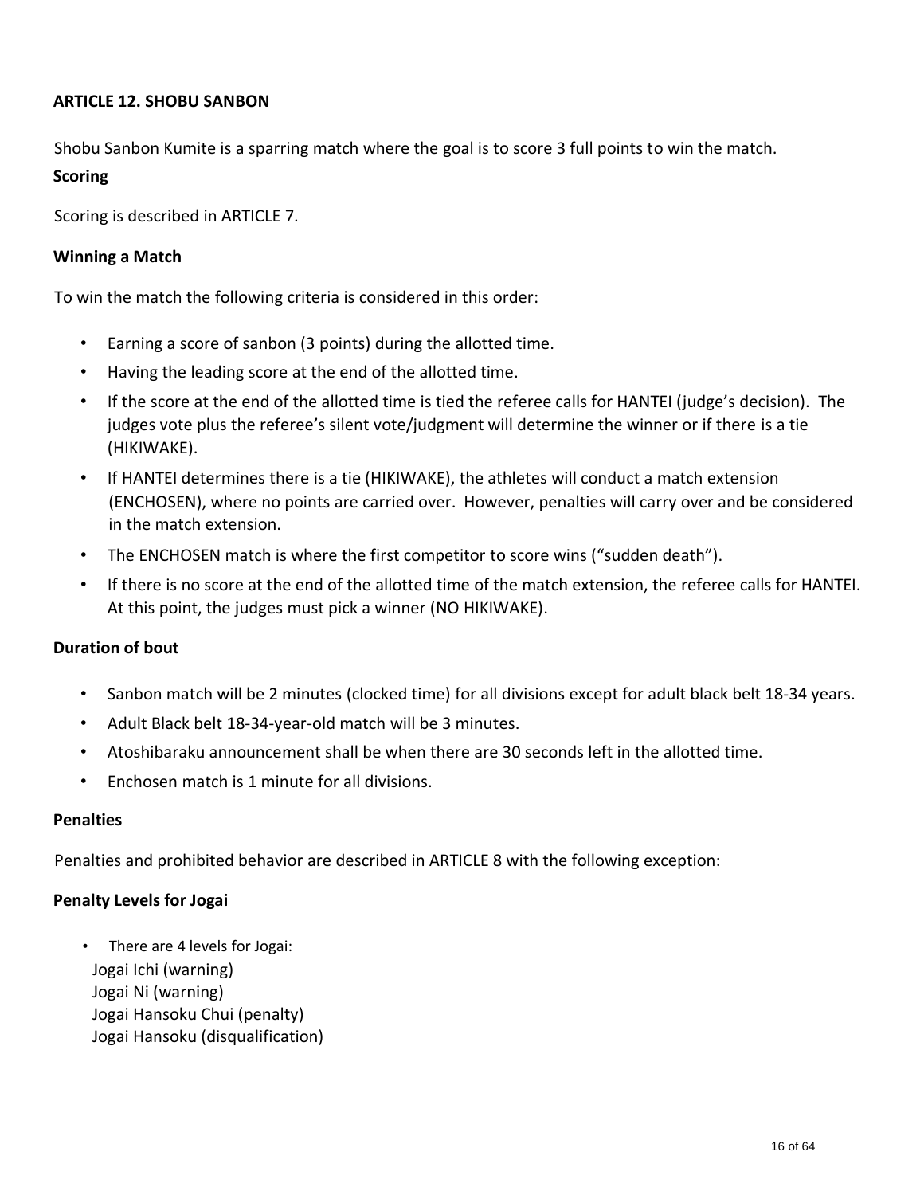## ARTICLE 12. SHOBU SANBON

Shobu Sanbon Kumite is a sparring match where the goal is to score 3 full points to win the match.

### Scoring

Scoring is described in ARTICLE 7.

### Winning a Match

To win the match the following criteria is considered in this order:

- Earning a score of sanbon (3 points) during the allotted time.
- Having the leading score at the end of the allotted time.
- If the score at the end of the allotted time is tied the referee calls for HANTEI (judge's decision). The judges vote plus the referee's silent vote/judgment will determine the winner or if there is a tie (HIKIWAKE).
- If HANTEI determines there is a tie (HIKIWAKE), the athletes will conduct a match extension (ENCHOSEN), where no points are carried over. However, penalties will carry over and be considered in the match extension.
- The ENCHOSEN match is where the first competitor to score wins ("sudden death").
- If there is no score at the end of the allotted time of the match extension, the referee calls for HANTEI. At this point, the judges must pick a winner (NO HIKIWAKE).

### Duration of bout

- Sanbon match will be 2 minutes (clocked time) for all divisions except for adult black belt 18-34 years.
- Adult Black belt 18-34-year-old match will be 3 minutes.
- Atoshibaraku announcement shall be when there are 30 seconds left in the allotted time.
- Enchosen match is 1 minute for all divisions.

### Penalties

Penalties and prohibited behavior are described in ARTICLE 8 with the following exception:

### Penalty Levels for Jogai

- There are 4 levels for Jogai:
  Jogai Ichi (warning)
  Jogai Ni (warning)
  Jogai Hansoku Chui (penalty)
  Jogai Hansoku (disqualification)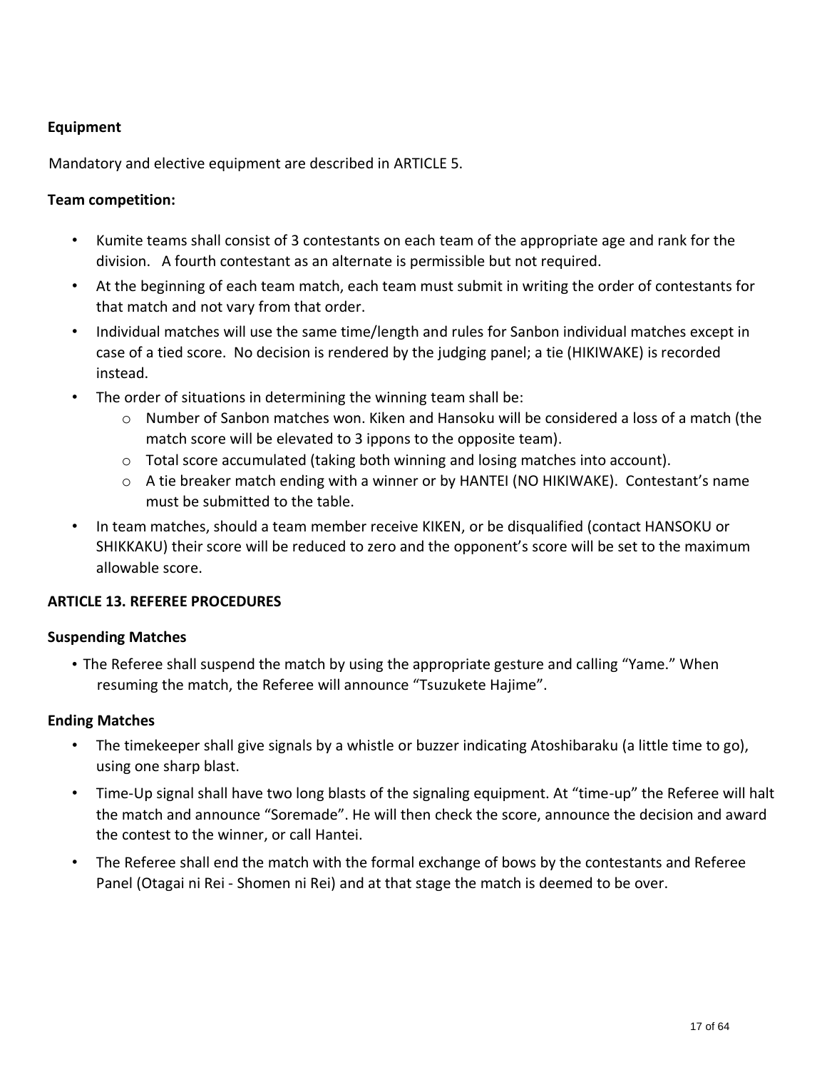**Equipment**

Mandatory and elective equipment are described in ARTICLE 5.

**Team competition:**

- Kumite teams shall consist of 3 contestants on each team of the appropriate age and rank for the division. A fourth contestant as an alternate is permissible but not required.
- At the beginning of each team match, each team must submit in writing the order of contestants for that match and not vary from that order.
- Individual matches will use the same time/length and rules for Sanbon individual matches except in case of a tied score. No decision is rendered by the judging panel; a tie (HIKIWAKE) is recorded instead.
- The order of situations in determining the winning team shall be:
  - Number of Sanbon matches won. Kiken and Hansoku will be considered a loss of a match (the match score will be elevated to 3 ippons to the opposite team).
  - Total score accumulated (taking both winning and losing matches into account).
  - A tie breaker match ending with a winner or by HANTEI (NO HIKIWAKE). Contestant's name must be submitted to the table.
- In team matches, should a team member receive KIKEN, or be disqualified (contact HANSOKU or SHIKKAKU) their score will be reduced to zero and the opponent's score will be set to the maximum allowable score.

## ARTICLE 13. REFEREE PROCEDURES

**Suspending Matches**

- The Referee shall suspend the match by using the appropriate gesture and calling "Yame." When resuming the match, the Referee will announce "Tsuzukete Hajime".

**Ending Matches**

- The timekeeper shall give signals by a whistle or buzzer indicating Atoshibaraku (a little time to go), using one sharp blast.
- Time-Up signal shall have two long blasts of the signaling equipment. At "time-up" the Referee will halt the match and announce "Soremade". He will then check the score, announce the decision and award the contest to the winner, or call Hantei.
- The Referee shall end the match with the formal exchange of bows by the contestants and Referee Panel (Otagai ni Rei - Shomen ni Rei) and at that stage the match is deemed to be over.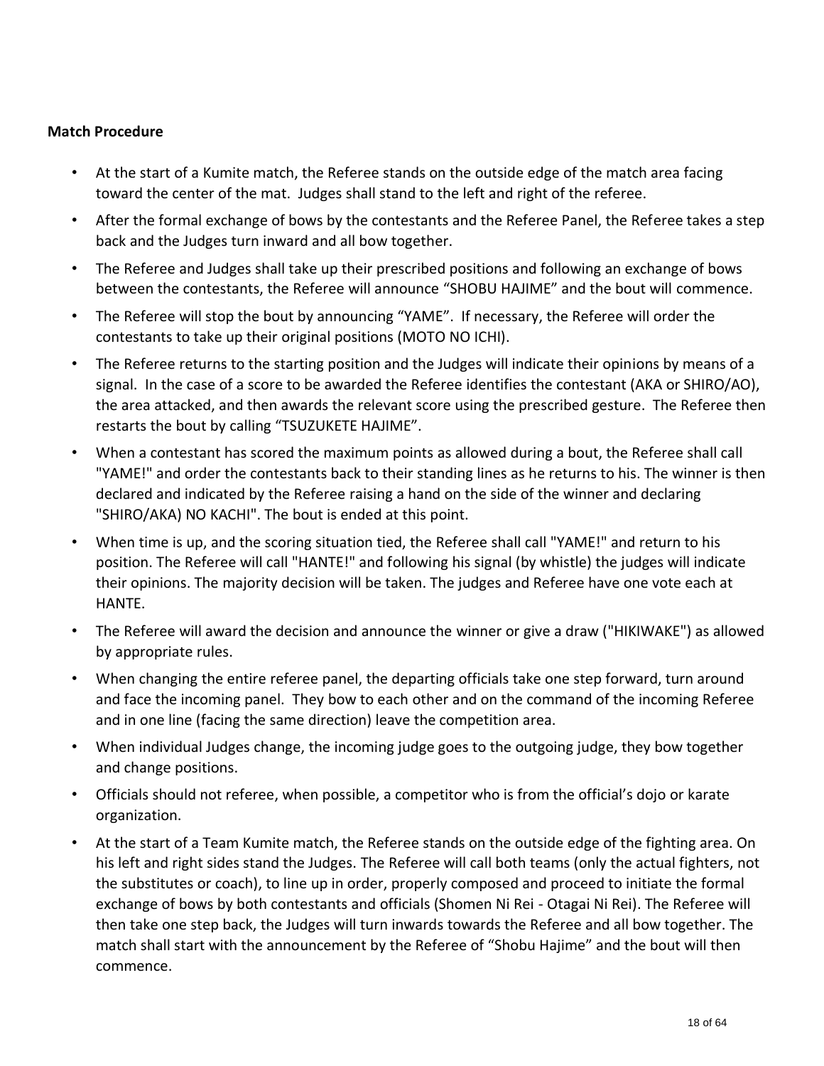**Match Procedure**

- At the start of a Kumite match, the Referee stands on the outside edge of the match area facing toward the center of the mat. Judges shall stand to the left and right of the referee.
- After the formal exchange of bows by the contestants and the Referee Panel, the Referee takes a step back and the Judges turn inward and all bow together.
- The Referee and Judges shall take up their prescribed positions and following an exchange of bows between the contestants, the Referee will announce "SHOBU HAJIME" and the bout will commence.
- The Referee will stop the bout by announcing "YAME". If necessary, the Referee will order the contestants to take up their original positions (MOTO NO ICHI).
- The Referee returns to the starting position and the Judges will indicate their opinions by means of a signal. In the case of a score to be awarded the Referee identifies the contestant (AKA or SHIRO/AO), the area attacked, and then awards the relevant score using the prescribed gesture. The Referee then restarts the bout by calling "TSUZUKETE HAJIME".
- When a contestant has scored the maximum points as allowed during a bout, the Referee shall call "YAME!" and order the contestants back to their standing lines as he returns to his. The winner is then declared and indicated by the Referee raising a hand on the side of the winner and declaring "SHIRO/AKA) NO KACHI". The bout is ended at this point.
- When time is up, and the scoring situation tied, the Referee shall call "YAME!" and return to his position. The Referee will call "HANTE!" and following his signal (by whistle) the judges will indicate their opinions. The majority decision will be taken. The judges and Referee have one vote each at HANTE.
- The Referee will award the decision and announce the winner or give a draw ("HIKIWAKE") as allowed by appropriate rules.
- When changing the entire referee panel, the departing officials take one step forward, turn around and face the incoming panel. They bow to each other and on the command of the incoming Referee and in one line (facing the same direction) leave the competition area.
- When individual Judges change, the incoming judge goes to the outgoing judge, they bow together and change positions.
- Officials should not referee, when possible, a competitor who is from the official's dojo or karate organization.
- At the start of a Team Kumite match, the Referee stands on the outside edge of the fighting area. On his left and right sides stand the Judges. The Referee will call both teams (only the actual fighters, not the substitutes or coach), to line up in order, properly composed and proceed to initiate the formal exchange of bows by both contestants and officials (Shomen Ni Rei - Otagai Ni Rei). The Referee will then take one step back, the Judges will turn inwards towards the Referee and all bow together. The match shall start with the announcement by the Referee of "Shobu Hajime" and the bout will then commence.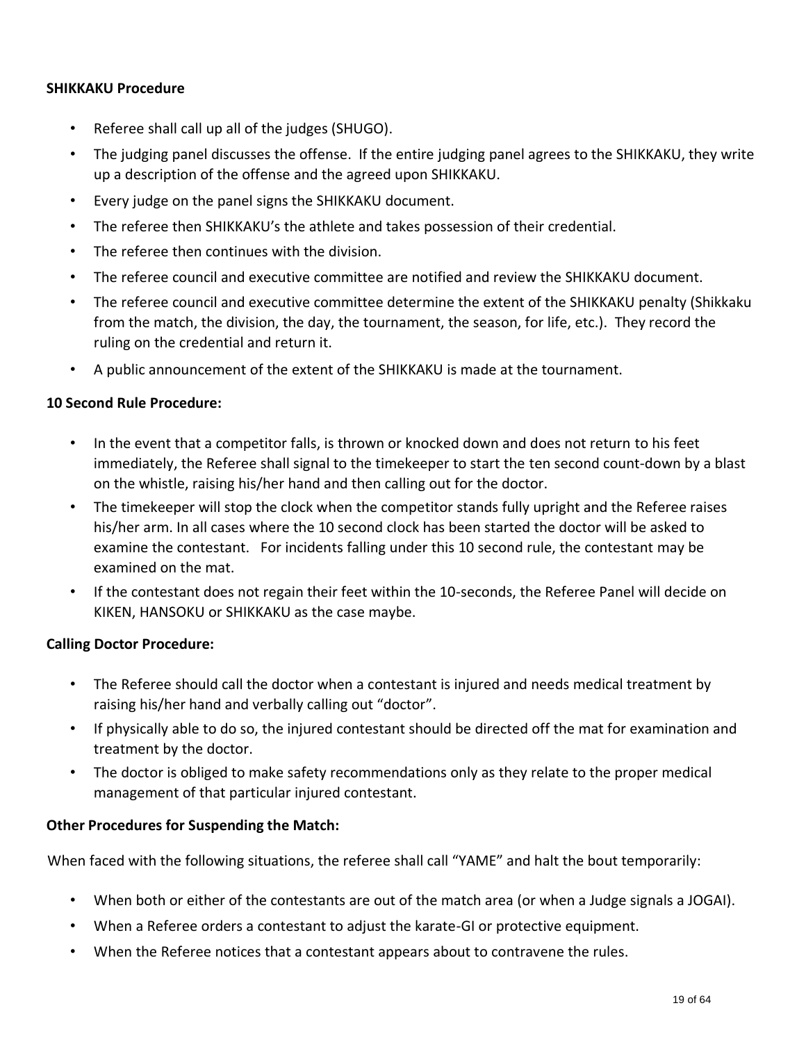**SHIKKAKU Procedure**

- Referee shall call up all of the judges (SHUGO).
- The judging panel discusses the offense. If the entire judging panel agrees to the SHIKKAKU, they write up a description of the offense and the agreed upon SHIKKAKU.
- Every judge on the panel signs the SHIKKAKU document.
- The referee then SHIKKAKU's the athlete and takes possession of their credential.
- The referee then continues with the division.
- The referee council and executive committee are notified and review the SHIKKAKU document.
- The referee council and executive committee determine the extent of the SHIKKAKU penalty (Shikkaku from the match, the division, the day, the tournament, the season, for life, etc.). They record the ruling on the credential and return it.
- A public announcement of the extent of the SHIKKAKU is made at the tournament.

**10 Second Rule Procedure:**

- In the event that a competitor falls, is thrown or knocked down and does not return to his feet immediately, the Referee shall signal to the timekeeper to start the ten second count-down by a blast on the whistle, raising his/her hand and then calling out for the doctor.
- The timekeeper will stop the clock when the competitor stands fully upright and the Referee raises his/her arm. In all cases where the 10 second clock has been started the doctor will be asked to examine the contestant. For incidents falling under this 10 second rule, the contestant may be examined on the mat.
- If the contestant does not regain their feet within the 10-seconds, the Referee Panel will decide on KIKEN, HANSOKU or SHIKKAKU as the case maybe.

**Calling Doctor Procedure:**

- The Referee should call the doctor when a contestant is injured and needs medical treatment by raising his/her hand and verbally calling out "doctor".
- If physically able to do so, the injured contestant should be directed off the mat for examination and treatment by the doctor.
- The doctor is obliged to make safety recommendations only as they relate to the proper medical management of that particular injured contestant.

**Other Procedures for Suspending the Match:**

When faced with the following situations, the referee shall call "YAME" and halt the bout temporarily:

- When both or either of the contestants are out of the match area (or when a Judge signals a JOGAI).
- When a Referee orders a contestant to adjust the karate-GI or protective equipment.
- When the Referee notices that a contestant appears about to contravene the rules.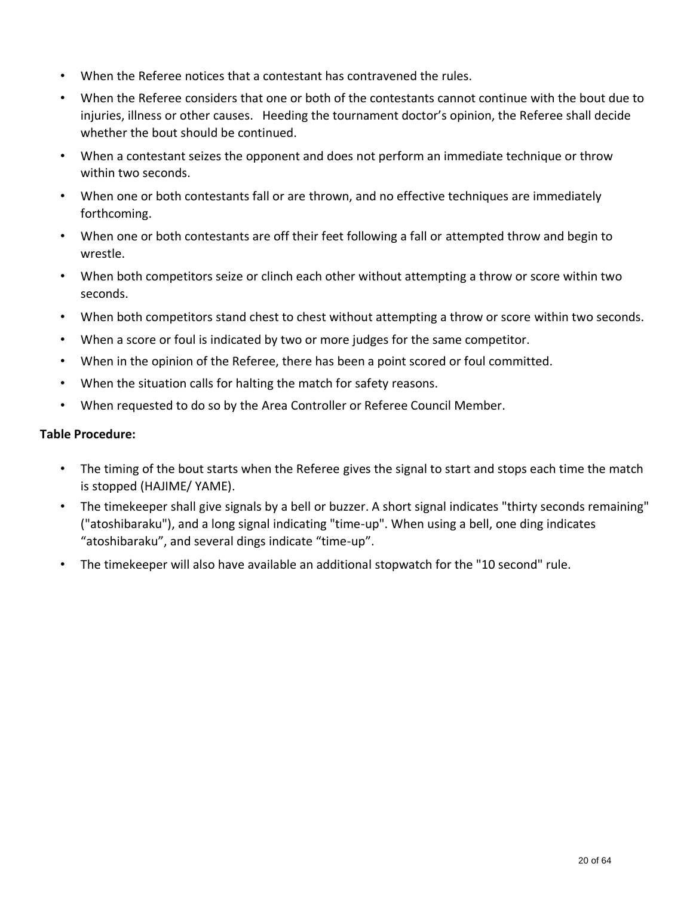- When the Referee notices that a contestant has contravened the rules.
- When the Referee considers that one or both of the contestants cannot continue with the bout due to injuries, illness or other causes. Heeding the tournament doctor's opinion, the Referee shall decide whether the bout should be continued.
- When a contestant seizes the opponent and does not perform an immediate technique or throw within two seconds.
- When one or both contestants fall or are thrown, and no effective techniques are immediately forthcoming.
- When one or both contestants are off their feet following a fall or attempted throw and begin to wrestle.
- When both competitors seize or clinch each other without attempting a throw or score within two seconds.
- When both competitors stand chest to chest without attempting a throw or score within two seconds.
- When a score or foul is indicated by two or more judges for the same competitor.
- When in the opinion of the Referee, there has been a point scored or foul committed.
- When the situation calls for halting the match for safety reasons.
- When requested to do so by the Area Controller or Referee Council Member.

**Table Procedure:**

- The timing of the bout starts when the Referee gives the signal to start and stops each time the match is stopped (HAJIME/ YAME).
- The timekeeper shall give signals by a bell or buzzer. A short signal indicates "thirty seconds remaining" ("atoshibaraku"), and a long signal indicating "time-up". When using a bell, one ding indicates "atoshibaraku", and several dings indicate "time-up".
- The timekeeper will also have available an additional stopwatch for the "10 second" rule.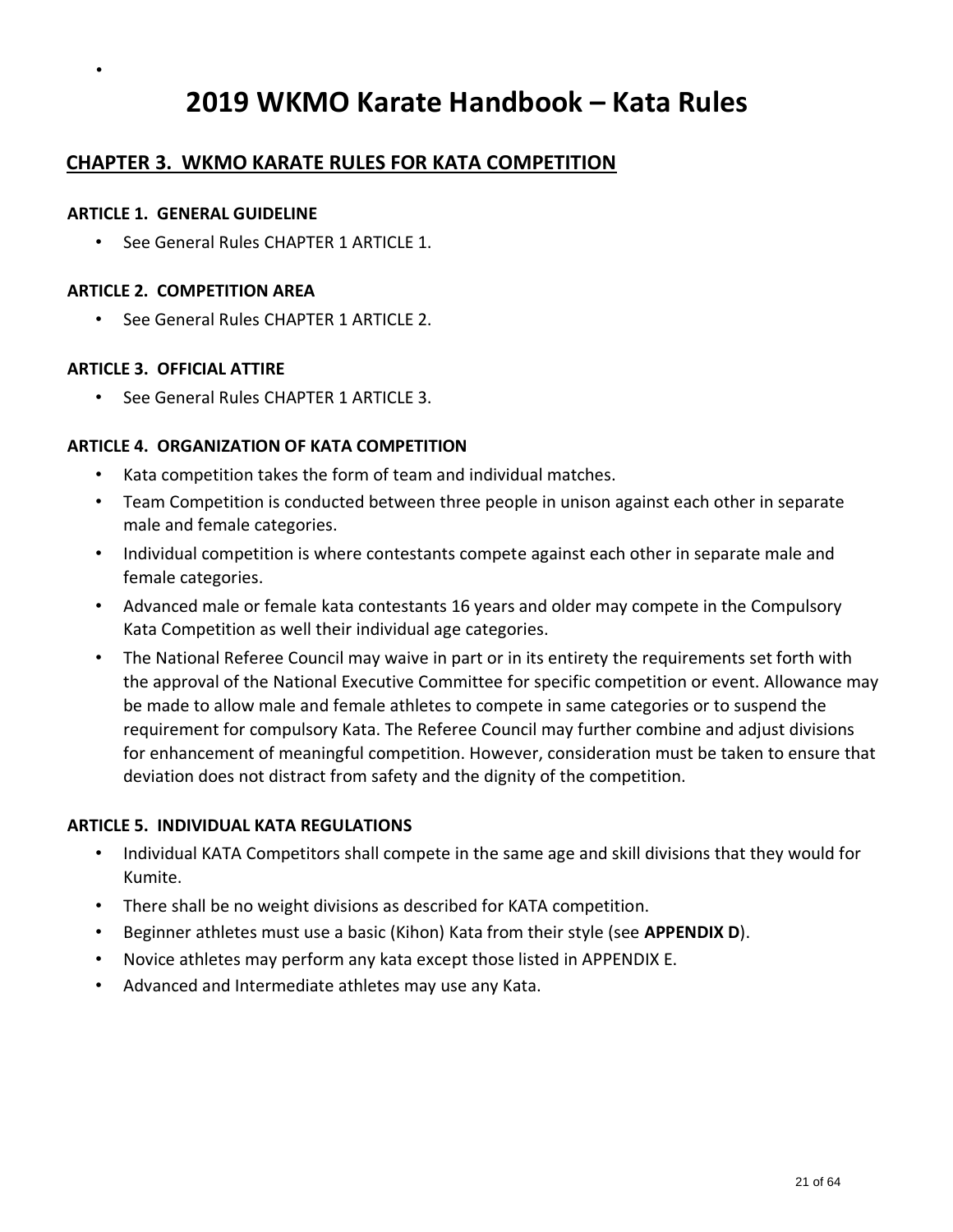# 2019 WKMO Karate Handbook – Kata Rules

## CHAPTER 3. WKMO KARATE RULES FOR KATA COMPETITION

### ARTICLE 1. GENERAL GUIDELINE

- See General Rules CHAPTER 1 ARTICLE 1.

### ARTICLE 2. COMPETITION AREA

- See General Rules CHAPTER 1 ARTICLE 2.

### ARTICLE 3. OFFICIAL ATTIRE

- See General Rules CHAPTER 1 ARTICLE 3.

### ARTICLE 4. ORGANIZATION OF KATA COMPETITION

- Kata competition takes the form of team and individual matches.
- Team Competition is conducted between three people in unison against each other in separate male and female categories.
- Individual competition is where contestants compete against each other in separate male and female categories.
- Advanced male or female kata contestants 16 years and older may compete in the Compulsory Kata Competition as well their individual age categories.
- The National Referee Council may waive in part or in its entirety the requirements set forth with the approval of the National Executive Committee for specific competition or event. Allowance may be made to allow male and female athletes to compete in same categories or to suspend the requirement for compulsory Kata. The Referee Council may further combine and adjust divisions for enhancement of meaningful competition. However, consideration must be taken to ensure that deviation does not distract from safety and the dignity of the competition.

### ARTICLE 5. INDIVIDUAL KATA REGULATIONS

- Individual KATA Competitors shall compete in the same age and skill divisions that they would for Kumite.
- There shall be no weight divisions as described for KATA competition.
- Beginner athletes must use a basic (Kihon) Kata from their style (see **APPENDIX D**).
- Novice athletes may perform any kata except those listed in APPENDIX E.
- Advanced and Intermediate athletes may use any Kata.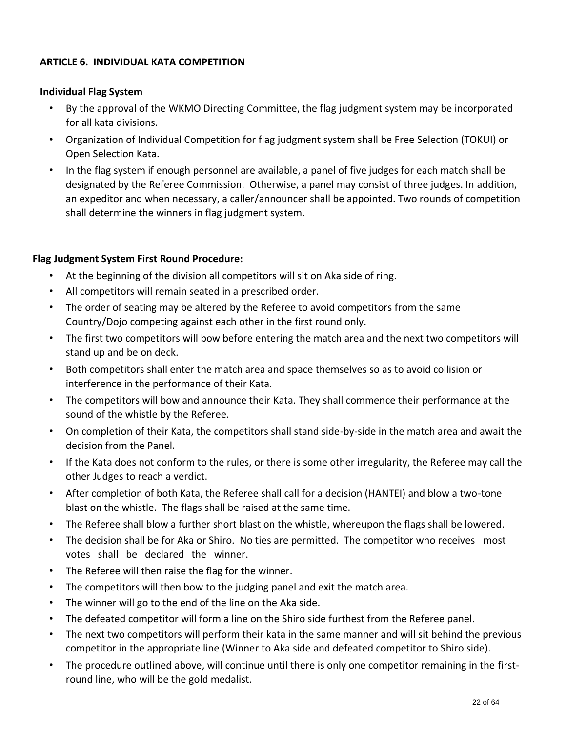## ARTICLE 6. INDIVIDUAL KATA COMPETITION

**Individual Flag System**

- By the approval of the WKMO Directing Committee, the flag judgment system may be incorporated for all kata divisions.
- Organization of Individual Competition for flag judgment system shall be Free Selection (TOKUI) or Open Selection Kata.
- In the flag system if enough personnel are available, a panel of five judges for each match shall be designated by the Referee Commission. Otherwise, a panel may consist of three judges. In addition, an expeditor and when necessary, a caller/announcer shall be appointed. Two rounds of competition shall determine the winners in flag judgment system.

**Flag Judgment System First Round Procedure:**

- At the beginning of the division all competitors will sit on Aka side of ring.
- All competitors will remain seated in a prescribed order.
- The order of seating may be altered by the Referee to avoid competitors from the same Country/Dojo competing against each other in the first round only.
- The first two competitors will bow before entering the match area and the next two competitors will stand up and be on deck.
- Both competitors shall enter the match area and space themselves so as to avoid collision or interference in the performance of their Kata.
- The competitors will bow and announce their Kata. They shall commence their performance at the sound of the whistle by the Referee.
- On completion of their Kata, the competitors shall stand side-by-side in the match area and await the decision from the Panel.
- If the Kata does not conform to the rules, or there is some other irregularity, the Referee may call the other Judges to reach a verdict.
- After completion of both Kata, the Referee shall call for a decision (HANTEI) and blow a two-tone blast on the whistle. The flags shall be raised at the same time.
- The Referee shall blow a further short blast on the whistle, whereupon the flags shall be lowered.
- The decision shall be for Aka or Shiro. No ties are permitted. The competitor who receives most votes shall be declared the winner.
- The Referee will then raise the flag for the winner.
- The competitors will then bow to the judging panel and exit the match area.
- The winner will go to the end of the line on the Aka side.
- The defeated competitor will form a line on the Shiro side furthest from the Referee panel.
- The next two competitors will perform their kata in the same manner and will sit behind the previous competitor in the appropriate line (Winner to Aka side and defeated competitor to Shiro side).
- The procedure outlined above, will continue until there is only one competitor remaining in the first-round line, who will be the gold medalist.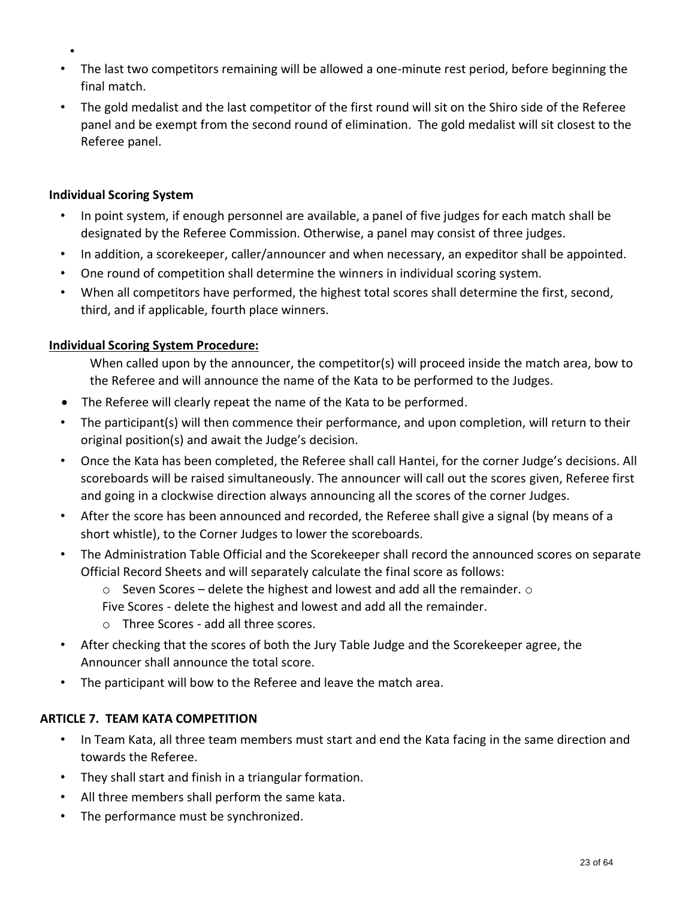- The last two competitors remaining will be allowed a one-minute rest period, before beginning the final match.
- The gold medalist and the last competitor of the first round will sit on the Shiro side of the Referee panel and be exempt from the second round of elimination. The gold medalist will sit closest to the Referee panel.

**Individual Scoring System**

- In point system, if enough personnel are available, a panel of five judges for each match shall be designated by the Referee Commission. Otherwise, a panel may consist of three judges.
- In addition, a scorekeeper, caller/announcer and when necessary, an expeditor shall be appointed.
- One round of competition shall determine the winners in individual scoring system.
- When all competitors have performed, the highest total scores shall determine the first, second, third, and if applicable, fourth place winners.

**Individual Scoring System Procedure:**

When called upon by the announcer, the competitor(s) will proceed inside the match area, bow to the Referee and will announce the name of the Kata to be performed to the Judges.

- The Referee will clearly repeat the name of the Kata to be performed.
- The participant(s) will then commence their performance, and upon completion, will return to their original position(s) and await the Judge's decision.
- Once the Kata has been completed, the Referee shall call Hantei, for the corner Judge's decisions. All scoreboards will be raised simultaneously. The announcer will call out the scores given, Referee first and going in a clockwise direction always announcing all the scores of the corner Judges.
- After the score has been announced and recorded, the Referee shall give a signal (by means of a short whistle), to the Corner Judges to lower the scoreboards.
- The Administration Table Official and the Scorekeeper shall record the announced scores on separate Official Record Sheets and will separately calculate the final score as follows:
  - Seven Scores – delete the highest and lowest and add all the remainder.
  - Five Scores - delete the highest and lowest and add all the remainder.
  - Three Scores - add all three scores.
- After checking that the scores of both the Jury Table Judge and the Scorekeeper agree, the Announcer shall announce the total score.
- The participant will bow to the Referee and leave the match area.

**ARTICLE 7. TEAM KATA COMPETITION**

- In Team Kata, all three team members must start and end the Kata facing in the same direction and towards the Referee.
- They shall start and finish in a triangular formation.
- All three members shall perform the same kata.
- The performance must be synchronized.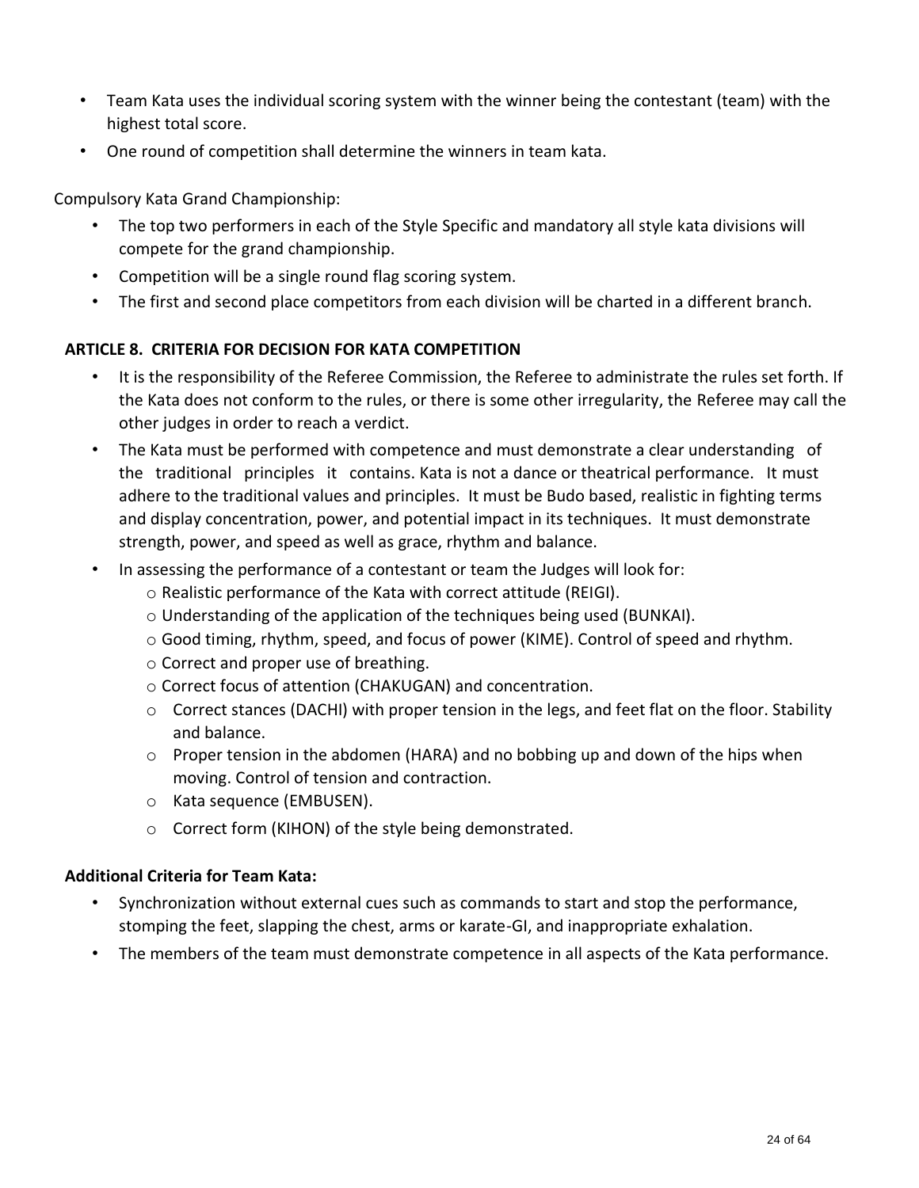- Team Kata uses the individual scoring system with the winner being the contestant (team) with the highest total score.
- One round of competition shall determine the winners in team kata.

Compulsory Kata Grand Championship:

- The top two performers in each of the Style Specific and mandatory all style kata divisions will compete for the grand championship.
- Competition will be a single round flag scoring system.
- The first and second place competitors from each division will be charted in a different branch.

## ARTICLE 8. CRITERIA FOR DECISION FOR KATA COMPETITION

- It is the responsibility of the Referee Commission, the Referee to administrate the rules set forth. If the Kata does not conform to the rules, or there is some other irregularity, the Referee may call the other judges in order to reach a verdict.
- The Kata must be performed with competence and must demonstrate a clear understanding of the traditional principles it contains. Kata is not a dance or theatrical performance. It must adhere to the traditional values and principles. It must be Budo based, realistic in fighting terms and display concentration, power, and potential impact in its techniques. It must demonstrate strength, power, and speed as well as grace, rhythm and balance.
- In assessing the performance of a contestant or team the Judges will look for:
  - Realistic performance of the Kata with correct attitude (REIGI).
  - Understanding of the application of the techniques being used (BUNKAI).
  - Good timing, rhythm, speed, and focus of power (KIME). Control of speed and rhythm.
  - Correct and proper use of breathing.
  - Correct focus of attention (CHAKUGAN) and concentration.
  - Correct stances (DACHI) with proper tension in the legs, and feet flat on the floor. Stability and balance.
  - Proper tension in the abdomen (HARA) and no bobbing up and down of the hips when moving. Control of tension and contraction.
  - Kata sequence (EMBUSEN).
  - Correct form (KIHON) of the style being demonstrated.

### Additional Criteria for Team Kata:

- Synchronization without external cues such as commands to start and stop the performance, stomping the feet, slapping the chest, arms or karate-GI, and inappropriate exhalation.
- The members of the team must demonstrate competence in all aspects of the Kata performance.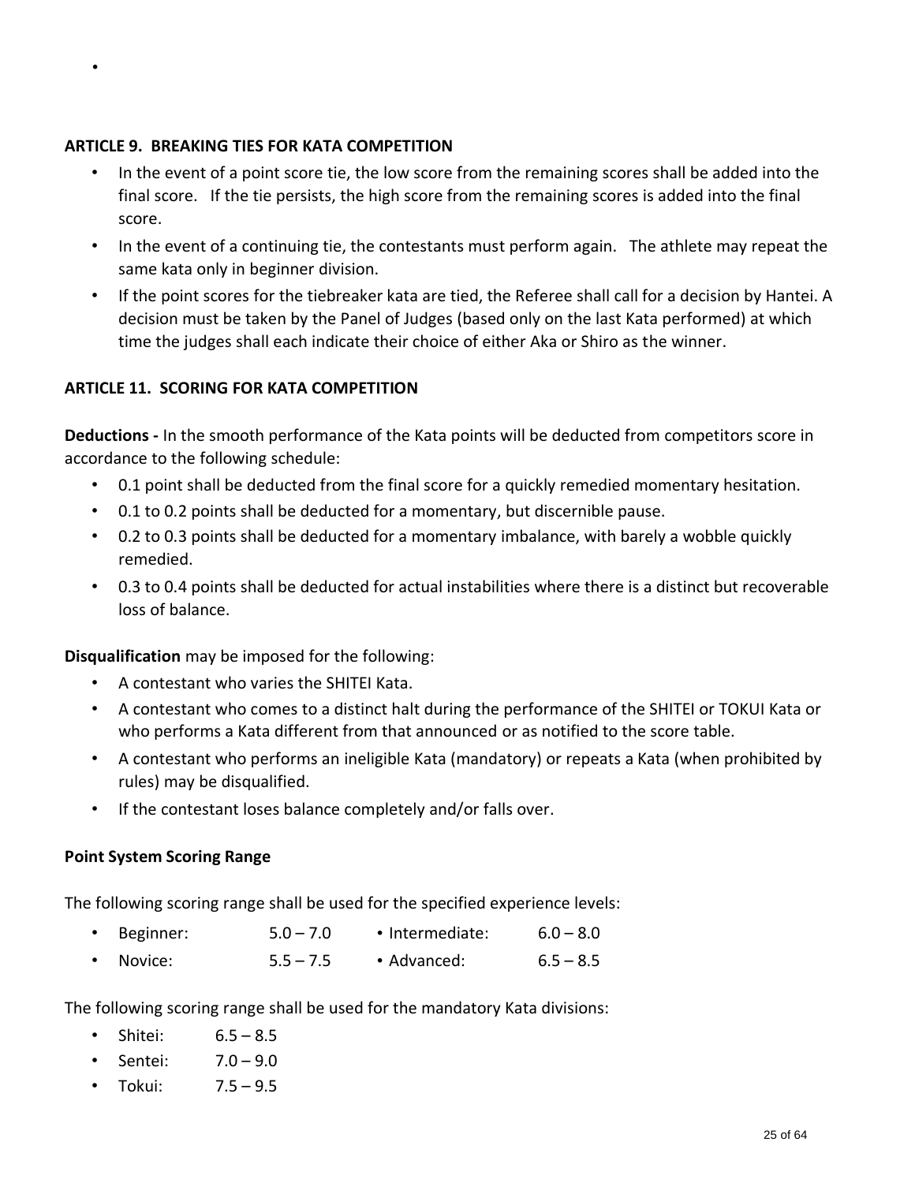- 

**ARTICLE 9. BREAKING TIES FOR KATA COMPETITION**

- In the event of a point score tie, the low score from the remaining scores shall be added into the final score. If the tie persists, the high score from the remaining scores is added into the final score.
- In the event of a continuing tie, the contestants must perform again. The athlete may repeat the same kata only in beginner division.
- If the point scores for the tiebreaker kata are tied, the Referee shall call for a decision by Hantei. A decision must be taken by the Panel of Judges (based only on the last Kata performed) at which time the judges shall each indicate their choice of either Aka or Shiro as the winner.

**ARTICLE 11. SCORING FOR KATA COMPETITION**

**Deductions -** In the smooth performance of the Kata points will be deducted from competitors score in accordance to the following schedule:

- 0.1 point shall be deducted from the final score for a quickly remedied momentary hesitation.
- 0.1 to 0.2 points shall be deducted for a momentary, but discernible pause.
- 0.2 to 0.3 points shall be deducted for a momentary imbalance, with barely a wobble quickly remedied.
- 0.3 to 0.4 points shall be deducted for actual instabilities where there is a distinct but recoverable loss of balance.

**Disqualification** may be imposed for the following:

- A contestant who varies the SHITEI Kata.
- A contestant who comes to a distinct halt during the performance of the SHITEI or TOKUI Kata or who performs a Kata different from that announced or as notified to the score table.
- A contestant who performs an ineligible Kata (mandatory) or repeats a Kata (when prohibited by rules) may be disqualified.
- If the contestant loses balance completely and/or falls over.

**Point System Scoring Range**

The following scoring range shall be used for the specified experience levels:

- Beginner: 5.0 – 7.0
- Intermediate: 6.0 – 8.0
- Novice: 5.5 – 7.5
- Advanced: 6.5 – 8.5

The following scoring range shall be used for the mandatory Kata divisions:

- Shitei: 6.5 – 8.5
- Sentei: 7.0 – 9.0
- Tokui: 7.5 – 9.5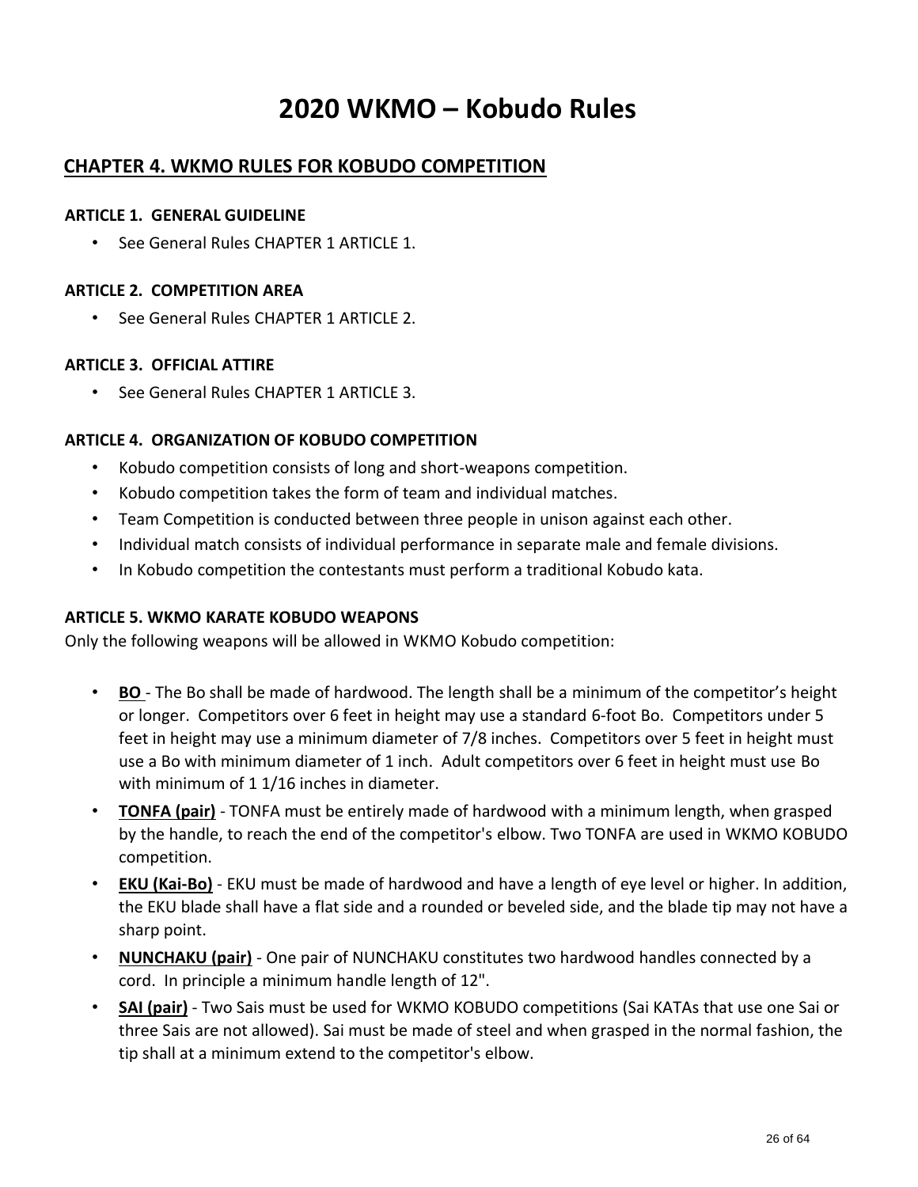# 2020 WKMO – Kobudo Rules

## CHAPTER 4. WKMO RULES FOR KOBUDO COMPETITION

### ARTICLE 1. GENERAL GUIDELINE

- See General Rules CHAPTER 1 ARTICLE 1.

### ARTICLE 2. COMPETITION AREA

- See General Rules CHAPTER 1 ARTICLE 2.

### ARTICLE 3. OFFICIAL ATTIRE

- See General Rules CHAPTER 1 ARTICLE 3.

### ARTICLE 4. ORGANIZATION OF KOBUDO COMPETITION

- Kobudo competition consists of long and short-weapons competition.
- Kobudo competition takes the form of team and individual matches.
- Team Competition is conducted between three people in unison against each other.
- Individual match consists of individual performance in separate male and female divisions.
- In Kobudo competition the contestants must perform a traditional Kobudo kata.

### ARTICLE 5. WKMO KARATE KOBUDO WEAPONS

Only the following weapons will be allowed in WKMO Kobudo competition:

- **BO** - The Bo shall be made of hardwood. The length shall be a minimum of the competitor's height or longer. Competitors over 6 feet in height may use a standard 6-foot Bo. Competitors under 5 feet in height may use a minimum diameter of 7/8 inches. Competitors over 5 feet in height must use a Bo with minimum diameter of 1 inch. Adult competitors over 6 feet in height must use Bo with minimum of 1 1/16 inches in diameter.
- **TONFA (pair)** - TONFA must be entirely made of hardwood with a minimum length, when grasped by the handle, to reach the end of the competitor's elbow. Two TONFA are used in WKMO KOBUDO competition.
- **EKU (Kai-Bo)** - EKU must be made of hardwood and have a length of eye level or higher. In addition, the EKU blade shall have a flat side and a rounded or beveled side, and the blade tip may not have a sharp point.
- **NUNCHAKU (pair)** - One pair of NUNCHAKU constitutes two hardwood handles connected by a cord. In principle a minimum handle length of 12".
- **SAI (pair)** - Two Sais must be used for WKMO KOBUDO competitions (Sai KATAs that use one Sai or three Sais are not allowed). Sai must be made of steel and when grasped in the normal fashion, the tip shall at a minimum extend to the competitor's elbow.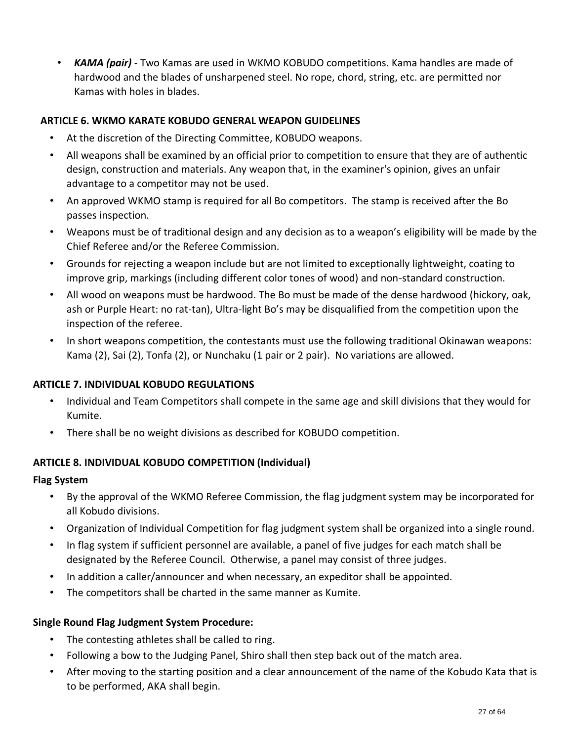- ***KAMA (pair)*** - Two Kamas are used in WKMO KOBUDO competitions. Kama handles are made of hardwood and the blades of unsharpened steel. No rope, chord, string, etc. are permitted nor Kamas with holes in blades.

### ARTICLE 6. WKMO KARATE KOBUDO GENERAL WEAPON GUIDELINES

- At the discretion of the Directing Committee, KOBUDO weapons.
- All weapons shall be examined by an official prior to competition to ensure that they are of authentic design, construction and materials. Any weapon that, in the examiner's opinion, gives an unfair advantage to a competitor may not be used.
- An approved WKMO stamp is required for all Bo competitors. The stamp is received after the Bo passes inspection.
- Weapons must be of traditional design and any decision as to a weapon's eligibility will be made by the Chief Referee and/or the Referee Commission.
- Grounds for rejecting a weapon include but are not limited to exceptionally lightweight, coating to improve grip, markings (including different color tones of wood) and non-standard construction.
- All wood on weapons must be hardwood. The Bo must be made of the dense hardwood (hickory, oak, ash or Purple Heart: no rat-tan), Ultra-light Bo's may be disqualified from the competition upon the inspection of the referee.
- In short weapons competition, the contestants must use the following traditional Okinawan weapons: Kama (2), Sai (2), Tonfa (2), or Nunchaku (1 pair or 2 pair). No variations are allowed.

### ARTICLE 7. INDIVIDUAL KOBUDO REGULATIONS

- Individual and Team Competitors shall compete in the same age and skill divisions that they would for Kumite.
- There shall be no weight divisions as described for KOBUDO competition.

### ARTICLE 8. INDIVIDUAL KOBUDO COMPETITION (Individual)

**Flag System**

- By the approval of the WKMO Referee Commission, the flag judgment system may be incorporated for all Kobudo divisions.
- Organization of Individual Competition for flag judgment system shall be organized into a single round.
- In flag system if sufficient personnel are available, a panel of five judges for each match shall be designated by the Referee Council. Otherwise, a panel may consist of three judges.
- In addition a caller/announcer and when necessary, an expeditor shall be appointed.
- The competitors shall be charted in the same manner as Kumite.

**Single Round Flag Judgment System Procedure:**

- The contesting athletes shall be called to ring.
- Following a bow to the Judging Panel, Shiro shall then step back out of the match area.
- After moving to the starting position and a clear announcement of the name of the Kobudo Kata that is to be performed, AKA shall begin.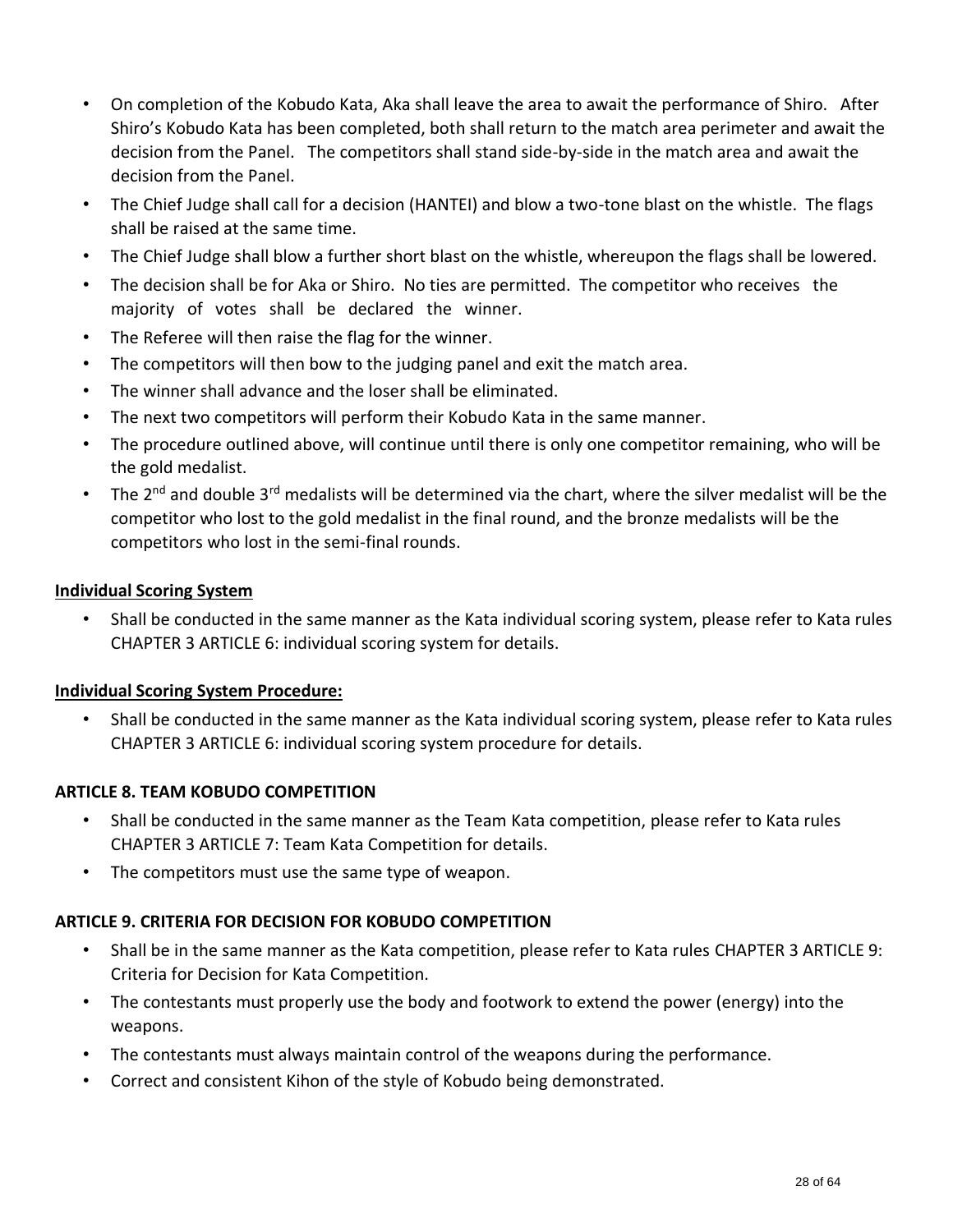- On completion of the Kobudo Kata, Aka shall leave the area to await the performance of Shiro. After Shiro's Kobudo Kata has been completed, both shall return to the match area perimeter and await the decision from the Panel. The competitors shall stand side-by-side in the match area and await the decision from the Panel.
- The Chief Judge shall call for a decision (HANTEI) and blow a two-tone blast on the whistle. The flags shall be raised at the same time.
- The Chief Judge shall blow a further short blast on the whistle, whereupon the flags shall be lowered.
- The decision shall be for Aka or Shiro. No ties are permitted. The competitor who receives the majority of votes shall be declared the winner.
- The Referee will then raise the flag for the winner.
- The competitors will then bow to the judging panel and exit the match area.
- The winner shall advance and the loser shall be eliminated.
- The next two competitors will perform their Kobudo Kata in the same manner.
- The procedure outlined above, will continue until there is only one competitor remaining, who will be the gold medalist.
- The 2nd and double 3rd medalists will be determined via the chart, where the silver medalist will be the competitor who lost to the gold medalist in the final round, and the bronze medalists will be the competitors who lost in the semi-final rounds.

**Individual Scoring System**

- Shall be conducted in the same manner as the Kata individual scoring system, please refer to Kata rules CHAPTER 3 ARTICLE 6: individual scoring system for details.

**Individual Scoring System Procedure:**

- Shall be conducted in the same manner as the Kata individual scoring system, please refer to Kata rules CHAPTER 3 ARTICLE 6: individual scoring system procedure for details.

### ARTICLE 8. TEAM KOBUDO COMPETITION

- Shall be conducted in the same manner as the Team Kata competition, please refer to Kata rules CHAPTER 3 ARTICLE 7: Team Kata Competition for details.
- The competitors must use the same type of weapon.

### ARTICLE 9. CRITERIA FOR DECISION FOR KOBUDO COMPETITION

- Shall be in the same manner as the Kata competition, please refer to Kata rules CHAPTER 3 ARTICLE 9: Criteria for Decision for Kata Competition.
- The contestants must properly use the body and footwork to extend the power (energy) into the weapons.
- The contestants must always maintain control of the weapons during the performance.
- Correct and consistent Kihon of the style of Kobudo being demonstrated.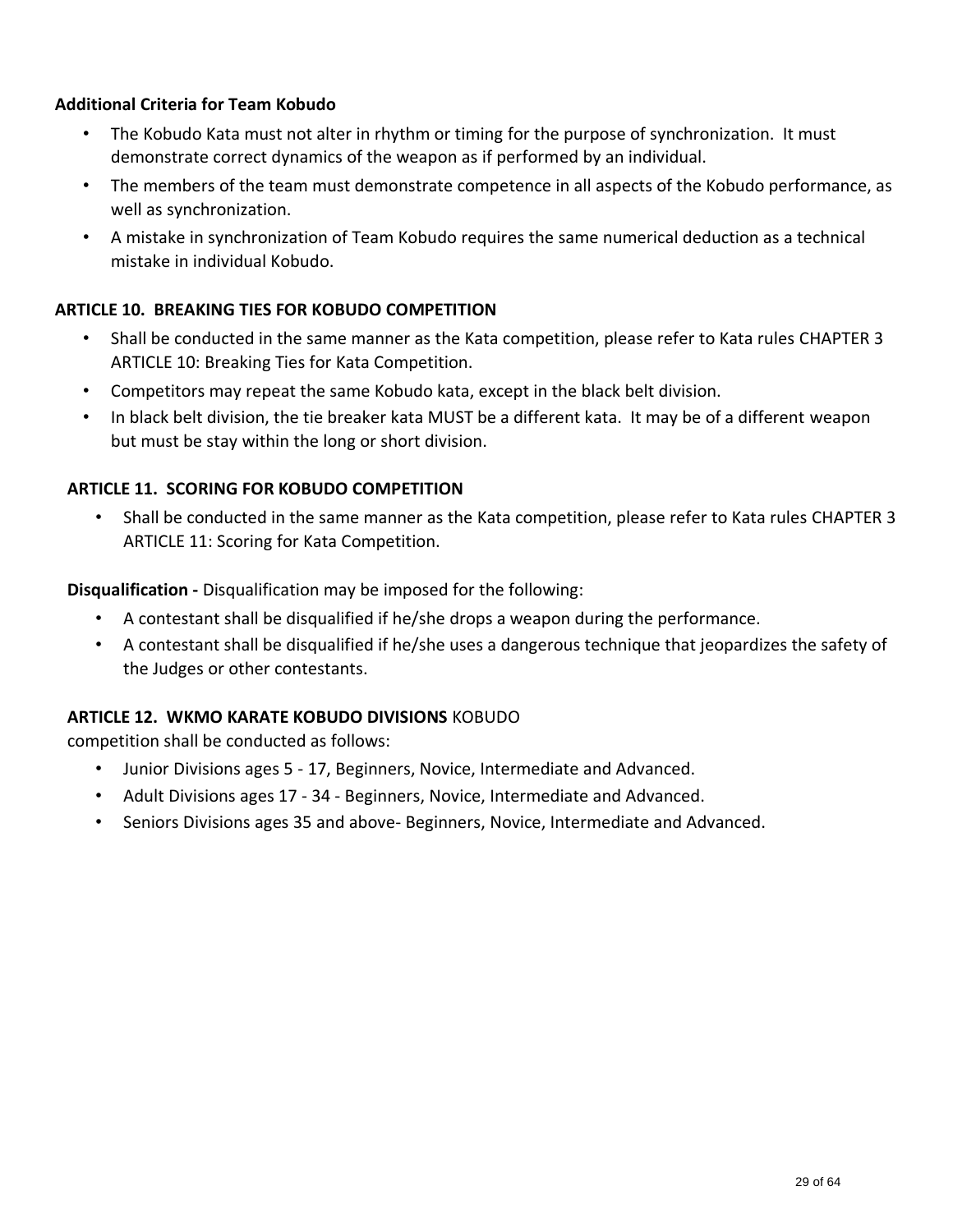**Additional Criteria for Team Kobudo**

- The Kobudo Kata must not alter in rhythm or timing for the purpose of synchronization. It must demonstrate correct dynamics of the weapon as if performed by an individual.
- The members of the team must demonstrate competence in all aspects of the Kobudo performance, as well as synchronization.
- A mistake in synchronization of Team Kobudo requires the same numerical deduction as a technical mistake in individual Kobudo.

**ARTICLE 10. BREAKING TIES FOR KOBUDO COMPETITION**

- Shall be conducted in the same manner as the Kata competition, please refer to Kata rules CHAPTER 3 ARTICLE 10: Breaking Ties for Kata Competition.
- Competitors may repeat the same Kobudo kata, except in the black belt division.
- In black belt division, the tie breaker kata MUST be a different kata. It may be of a different weapon but must be stay within the long or short division.

**ARTICLE 11. SCORING FOR KOBUDO COMPETITION**

- Shall be conducted in the same manner as the Kata competition, please refer to Kata rules CHAPTER 3 ARTICLE 11: Scoring for Kata Competition.

**Disqualification -** Disqualification may be imposed for the following:

- A contestant shall be disqualified if he/she drops a weapon during the performance.
- A contestant shall be disqualified if he/she uses a dangerous technique that jeopardizes the safety of the Judges or other contestants.

**ARTICLE 12. WKMO KARATE KOBUDO DIVISIONS** KOBUDO competition shall be conducted as follows:

- Junior Divisions ages 5 - 17, Beginners, Novice, Intermediate and Advanced.
- Adult Divisions ages 17 - 34 - Beginners, Novice, Intermediate and Advanced.
- Seniors Divisions ages 35 and above- Beginners, Novice, Intermediate and Advanced.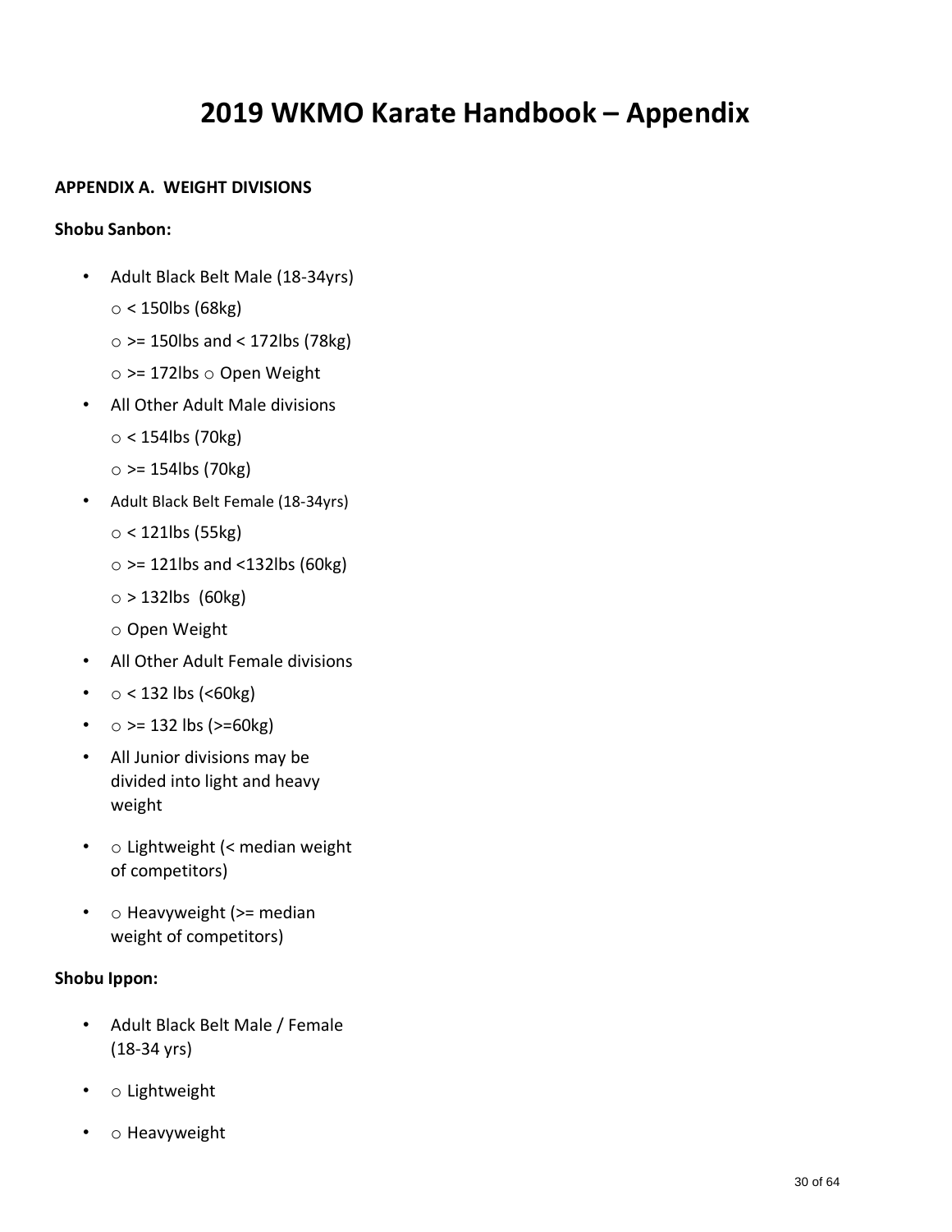# 2019 WKMO Karate Handbook – Appendix

**APPENDIX A. WEIGHT DIVISIONS**

**Shobu Sanbon:**

- Adult Black Belt Male (18-34yrs)
  - < 150lbs (68kg)
  - >= 150lbs and < 172lbs (78kg)
  - >= 172lbs
  - Open Weight
- All Other Adult Male divisions
  - < 154lbs (70kg)
  - >= 154lbs (70kg)
- Adult Black Belt Female (18-34yrs)
  - < 121lbs (55kg)
  - >= 121lbs and <132lbs (60kg)
  - > 132lbs (60kg)
  - Open Weight
- All Other Adult Female divisions
  - < 132 lbs (<60kg)
  - >= 132 lbs (>=60kg)
- All Junior divisions may be divided into light and heavy weight
  - Lightweight (< median weight of competitors)
  - Heavyweight (>= median weight of competitors)

**Shobu Ippon:**

- Adult Black Belt Male / Female (18-34 yrs)
  - Lightweight
  - Heavyweight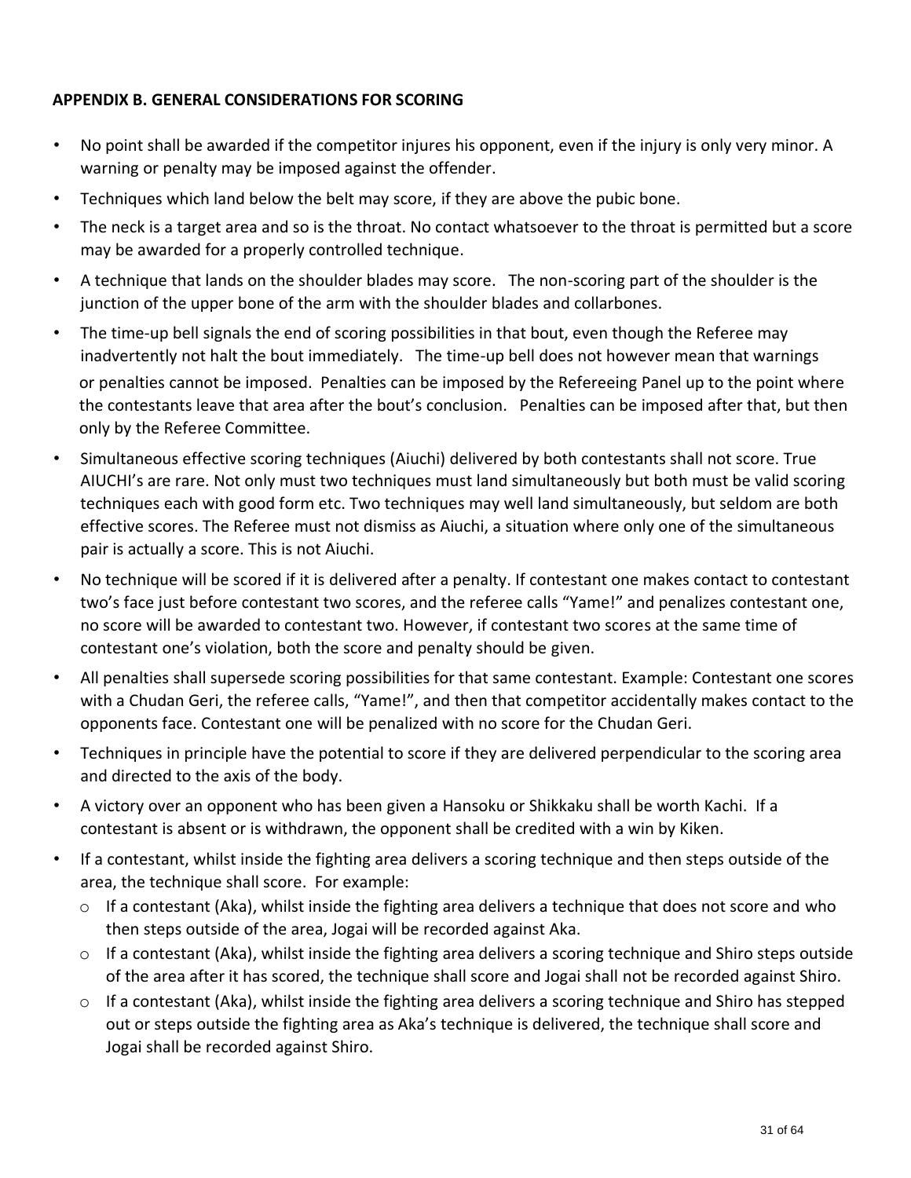**APPENDIX B. GENERAL CONSIDERATIONS FOR SCORING**

- No point shall be awarded if the competitor injures his opponent, even if the injury is only very minor. A warning or penalty may be imposed against the offender.
- Techniques which land below the belt may score, if they are above the pubic bone.
- The neck is a target area and so is the throat. No contact whatsoever to the throat is permitted but a score may be awarded for a properly controlled technique.
- A technique that lands on the shoulder blades may score. The non-scoring part of the shoulder is the junction of the upper bone of the arm with the shoulder blades and collarbones.
- The time-up bell signals the end of scoring possibilities in that bout, even though the Referee may inadvertently not halt the bout immediately. The time-up bell does not however mean that warnings or penalties cannot be imposed. Penalties can be imposed by the Refereeing Panel up to the point where the contestants leave that area after the bout's conclusion. Penalties can be imposed after that, but then only by the Referee Committee.
- Simultaneous effective scoring techniques (Aiuchi) delivered by both contestants shall not score. True AIUCHI's are rare. Not only must two techniques must land simultaneously but both must be valid scoring techniques each with good form etc. Two techniques may well land simultaneously, but seldom are both effective scores. The Referee must not dismiss as Aiuchi, a situation where only one of the simultaneous pair is actually a score. This is not Aiuchi.
- No technique will be scored if it is delivered after a penalty. If contestant one makes contact to contestant two's face just before contestant two scores, and the referee calls "Yame!" and penalizes contestant one, no score will be awarded to contestant two. However, if contestant two scores at the same time of contestant one's violation, both the score and penalty should be given.
- All penalties shall supersede scoring possibilities for that same contestant. Example: Contestant one scores with a Chudan Geri, the referee calls, "Yame!", and then that competitor accidentally makes contact to the opponents face. Contestant one will be penalized with no score for the Chudan Geri.
- Techniques in principle have the potential to score if they are delivered perpendicular to the scoring area and directed to the axis of the body.
- A victory over an opponent who has been given a Hansoku or Shikkaku shall be worth Kachi. If a contestant is absent or is withdrawn, the opponent shall be credited with a win by Kiken.
- If a contestant, whilst inside the fighting area delivers a scoring technique and then steps outside of the area, the technique shall score. For example:
  - If a contestant (Aka), whilst inside the fighting area delivers a technique that does not score and who then steps outside of the area, Jogai will be recorded against Aka.
  - If a contestant (Aka), whilst inside the fighting area delivers a scoring technique and Shiro steps outside of the area after it has scored, the technique shall score and Jogai shall not be recorded against Shiro.
  - If a contestant (Aka), whilst inside the fighting area delivers a scoring technique and Shiro has stepped out or steps outside the fighting area as Aka's technique is delivered, the technique shall score and Jogai shall be recorded against Shiro.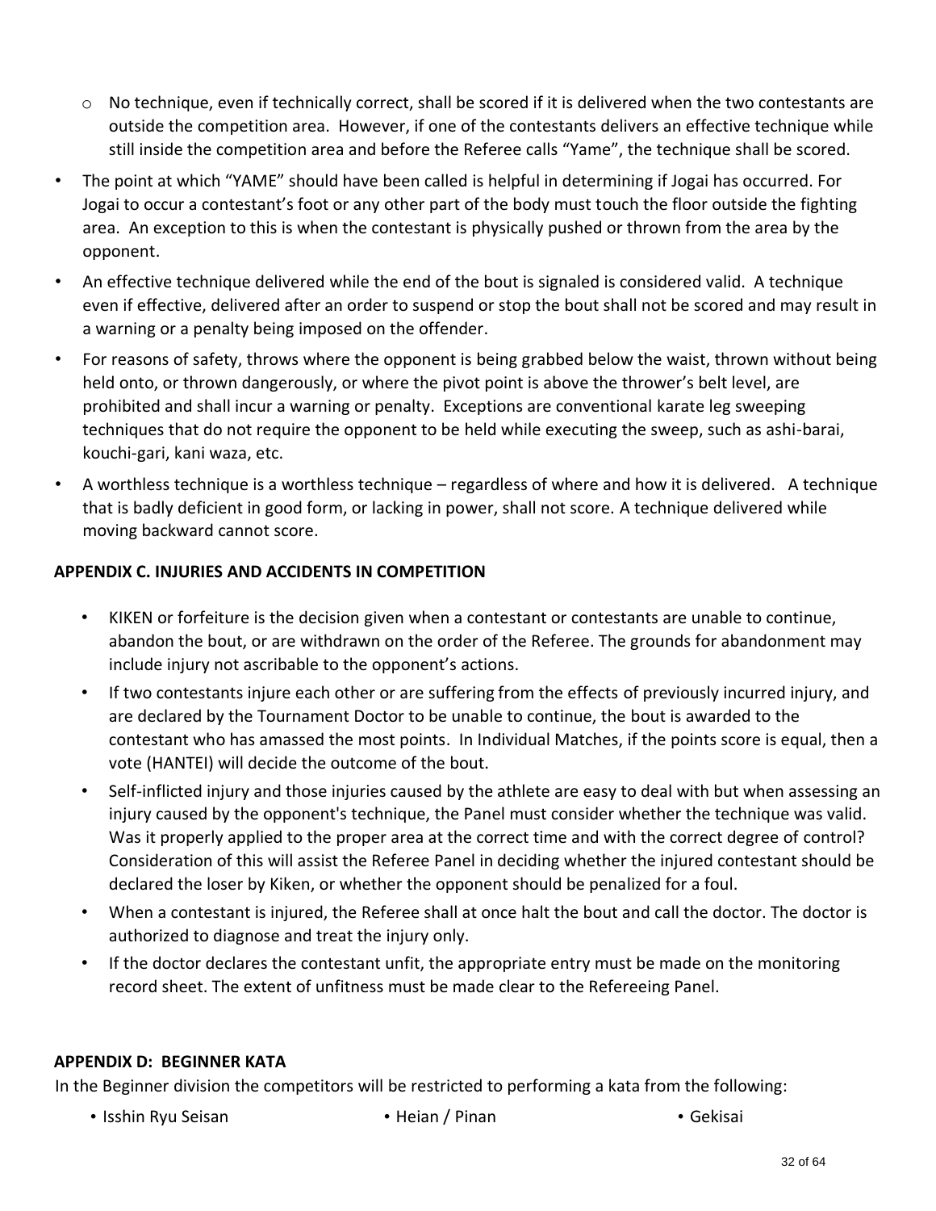- No technique, even if technically correct, shall be scored if it is delivered when the two contestants are outside the competition area. However, if one of the contestants delivers an effective technique while still inside the competition area and before the Referee calls "Yame", the technique shall be scored.

- The point at which "YAME" should have been called is helpful in determining if Jogai has occurred. For Jogai to occur a contestant's foot or any other part of the body must touch the floor outside the fighting area. An exception to this is when the contestant is physically pushed or thrown from the area by the opponent.
- An effective technique delivered while the end of the bout is signaled is considered valid. A technique even if effective, delivered after an order to suspend or stop the bout shall not be scored and may result in a warning or a penalty being imposed on the offender.
- For reasons of safety, throws where the opponent is being grabbed below the waist, thrown without being held onto, or thrown dangerously, or where the pivot point is above the thrower's belt level, are prohibited and shall incur a warning or penalty. Exceptions are conventional karate leg sweeping techniques that do not require the opponent to be held while executing the sweep, such as ashi-barai, kouchi-gari, kani waza, etc.
- A worthless technique is a worthless technique – regardless of where and how it is delivered. A technique that is badly deficient in good form, or lacking in power, shall not score. A technique delivered while moving backward cannot score.

**APPENDIX C. INJURIES AND ACCIDENTS IN COMPETITION**

- KIKEN or forfeiture is the decision given when a contestant or contestants are unable to continue, abandon the bout, or are withdrawn on the order of the Referee. The grounds for abandonment may include injury not ascribable to the opponent's actions.
- If two contestants injure each other or are suffering from the effects of previously incurred injury, and are declared by the Tournament Doctor to be unable to continue, the bout is awarded to the contestant who has amassed the most points. In Individual Matches, if the points score is equal, then a vote (HANTEI) will decide the outcome of the bout.
- Self-inflicted injury and those injuries caused by the athlete are easy to deal with but when assessing an injury caused by the opponent's technique, the Panel must consider whether the technique was valid. Was it properly applied to the proper area at the correct time and with the correct degree of control? Consideration of this will assist the Referee Panel in deciding whether the injured contestant should be declared the loser by Kiken, or whether the opponent should be penalized for a foul.
- When a contestant is injured, the Referee shall at once halt the bout and call the doctor. The doctor is authorized to diagnose and treat the injury only.
- If the doctor declares the contestant unfit, the appropriate entry must be made on the monitoring record sheet. The extent of unfitness must be made clear to the Refereeing Panel.

**APPENDIX D: BEGINNER KATA**

In the Beginner division the competitors will be restricted to performing a kata from the following:

- Isshin Ryu Seisan
- Heian / Pinan
- Gekisai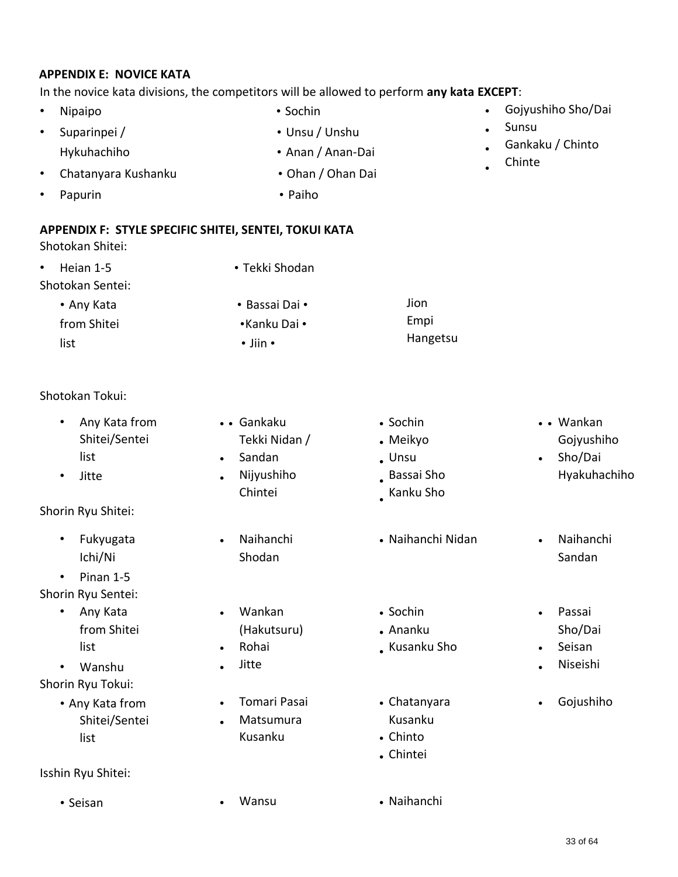**APPENDIX E: NOVICE KATA**

In the novice kata divisions, the competitors will be allowed to perform **any kata EXCEPT**:

- Nipaipo
- Suparinpei / Hykuhachiho
- Chatanyara Kushanku
- Papurin
- Sochin
- Unsu / Unshu
- Anan / Anan-Dai
- Ohan / Ohan Dai
- Paiho
- Gojyushiho Sho/Dai
- Sunsu
- Gankaku / Chinto
- Chinte

**APPENDIX F: STYLE SPECIFIC SHITEI, SENTEI, TOKUI KATA**

Shotokan Shitei:

- Heian 1-5
- Tekki Shodan

Shotokan Sentei:

- Any Kata from Shitei list
- Bassai Dai
- Kanku Dai
- Jiin
- Jion
- Empi
- Hangetsu

Shotokan Tokui:

- Any Kata from Shitei/Sentei list
- Jitte
- Gankaku
- Tekki Nidan / Sandan
- Nijyushiho
- Chintei
- Sochin
- Meikyo
- Unsu
- Bassai Sho
- Kanku Sho
- Wankan
- Gojyushiho Sho/Dai
- Hyakuhachiho

Shorin Ryu Shitei:

- Fukyugata Ichi/Ni
- Pinan 1-5
- Naihanchi Shodan
- Naihanchi Nidan
- Naihanchi Sandan

Shorin Ryu Sentei:

- Any Kata from Shitei list
- Wanshu
- Wankan (Hakutsuru)
- Rohai
- Jitte
- Sochin
- Ananku
- Kusanku Sho
- Passai Sho/Dai
- Seisan
- Niseishi

Shorin Ryu Tokui:

- Any Kata from Shitei/Sentei list
- Tomari Pasai
- Matsumura Kusanku
- Chatanyara Kusanku
- Chinto
- Chintei
- Gojushiho

Isshin Ryu Shitei:

- Seisan
- Wansu
- Naihanchi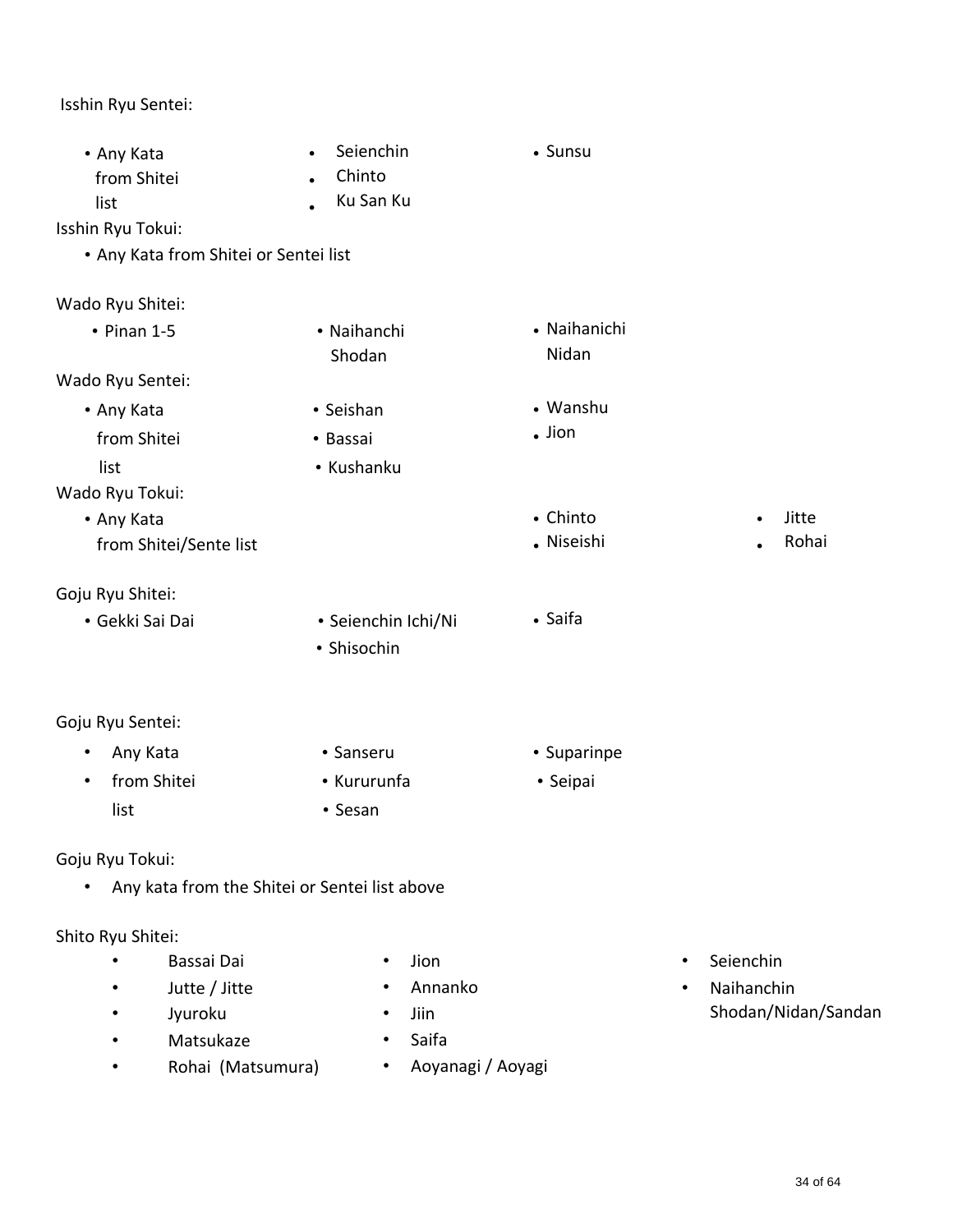Isshin Ryu Sentei:

- Any Kata from Shitei list
- Seienchin
- Chinto
- Ku San Ku
- Sunsu

Isshin Ryu Tokui:

- Any Kata from Shitei or Sentei list

Wado Ryu Shitei:

- Pinan 1-5
- Naihanchi Shodan
- Naihanichi Nidan

Wado Ryu Sentei:

- Any Kata from Shitei list
- Seishan
- Bassai
- Kushanku
- Wanshu
- Jion

Wado Ryu Tokui:

- Any Kata from Shitei/Sente list
- Chinto
- Niseishi
- Jitte
- Rohai

Goju Ryu Shitei:

- Gekki Sai Dai
- Seienchin Ichi/Ni
- Shisochin
- Saifa

Goju Ryu Sentei:

- Any Kata
- from Shitei list
- Sanseru
- Kururunfa
- Sesan
- Suparinpe
- Seipai

Goju Ryu Tokui:

- Any kata from the Shitei or Sentei list above

Shito Ryu Shitei:

- Bassai Dai
- Jutte / Jitte
- Jyuroku
- Matsukaze
- Rohai (Matsumura)
- Jion
- Annanko
- Jiin
- Saifa
- Aoyanagi / Aoyagi
- Seienchin
- Naihanchin Shodan/Nidan/Sandan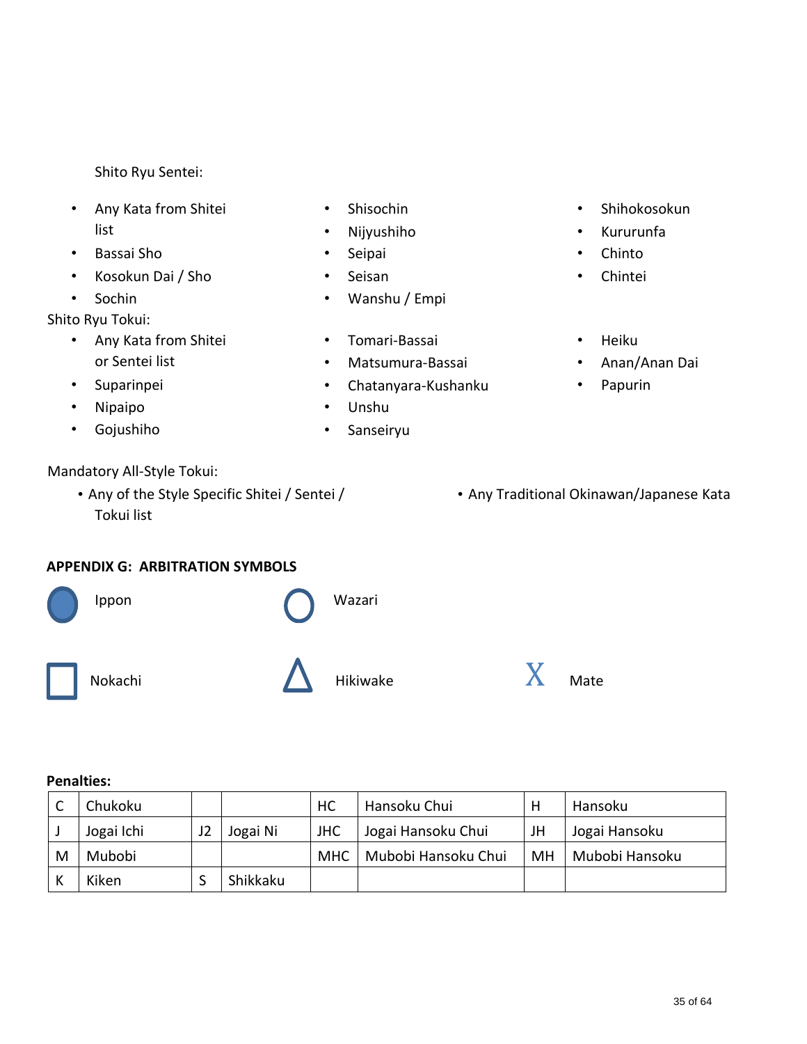Shito Ryu Sentei:

- Any Kata from Shitei list
- Bassai Sho
- Kosokun Dai / Sho
- Sochin
- Shisochin
- Nijyushiho
- Seipai
- Seisan
- Wanshu / Empi
- Shihokosokun
- Kururunfa
- Chinto
- Chintei

Shito Ryu Tokui:

- Any Kata from Shitei or Sentei list
- Suparinpei
- Nipaipo
- Gojushiho
- Tomari-Bassai
- Matsumura-Bassai
- Chatanyara-Kushanku
- Unshu
- Sanseiryu
- Heiku
- Anan/Anan Dai
- Papurin

Mandatory All-Style Tokui:

- Any of the Style Specific Shitei / Sentei / Tokui list
- Any Traditional Okinawan/Japanese Kata

**APPENDIX G: ARBITRATION SYMBOLS**

| Symbol | Meaning |
|---|---|
| ● (filled circle) | Ippon |
| ○ (open circle) | Wazari |
| □ (square) | Nokachi |
| △ (triangle) | Hikiwake |
| X | Mate |

**Penalties:**

| C | Chukoku | | | HC | Hansoku Chui | H | Hansoku |
|---|---|---|---|---|---|---|---|
| J | Jogai Ichi | J2 | Jogai Ni | JHC | Jogai Hansoku Chui | JH | Jogai Hansoku |
| M | Mubobi | | | MHC | Mubobi Hansoku Chui | MH | Mubobi Hansoku |
| K | Kiken | S | Shikkaku | | | | |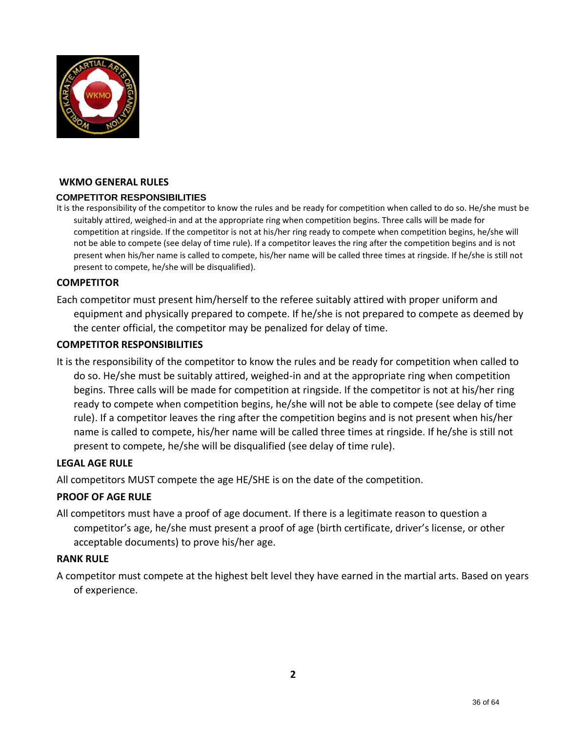## WKMO GENERAL RULES

### COMPETITOR RESPONSIBILITIES

It is the responsibility of the competitor to know the rules and be ready for competition when called to do so. He/she must be suitably attired, weighed-in and at the appropriate ring when competition begins. Three calls will be made for competition at ringside. If the competitor is not at his/her ring ready to compete when competition begins, he/she will not be able to compete (see delay of time rule). If a competitor leaves the ring after the competition begins and is not present when his/her name is called to compete, his/her name will be called three times at ringside. If he/she is still not present to compete, he/she will be disqualified).

### COMPETITOR

Each competitor must present him/herself to the referee suitably attired with proper uniform and equipment and physically prepared to compete. If he/she is not prepared to compete as deemed by the center official, the competitor may be penalized for delay of time.

### COMPETITOR RESPONSIBILITIES

It is the responsibility of the competitor to know the rules and be ready for competition when called to do so. He/she must be suitably attired, weighed-in and at the appropriate ring when competition begins. Three calls will be made for competition at ringside. If the competitor is not at his/her ring ready to compete when competition begins, he/she will not be able to compete (see delay of time rule). If a competitor leaves the ring after the competition begins and is not present when his/her name is called to compete, his/her name will be called three times at ringside. If he/she is still not present to compete, he/she will be disqualified (see delay of time rule).

### LEGAL AGE RULE

All competitors MUST compete the age HE/SHE is on the date of the competition.

### PROOF OF AGE RULE

All competitors must have a proof of age document. If there is a legitimate reason to question a competitor's age, he/she must present a proof of age (birth certificate, driver's license, or other acceptable documents) to prove his/her age.

### RANK RULE

A competitor must compete at the highest belt level they have earned in the martial arts. Based on years of experience.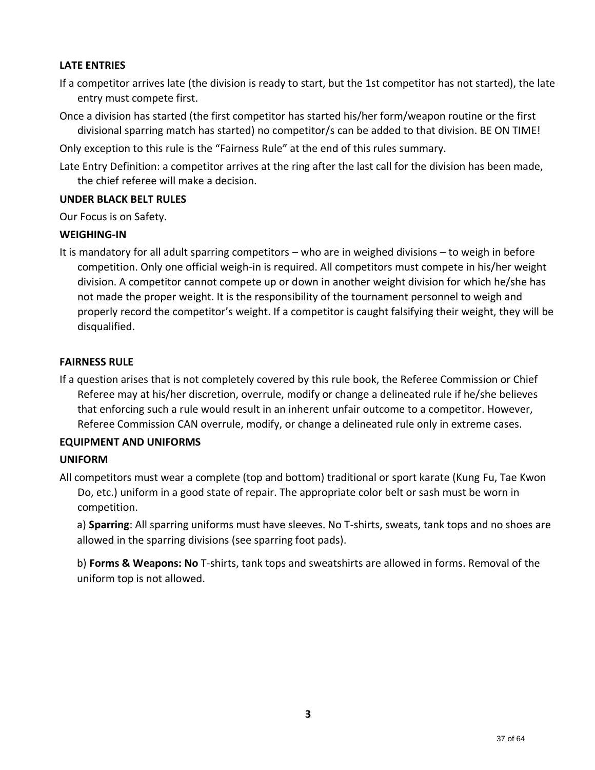## LATE ENTRIES

If a competitor arrives late (the division is ready to start, but the 1st competitor has not started), the late entry must compete first.

Once a division has started (the first competitor has started his/her form/weapon routine or the first divisional sparring match has started) no competitor/s can be added to that division. BE ON TIME!

Only exception to this rule is the “Fairness Rule” at the end of this rules summary.

Late Entry Definition: a competitor arrives at the ring after the last call for the division has been made, the chief referee will make a decision.

## UNDER BLACK BELT RULES

Our Focus is on Safety.

## WEIGHING-IN

It is mandatory for all adult sparring competitors – who are in weighed divisions – to weigh in before competition. Only one official weigh-in is required. All competitors must compete in his/her weight division. A competitor cannot compete up or down in another weight division for which he/she has not made the proper weight. It is the responsibility of the tournament personnel to weigh and properly record the competitor’s weight. If a competitor is caught falsifying their weight, they will be disqualified.

## FAIRNESS RULE

If a question arises that is not completely covered by this rule book, the Referee Commission or Chief Referee may at his/her discretion, overrule, modify or change a delineated rule if he/she believes that enforcing such a rule would result in an inherent unfair outcome to a competitor. However, Referee Commission CAN overrule, modify, or change a delineated rule only in extreme cases.

## EQUIPMENT AND UNIFORMS

## UNIFORM

All competitors must wear a complete (top and bottom) traditional or sport karate (Kung Fu, Tae Kwon Do, etc.) uniform in a good state of repair. The appropriate color belt or sash must be worn in competition.

a) **Sparring**: All sparring uniforms must have sleeves. No T-shirts, sweats, tank tops and no shoes are allowed in the sparring divisions (see sparring foot pads).

b) **Forms & Weapons: No** T-shirts, tank tops and sweatshirts are allowed in forms. Removal of the uniform top is not allowed.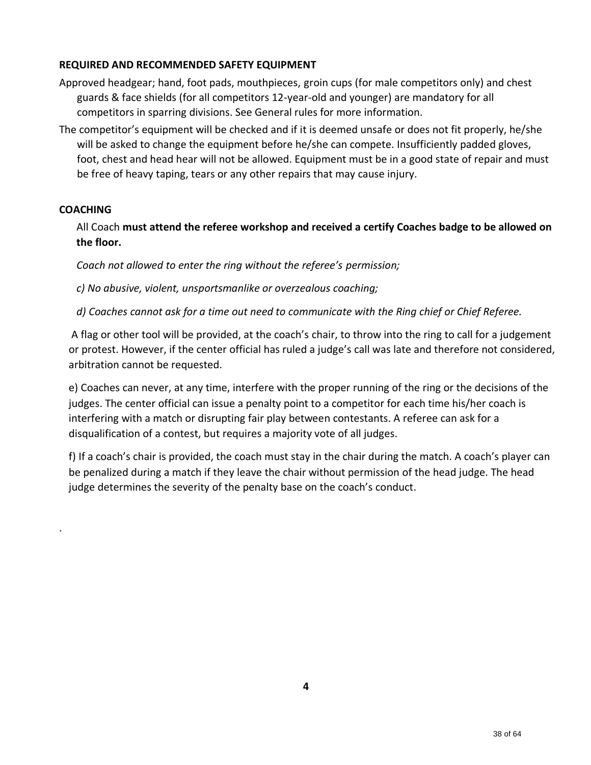**REQUIRED AND RECOMMENDED SAFETY EQUIPMENT**

Approved headgear; hand, foot pads, mouthpieces, groin cups (for male competitors only) and chest guards & face shields (for all competitors 12-year-old and younger) are mandatory for all competitors in sparring divisions. See General rules for more information.

The competitor's equipment will be checked and if it is deemed unsafe or does not fit properly, he/she will be asked to change the equipment before he/she can compete. Insufficiently padded gloves, foot, chest and head hear will not be allowed. Equipment must be in a good state of repair and must be free of heavy taping, tears or any other repairs that may cause injury.

**COACHING**

All Coach **must attend the referee workshop and received a certify Coaches badge to be allowed on the floor.**

*Coach not allowed to enter the ring without the referee's permission;*

*c) No abusive, violent, unsportsmanlike or overzealous coaching;*

*d) Coaches cannot ask for a time out need to communicate with the Ring chief or Chief Referee.*

A flag or other tool will be provided, at the coach's chair, to throw into the ring to call for a judgement or protest. However, if the center official has ruled a judge's call was late and therefore not considered, arbitration cannot be requested.

e) Coaches can never, at any time, interfere with the proper running of the ring or the decisions of the judges. The center official can issue a penalty point to a competitor for each time his/her coach is interfering with a match or disrupting fair play between contestants. A referee can ask for a disqualification of a contest, but requires a majority vote of all judges.

f) If a coach's chair is provided, the coach must stay in the chair during the match. A coach's player can be penalized during a match if they leave the chair without permission of the head judge. The head judge determines the severity of the penalty base on the coach's conduct.

.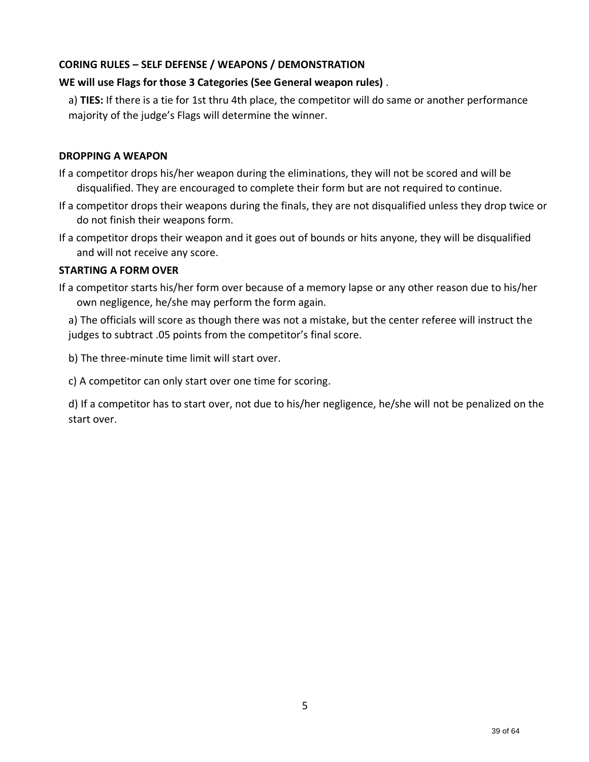**CORING RULES – SELF DEFENSE / WEAPONS / DEMONSTRATION**

**WE will use Flags for those 3 Categories (See General weapon rules)** .

a) **TIES:** If there is a tie for 1st thru 4th place, the competitor will do same or another performance majority of the judge's Flags will determine the winner.

**DROPPING A WEAPON**

If a competitor drops his/her weapon during the eliminations, they will not be scored and will be disqualified. They are encouraged to complete their form but are not required to continue.

If a competitor drops their weapons during the finals, they are not disqualified unless they drop twice or do not finish their weapons form.

If a competitor drops their weapon and it goes out of bounds or hits anyone, they will be disqualified and will not receive any score.

**STARTING A FORM OVER**

If a competitor starts his/her form over because of a memory lapse or any other reason due to his/her own negligence, he/she may perform the form again.

a) The officials will score as though there was not a mistake, but the center referee will instruct the judges to subtract .05 points from the competitor's final score.

b) The three-minute time limit will start over.

c) A competitor can only start over one time for scoring.

d) If a competitor has to start over, not due to his/her negligence, he/she will not be penalized on the start over.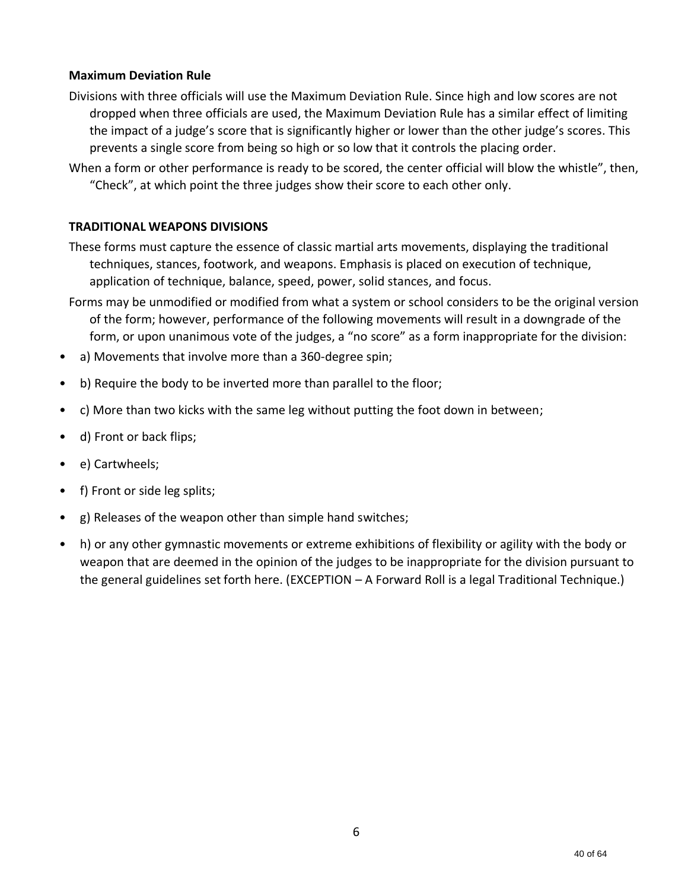**Maximum Deviation Rule**

Divisions with three officials will use the Maximum Deviation Rule. Since high and low scores are not dropped when three officials are used, the Maximum Deviation Rule has a similar effect of limiting the impact of a judge's score that is significantly higher or lower than the other judge's scores. This prevents a single score from being so high or so low that it controls the placing order.

When a form or other performance is ready to be scored, the center official will blow the whistle", then, "Check", at which point the three judges show their score to each other only.

**TRADITIONAL WEAPONS DIVISIONS**

These forms must capture the essence of classic martial arts movements, displaying the traditional techniques, stances, footwork, and weapons. Emphasis is placed on execution of technique, application of technique, balance, speed, power, solid stances, and focus.

Forms may be unmodified or modified from what a system or school considers to be the original version of the form; however, performance of the following movements will result in a downgrade of the form, or upon unanimous vote of the judges, a "no score" as a form inappropriate for the division:

- a) Movements that involve more than a 360-degree spin;
- b) Require the body to be inverted more than parallel to the floor;
- c) More than two kicks with the same leg without putting the foot down in between;
- d) Front or back flips;
- e) Cartwheels;
- f) Front or side leg splits;
- g) Releases of the weapon other than simple hand switches;
- h) or any other gymnastic movements or extreme exhibitions of flexibility or agility with the body or weapon that are deemed in the opinion of the judges to be inappropriate for the division pursuant to the general guidelines set forth here. (EXCEPTION – A Forward Roll is a legal Traditional Technique.)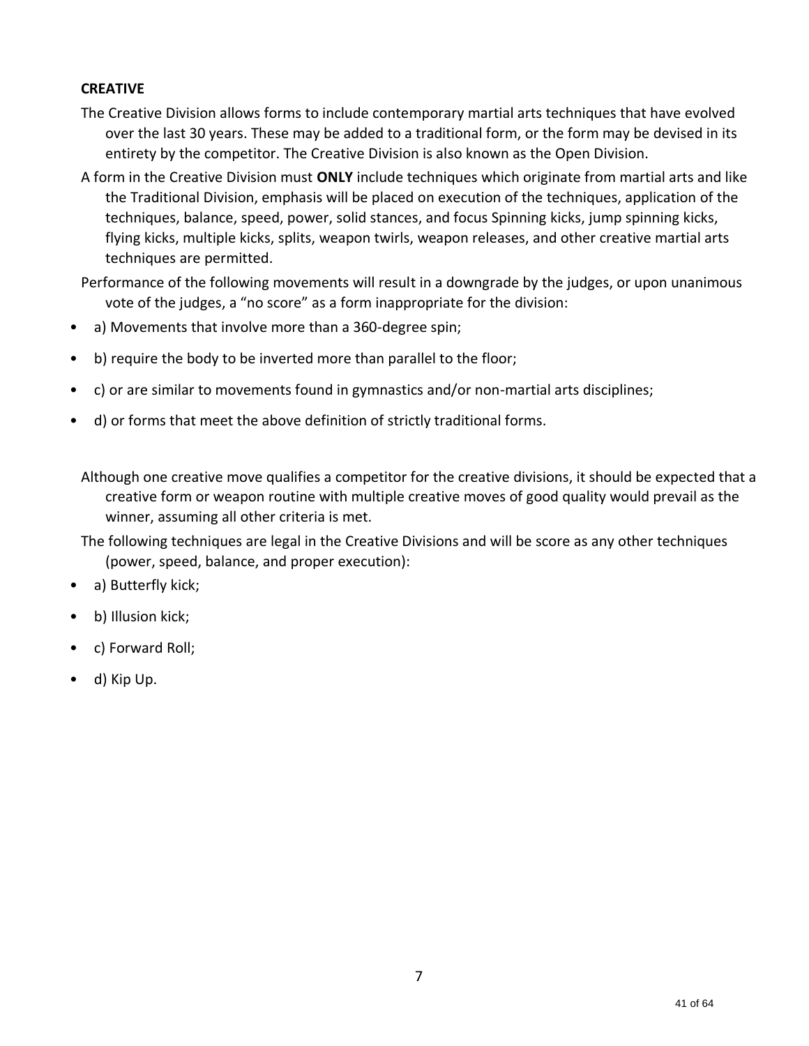**CREATIVE**

The Creative Division allows forms to include contemporary martial arts techniques that have evolved over the last 30 years. These may be added to a traditional form, or the form may be devised in its entirety by the competitor. The Creative Division is also known as the Open Division.

A form in the Creative Division must **ONLY** include techniques which originate from martial arts and like the Traditional Division, emphasis will be placed on execution of the techniques, application of the techniques, balance, speed, power, solid stances, and focus Spinning kicks, jump spinning kicks, flying kicks, multiple kicks, splits, weapon twirls, weapon releases, and other creative martial arts techniques are permitted.

Performance of the following movements will result in a downgrade by the judges, or upon unanimous vote of the judges, a "no score" as a form inappropriate for the division:

- a) Movements that involve more than a 360-degree spin;
- b) require the body to be inverted more than parallel to the floor;
- c) or are similar to movements found in gymnastics and/or non-martial arts disciplines;
- d) or forms that meet the above definition of strictly traditional forms.

Although one creative move qualifies a competitor for the creative divisions, it should be expected that a creative form or weapon routine with multiple creative moves of good quality would prevail as the winner, assuming all other criteria is met.

The following techniques are legal in the Creative Divisions and will be score as any other techniques (power, speed, balance, and proper execution):

- a) Butterfly kick;
- b) Illusion kick;
- c) Forward Roll;
- d) Kip Up.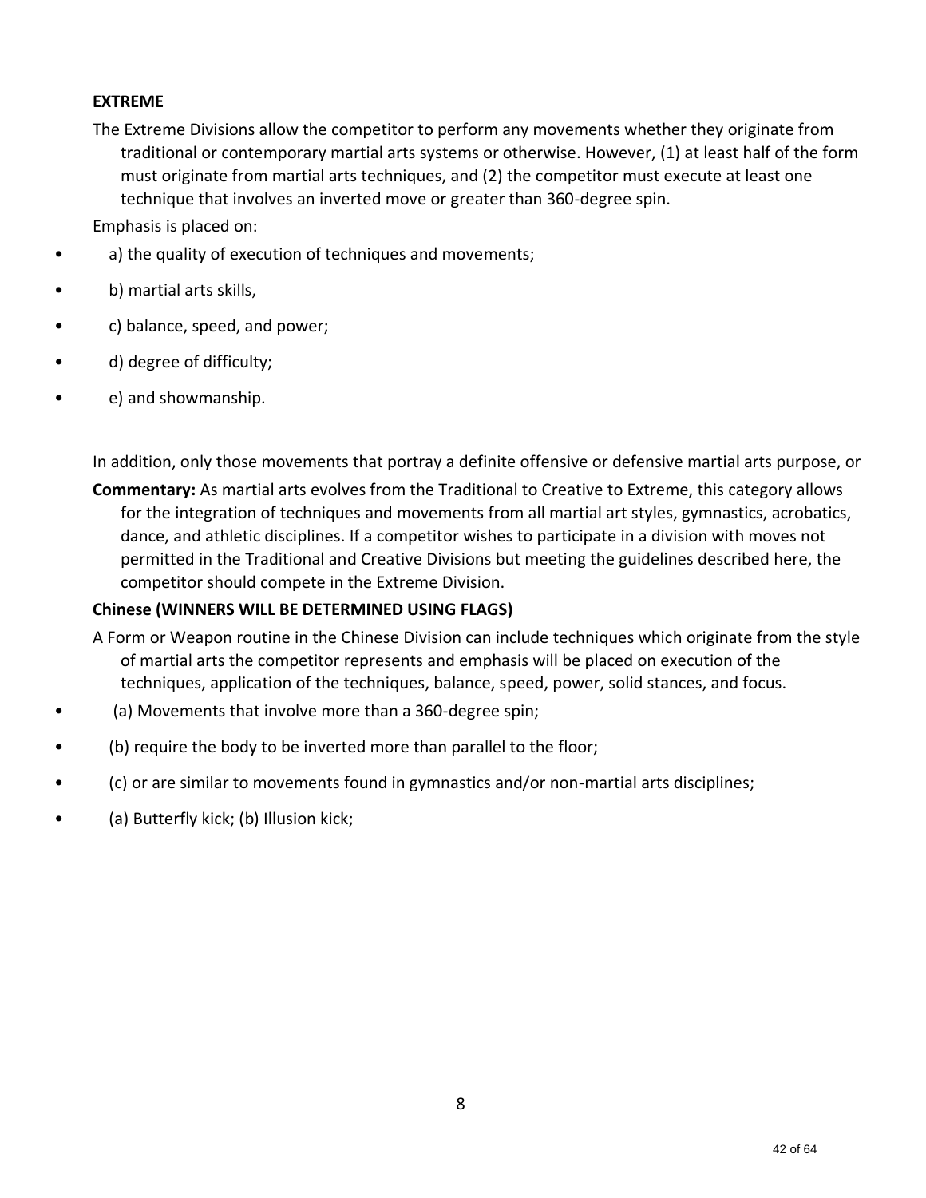**EXTREME**

The Extreme Divisions allow the competitor to perform any movements whether they originate from traditional or contemporary martial arts systems or otherwise. However, (1) at least half of the form must originate from martial arts techniques, and (2) the competitor must execute at least one technique that involves an inverted move or greater than 360-degree spin.

Emphasis is placed on:

- a) the quality of execution of techniques and movements;
- b) martial arts skills,
- c) balance, speed, and power;
- d) degree of difficulty;
- e) and showmanship.

In addition, only those movements that portray a definite offensive or defensive martial arts purpose, or

**Commentary:** As martial arts evolves from the Traditional to Creative to Extreme, this category allows for the integration of techniques and movements from all martial art styles, gymnastics, acrobatics, dance, and athletic disciplines. If a competitor wishes to participate in a division with moves not permitted in the Traditional and Creative Divisions but meeting the guidelines described here, the competitor should compete in the Extreme Division.

**Chinese (WINNERS WILL BE DETERMINED USING FLAGS)**

A Form or Weapon routine in the Chinese Division can include techniques which originate from the style of martial arts the competitor represents and emphasis will be placed on execution of the techniques, application of the techniques, balance, speed, power, solid stances, and focus.

- (a) Movements that involve more than a 360-degree spin;
- (b) require the body to be inverted more than parallel to the floor;
- (c) or are similar to movements found in gymnastics and/or non-martial arts disciplines;
- (a) Butterfly kick; (b) Illusion kick;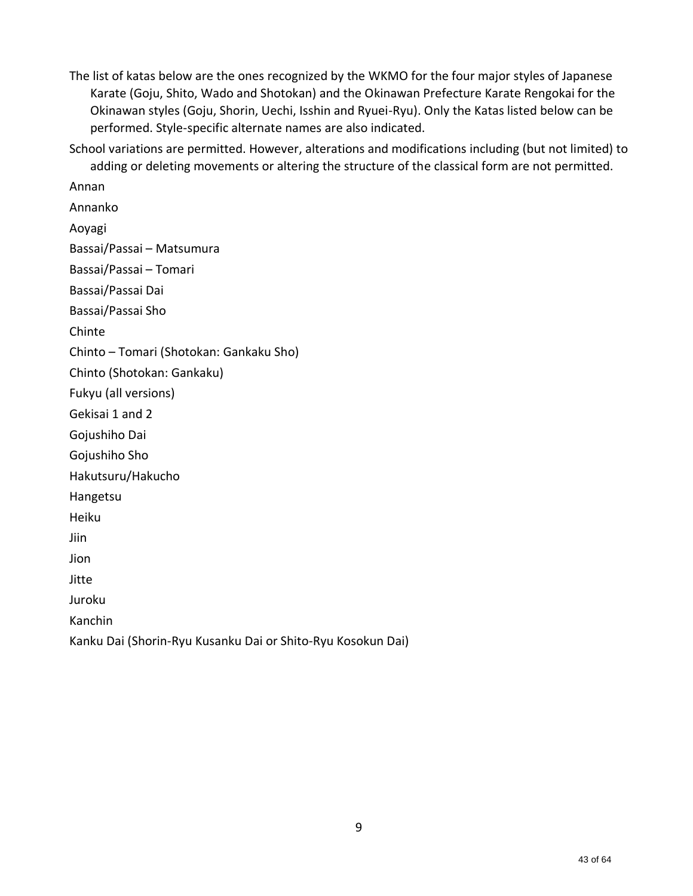The list of katas below are the ones recognized by the WKMO for the four major styles of Japanese Karate (Goju, Shito, Wado and Shotokan) and the Okinawan Prefecture Karate Rengokai for the Okinawan styles (Goju, Shorin, Uechi, Isshin and Ryuei-Ryu). Only the Katas listed below can be performed. Style-specific alternate names are also indicated.

School variations are permitted. However, alterations and modifications including (but not limited) to adding or deleting movements or altering the structure of the classical form are not permitted.

Annan

Annanko

Aoyagi

Bassai/Passai – Matsumura

Bassai/Passai – Tomari

Bassai/Passai Dai

Bassai/Passai Sho

Chinte

Chinto – Tomari (Shotokan: Gankaku Sho)

Chinto (Shotokan: Gankaku)

Fukyu (all versions)

Gekisai 1 and 2

Gojushiho Dai

Gojushiho Sho

Hakutsuru/Hakucho

Hangetsu

Heiku

Jiin

Jion

Jitte

Juroku

Kanchin

Kanku Dai (Shorin-Ryu Kusanku Dai or Shito-Ryu Kosokun Dai)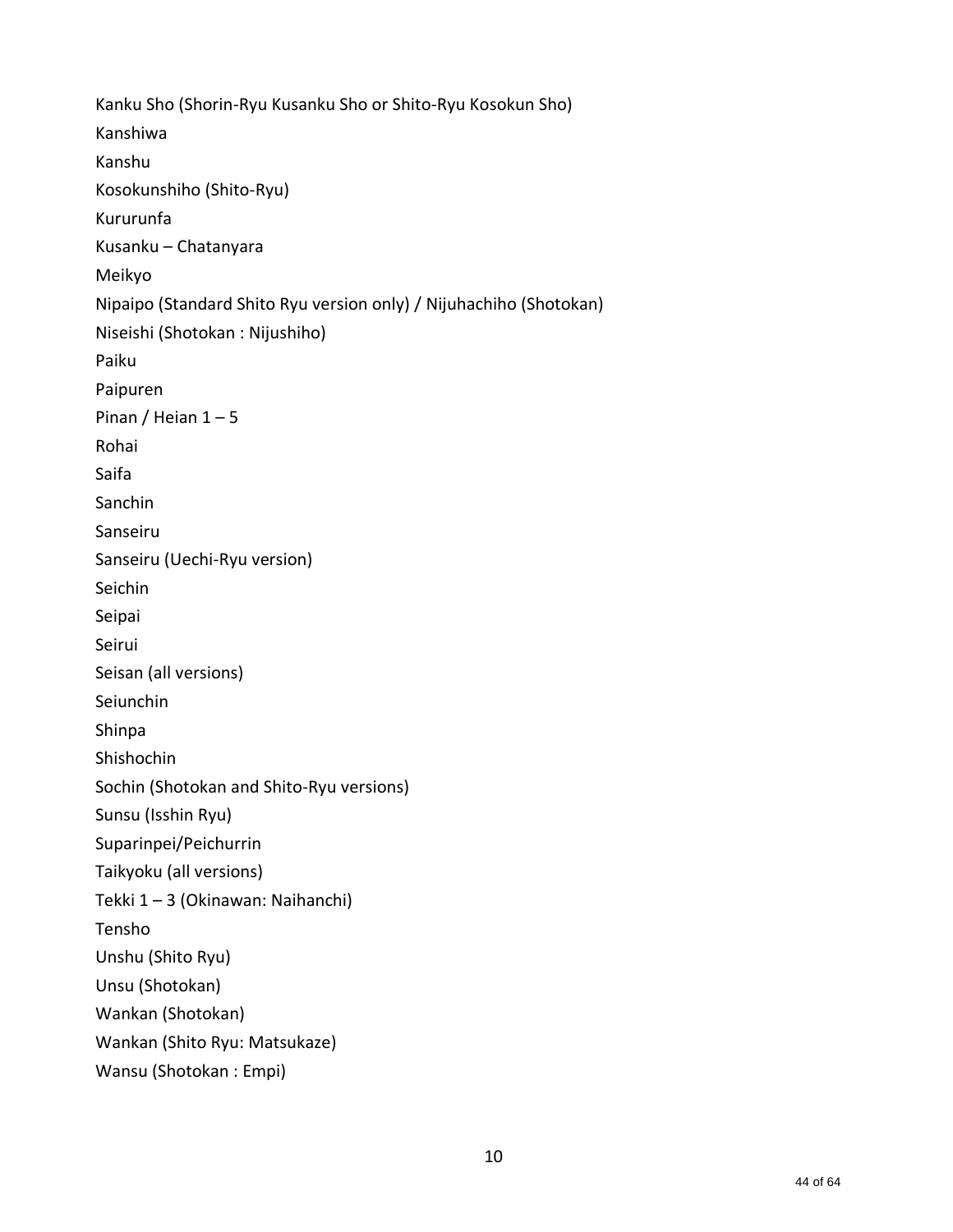Kanku Sho (Shorin-Ryu Kusanku Sho or Shito-Ryu Kosokun Sho)

Kanshiwa

Kanshu

Kosokunshiho (Shito-Ryu)

Kururunfa

Kusanku – Chatanyara

Meikyo

Nipaipo (Standard Shito Ryu version only) / Nijuhachiho (Shotokan)

Niseishi (Shotokan : Nijushiho)

Paiku

Paipuren

Pinan / Heian 1 – 5

Rohai

Saifa

Sanchin

Sanseiru

Sanseiru (Uechi-Ryu version)

Seichin

Seipai

Seirui

Seisan (all versions)

Seiunchin

Shinpa

Shishochin

Sochin (Shotokan and Shito-Ryu versions)

Sunsu (Isshin Ryu)

Suparinpei/Peichurrin

Taikyoku (all versions)

Tekki 1 – 3 (Okinawan: Naihanchi)

Tensho

Unshu (Shito Ryu)

Unsu (Shotokan)

Wankan (Shotokan)

Wankan (Shito Ryu: Matsukaze)

Wansu (Shotokan : Empi)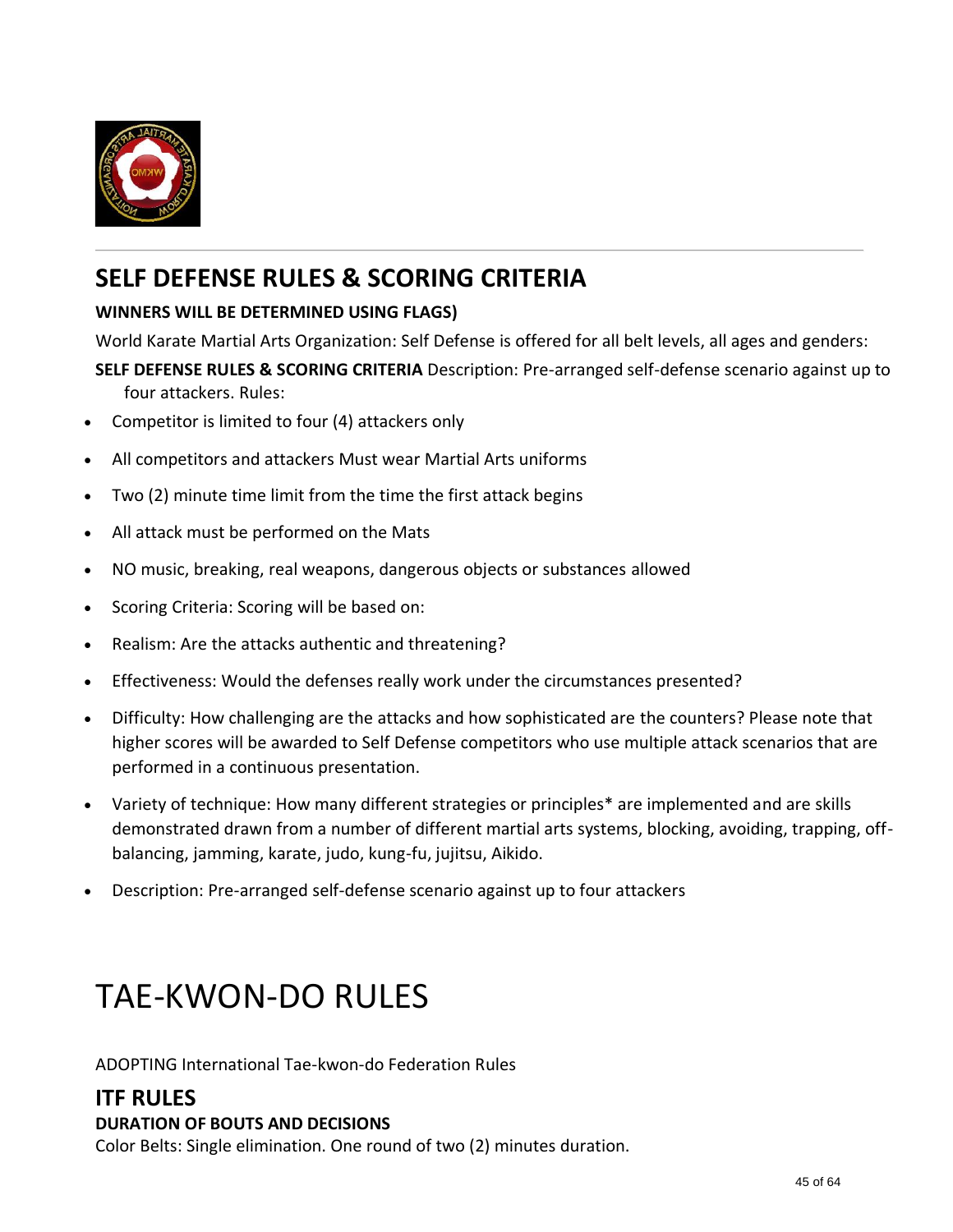## SELF DEFENSE RULES & SCORING CRITERIA

**WINNERS WILL BE DETERMINED USING FLAGS)**

World Karate Martial Arts Organization: Self Defense is offered for all belt levels, all ages and genders:

**SELF DEFENSE RULES & SCORING CRITERIA** Description: Pre-arranged self-defense scenario against up to four attackers. Rules:

- Competitor is limited to four (4) attackers only
- All competitors and attackers Must wear Martial Arts uniforms
- Two (2) minute time limit from the time the first attack begins
- All attack must be performed on the Mats
- NO music, breaking, real weapons, dangerous objects or substances allowed
- Scoring Criteria: Scoring will be based on:
- Realism: Are the attacks authentic and threatening?
- Effectiveness: Would the defenses really work under the circumstances presented?
- Difficulty: How challenging are the attacks and how sophisticated are the counters? Please note that higher scores will be awarded to Self Defense competitors who use multiple attack scenarios that are performed in a continuous presentation.
- Variety of technique: How many different strategies or principles* are implemented and are skills demonstrated drawn from a number of different martial arts systems, blocking, avoiding, trapping, off-balancing, jamming, karate, judo, kung-fu, jujitsu, Aikido.
- Description: Pre-arranged self-defense scenario against up to four attackers

# TAE-KWON-DO RULES

ADOPTING International Tae-kwon-do Federation Rules

## ITF RULES

**DURATION OF BOUTS AND DECISIONS**

Color Belts: Single elimination. One round of two (2) minutes duration.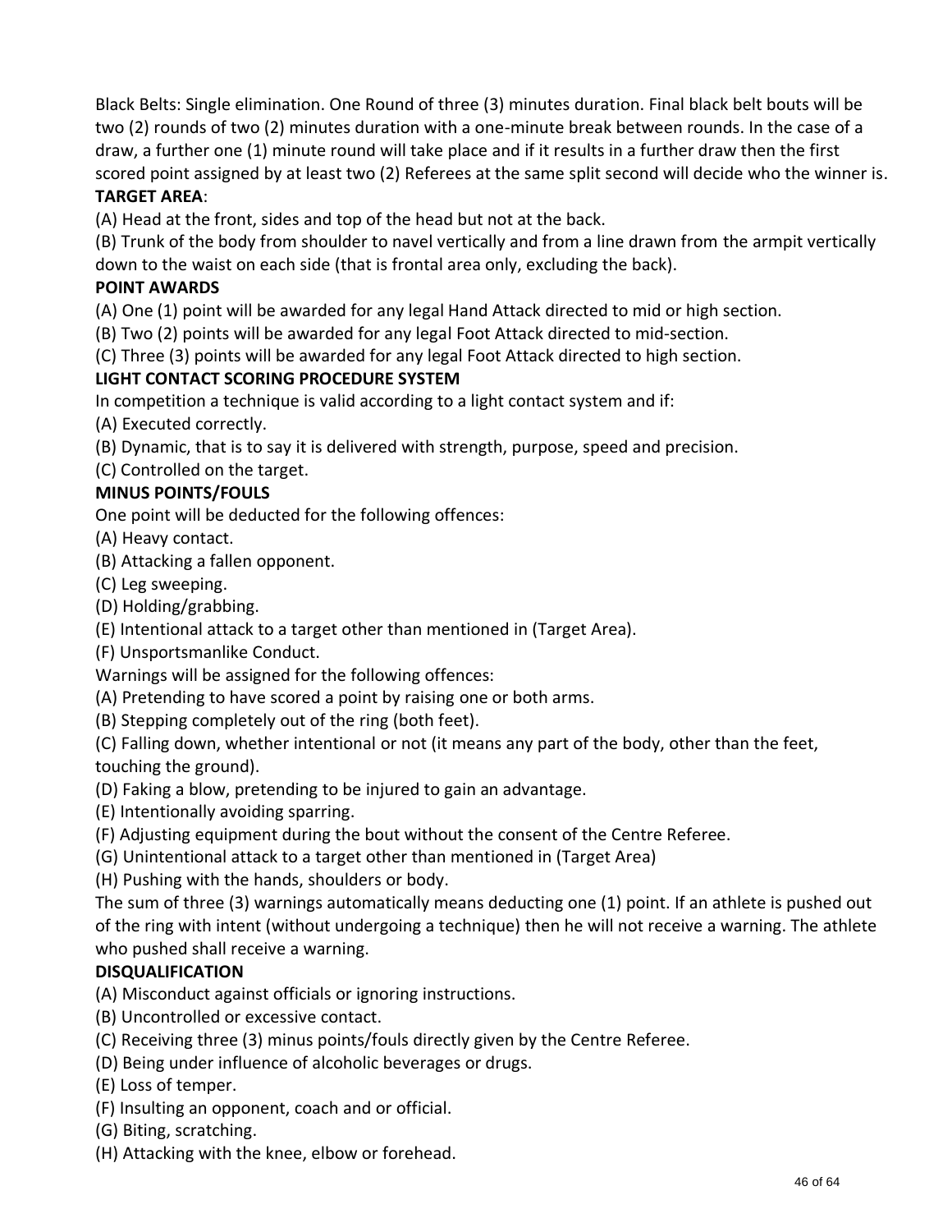Black Belts: Single elimination. One Round of three (3) minutes duration. Final black belt bouts will be two (2) rounds of two (2) minutes duration with a one-minute break between rounds. In the case of a draw, a further one (1) minute round will take place and if it results in a further draw then the first scored point assigned by at least two (2) Referees at the same split second will decide who the winner is.

**TARGET AREA**:

(A) Head at the front, sides and top of the head but not at the back.

(B) Trunk of the body from shoulder to navel vertically and from a line drawn from the armpit vertically down to the waist on each side (that is frontal area only, excluding the back).

**POINT AWARDS**

(A) One (1) point will be awarded for any legal Hand Attack directed to mid or high section.

(B) Two (2) points will be awarded for any legal Foot Attack directed to mid-section.

(C) Three (3) points will be awarded for any legal Foot Attack directed to high section.

**LIGHT CONTACT SCORING PROCEDURE SYSTEM**

In competition a technique is valid according to a light contact system and if:

(A) Executed correctly.

(B) Dynamic, that is to say it is delivered with strength, purpose, speed and precision.

(C) Controlled on the target.

**MINUS POINTS/FOULS**

One point will be deducted for the following offences:

(A) Heavy contact.

(B) Attacking a fallen opponent.

(C) Leg sweeping.

(D) Holding/grabbing.

(E) Intentional attack to a target other than mentioned in (Target Area).

(F) Unsportsmanlike Conduct.

Warnings will be assigned for the following offences:

(A) Pretending to have scored a point by raising one or both arms.

(B) Stepping completely out of the ring (both feet).

(C) Falling down, whether intentional or not (it means any part of the body, other than the feet, touching the ground).

(D) Faking a blow, pretending to be injured to gain an advantage.

(E) Intentionally avoiding sparring.

(F) Adjusting equipment during the bout without the consent of the Centre Referee.

(G) Unintentional attack to a target other than mentioned in (Target Area)

(H) Pushing with the hands, shoulders or body.

The sum of three (3) warnings automatically means deducting one (1) point. If an athlete is pushed out of the ring with intent (without undergoing a technique) then he will not receive a warning. The athlete who pushed shall receive a warning.

**DISQUALIFICATION**

(A) Misconduct against officials or ignoring instructions.

(B) Uncontrolled or excessive contact.

(C) Receiving three (3) minus points/fouls directly given by the Centre Referee.

(D) Being under influence of alcoholic beverages or drugs.

(E) Loss of temper.

(F) Insulting an opponent, coach and or official.

(G) Biting, scratching.

(H) Attacking with the knee, elbow or forehead.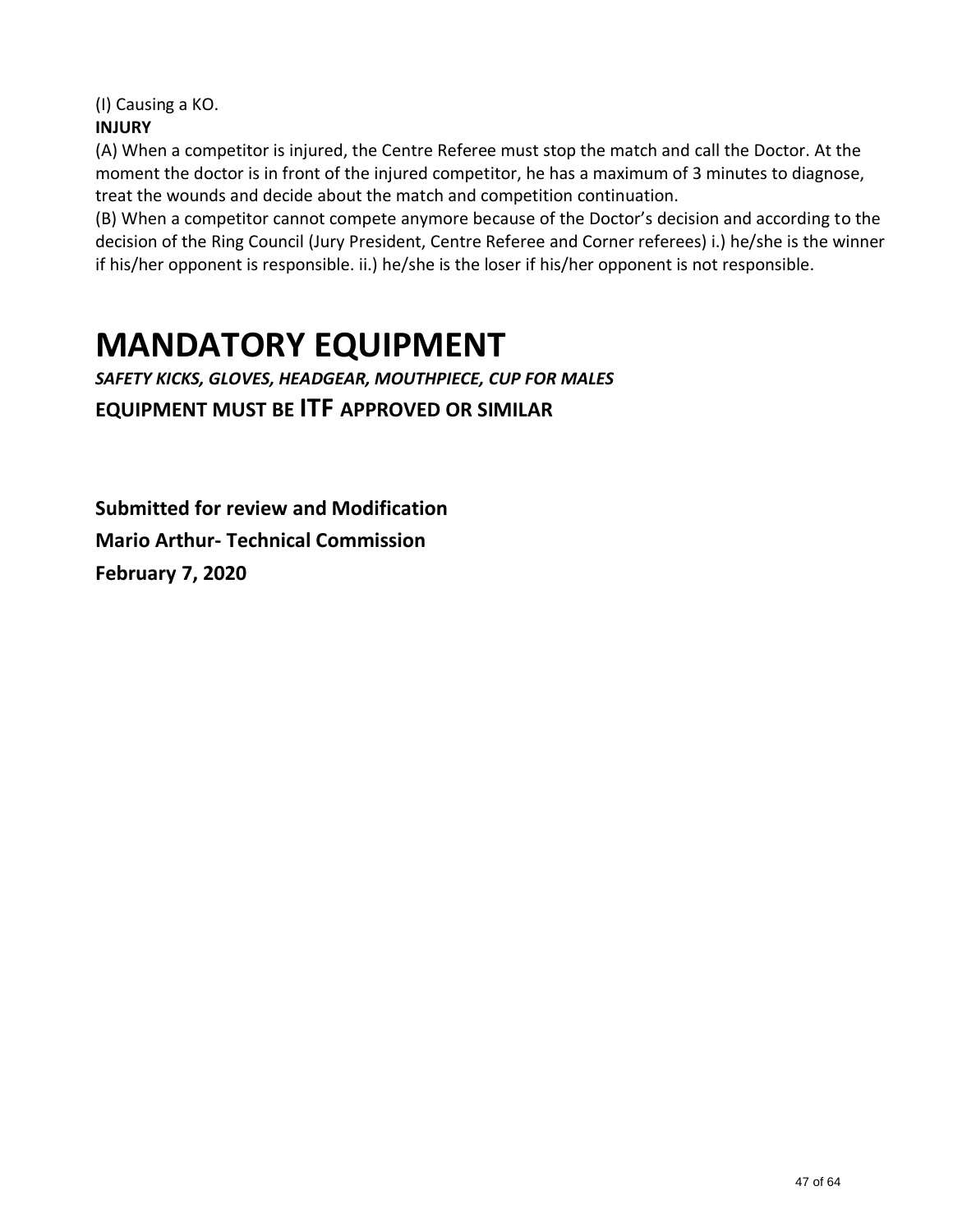(I) Causing a KO.

**INJURY**

(A) When a competitor is injured, the Centre Referee must stop the match and call the Doctor. At the moment the doctor is in front of the injured competitor, he has a maximum of 3 minutes to diagnose, treat the wounds and decide about the match and competition continuation.

(B) When a competitor cannot compete anymore because of the Doctor's decision and according to the decision of the Ring Council (Jury President, Centre Referee and Corner referees) i.) he/she is the winner if his/her opponent is responsible. ii.) he/she is the loser if his/her opponent is not responsible.

# MANDATORY EQUIPMENT

***SAFETY KICKS, GLOVES, HEADGEAR, MOUTHPIECE, CUP FOR MALES***

**EQUIPMENT MUST BE ITF APPROVED OR SIMILAR**

**Submitted for review and Modification**

**Mario Arthur- Technical Commission**

**February 7, 2020**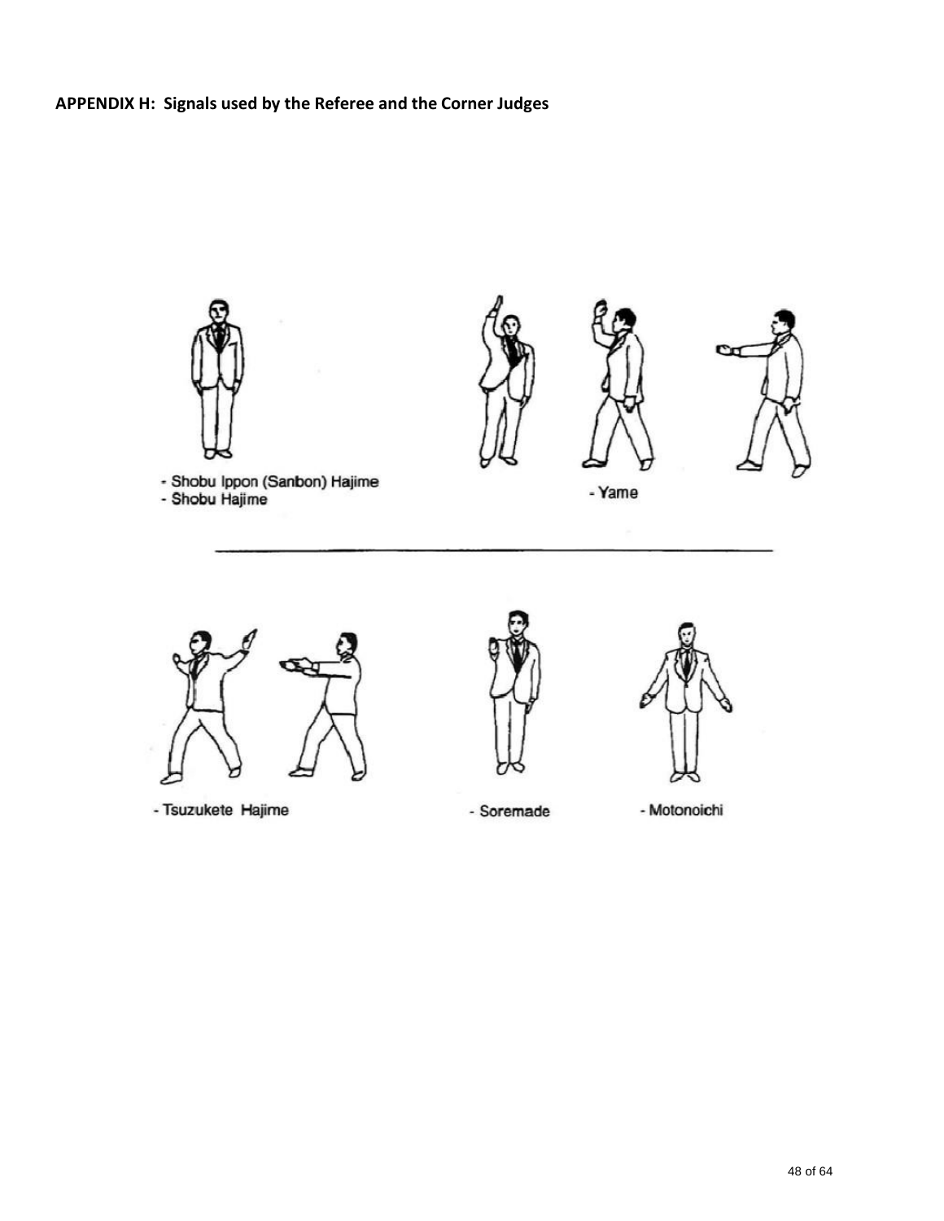**APPENDIX H: Signals used by the Referee and the Corner Judges**

- Shobu Ippon (Sanbon) Hajime
- Shobu Hajime

- Yame

- Tsuzukete Hajime

- Soremade

- Motonoichi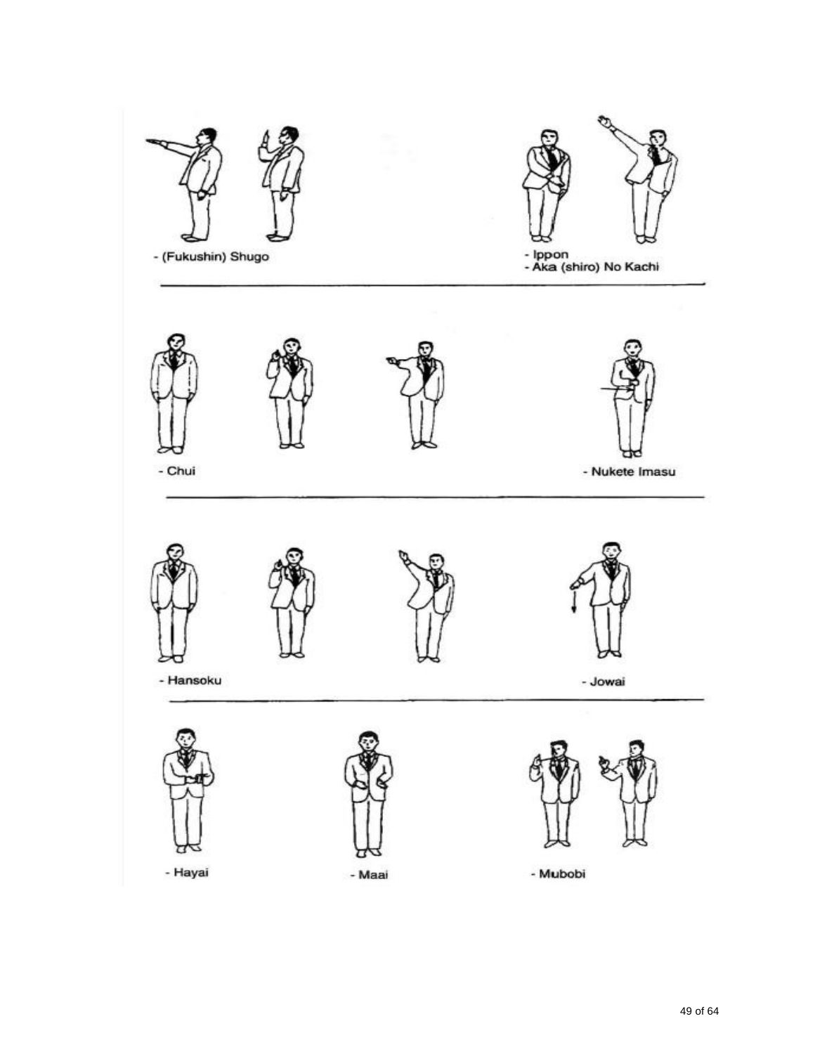- (Fukushin) Shugo

- Ippon
- Aka (shiro) No Kachi

---

- Chui

- Nukete Imasu

---

- Hansoku

- Jowai

---

- Hayai

- Maai

- Mubobi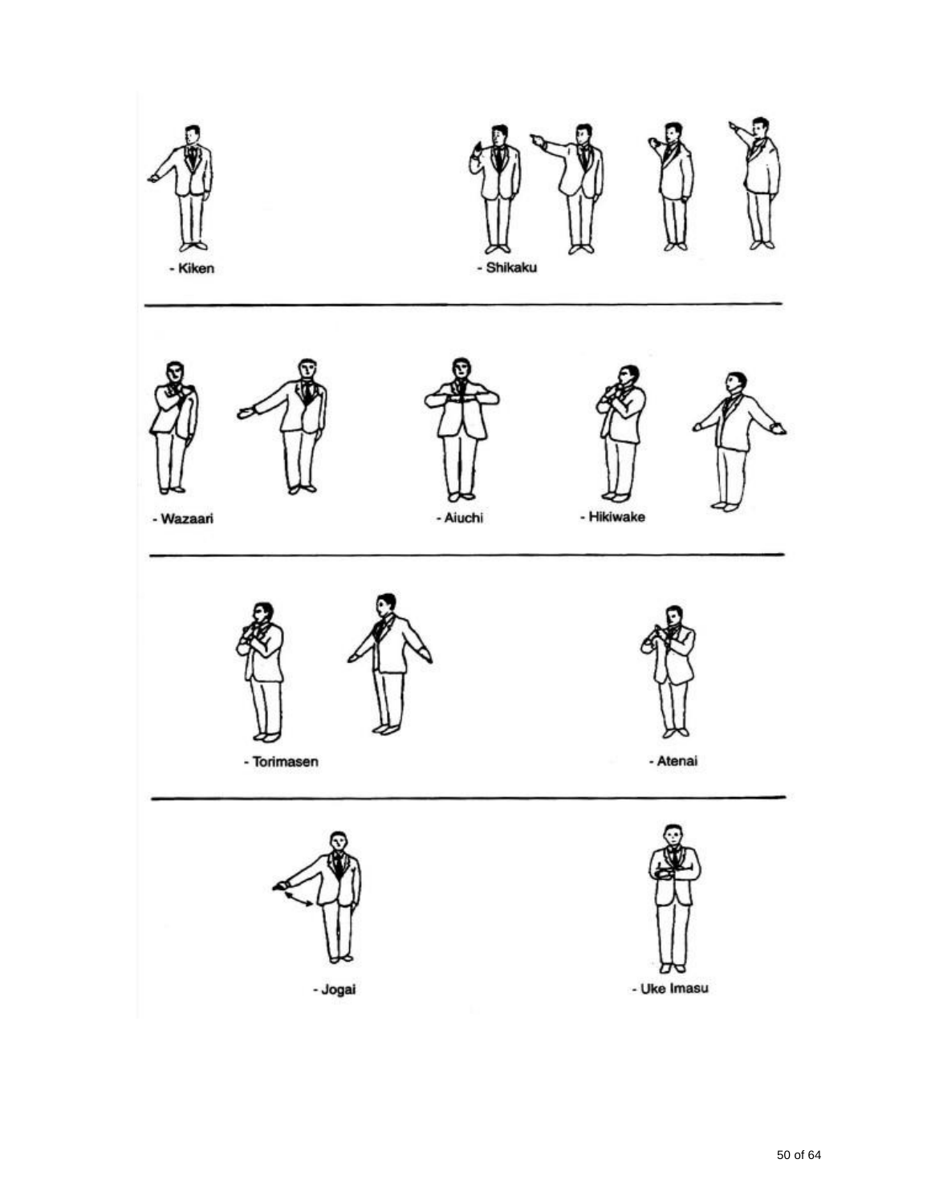- Kiken

- Shikaku

---

- Wazaari

- Aiuchi

- Hikiwake

---

- Torimasen

- Atenai

---

- Jogai

- Uke Imasu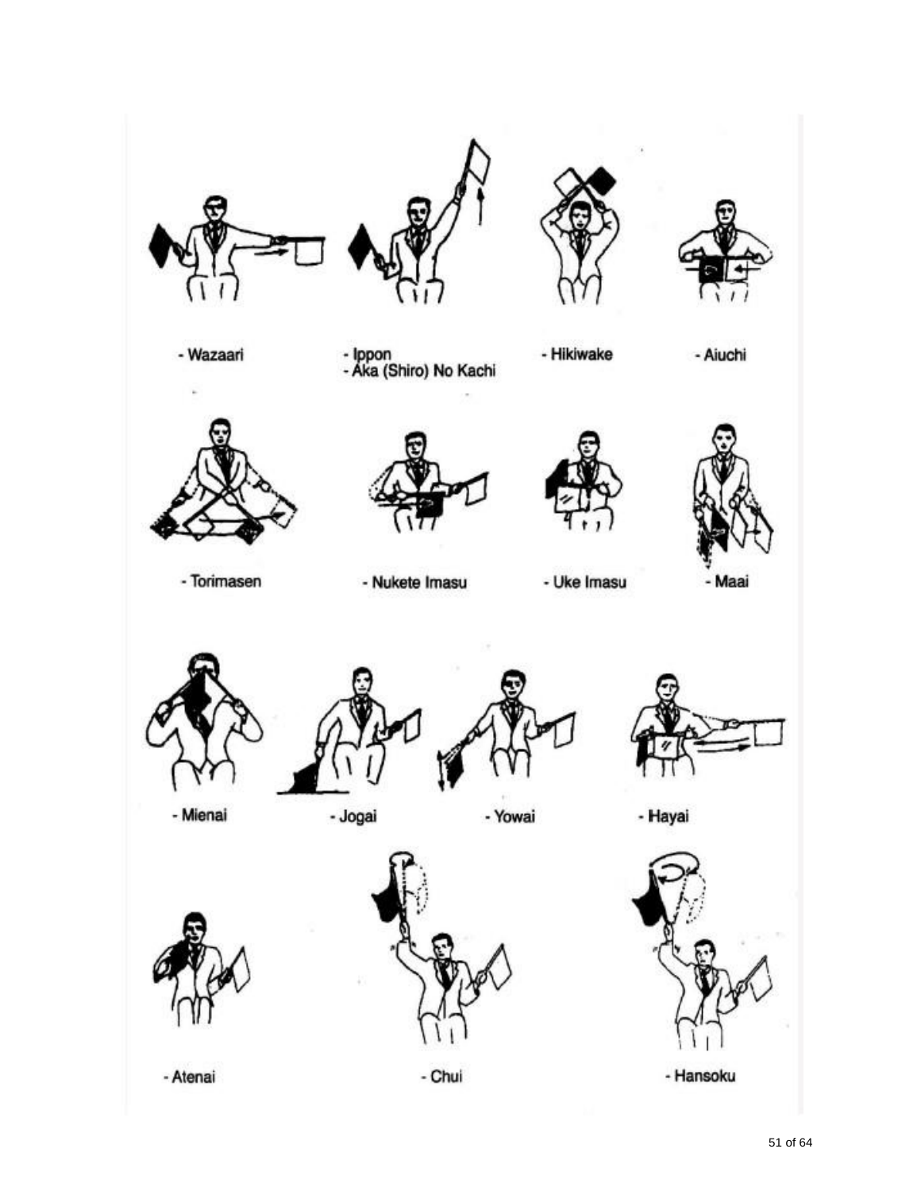- Wazaari

- Ippon
- Aka (Shiro) No Kachi

- Hikiwake

- Aiuchi

- Torimasen

- Nukete Imasu

- Uke Imasu

- Maai

- Mienai

- Jogai

- Yowai

- Hayai

- Atenai

- Chui

- Hansoku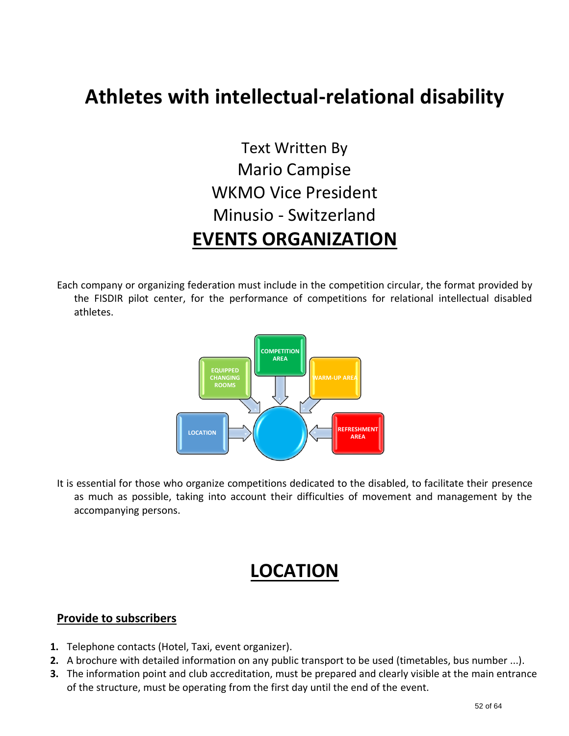# Athletes with intellectual-relational disability

Text Written By
Mario Campise
WKMO Vice President
Minusio - Switzerland

## EVENTS ORGANIZATION

Each company or organizing federation must include in the competition circular, the format provided by the FISDIR pilot center, for the performance of competitions for relational intellectual disabled athletes.

COMPETITION AREA

EQUIPPED CHANGING ROOMS

WARM-UP AREA

LOCATION

REFRESHMENT AREA

It is essential for those who organize competitions dedicated to the disabled, to facilitate their presence as much as possible, taking into account their difficulties of movement and management by the accompanying persons.

## LOCATION

### Provide to subscribers

1. Telephone contacts (Hotel, Taxi, event organizer).
2. A brochure with detailed information on any public transport to be used (timetables, bus number ...).
3. The information point and club accreditation, must be prepared and clearly visible at the main entrance of the structure, must be operating from the first day until the end of the event.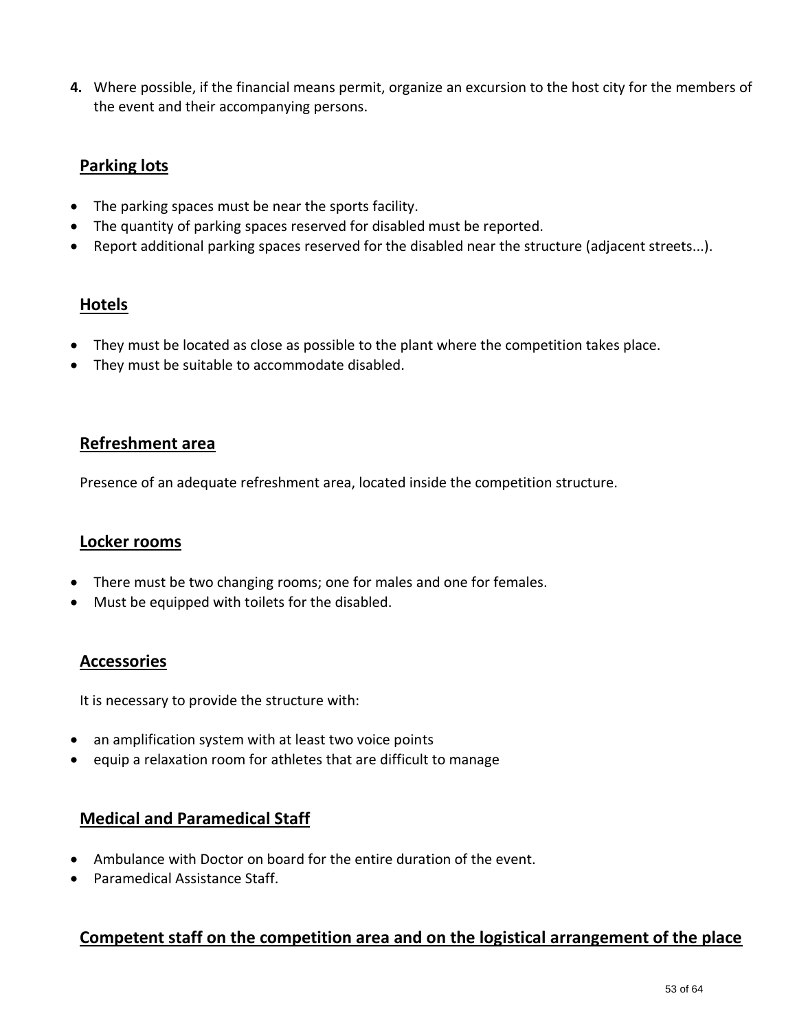4. Where possible, if the financial means permit, organize an excursion to the host city for the members of the event and their accompanying persons.

## Parking lots

- The parking spaces must be near the sports facility.
- The quantity of parking spaces reserved for disabled must be reported.
- Report additional parking spaces reserved for the disabled near the structure (adjacent streets...).

## Hotels

- They must be located as close as possible to the plant where the competition takes place.
- They must be suitable to accommodate disabled.

## Refreshment area

Presence of an adequate refreshment area, located inside the competition structure.

## Locker rooms

- There must be two changing rooms; one for males and one for females.
- Must be equipped with toilets for the disabled.

## Accessories

It is necessary to provide the structure with:

- an amplification system with at least two voice points
- equip a relaxation room for athletes that are difficult to manage

## Medical and Paramedical Staff

- Ambulance with Doctor on board for the entire duration of the event.
- Paramedical Assistance Staff.

## Competent staff on the competition area and on the logistical arrangement of the place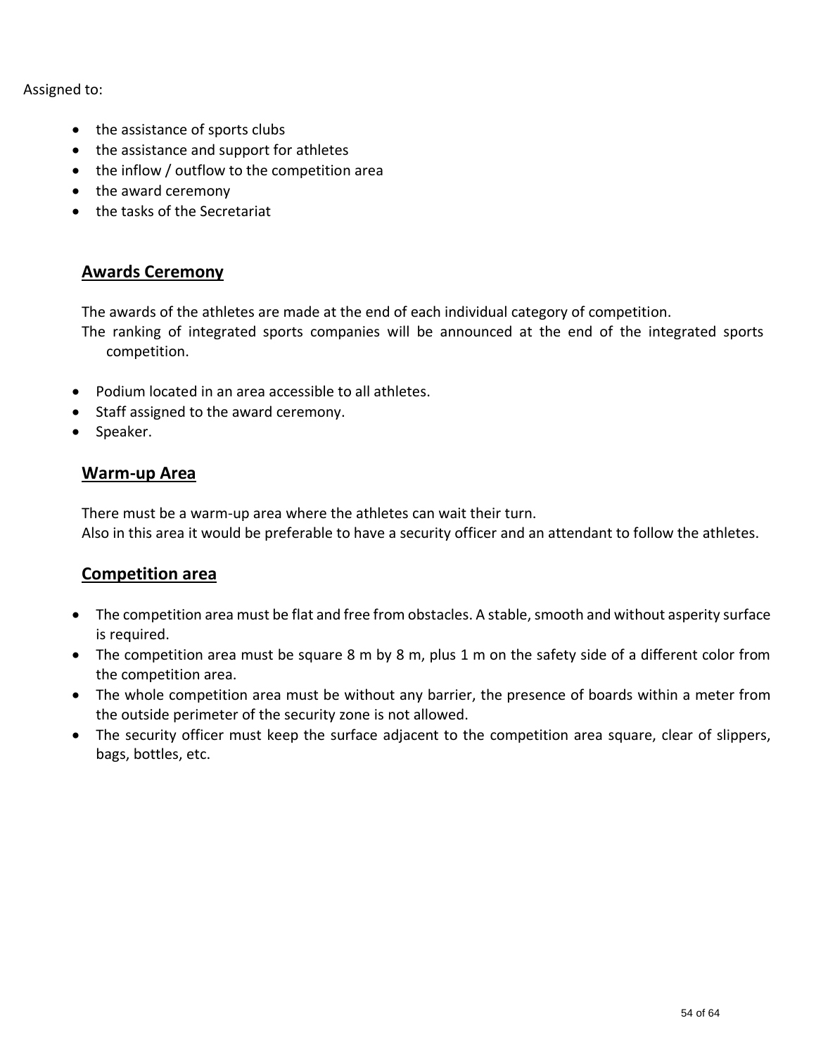Assigned to:

- the assistance of sports clubs
- the assistance and support for athletes
- the inflow / outflow to the competition area
- the award ceremony
- the tasks of the Secretariat

## Awards Ceremony

The awards of the athletes are made at the end of each individual category of competition.
The ranking of integrated sports companies will be announced at the end of the integrated sports competition.

- Podium located in an area accessible to all athletes.
- Staff assigned to the award ceremony.
- Speaker.

## Warm-up Area

There must be a warm-up area where the athletes can wait their turn.
Also in this area it would be preferable to have a security officer and an attendant to follow the athletes.

## Competition area

- The competition area must be flat and free from obstacles. A stable, smooth and without asperity surface is required.
- The competition area must be square 8 m by 8 m, plus 1 m on the safety side of a different color from the competition area.
- The whole competition area must be without any barrier, the presence of boards within a meter from the outside perimeter of the security zone is not allowed.
- The security officer must keep the surface adjacent to the competition area square, clear of slippers, bags, bottles, etc.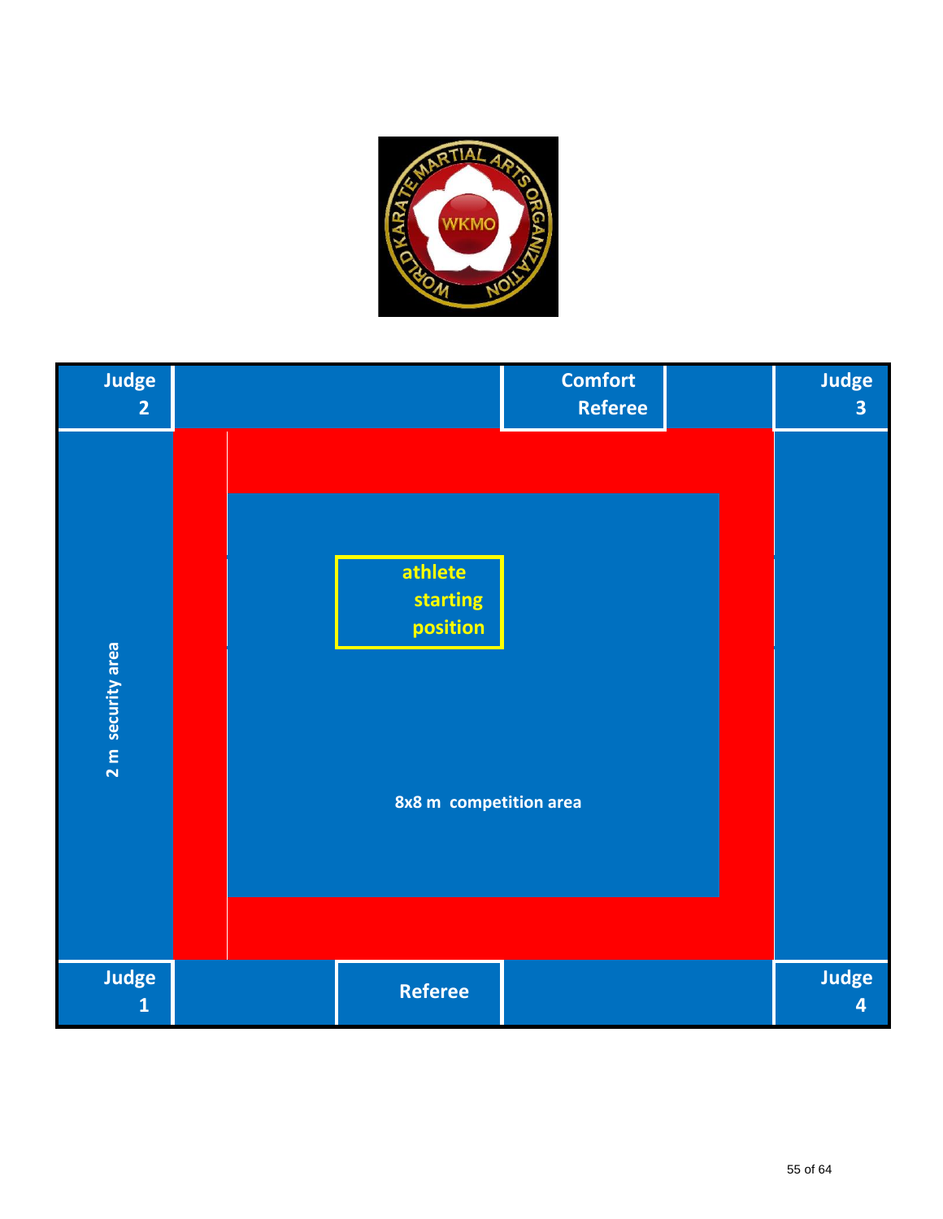Judge 2

Comfort Referee

Judge 3

athlete starting position

2 m security area

8x8 m competition area

Judge 1

Referee

Judge 4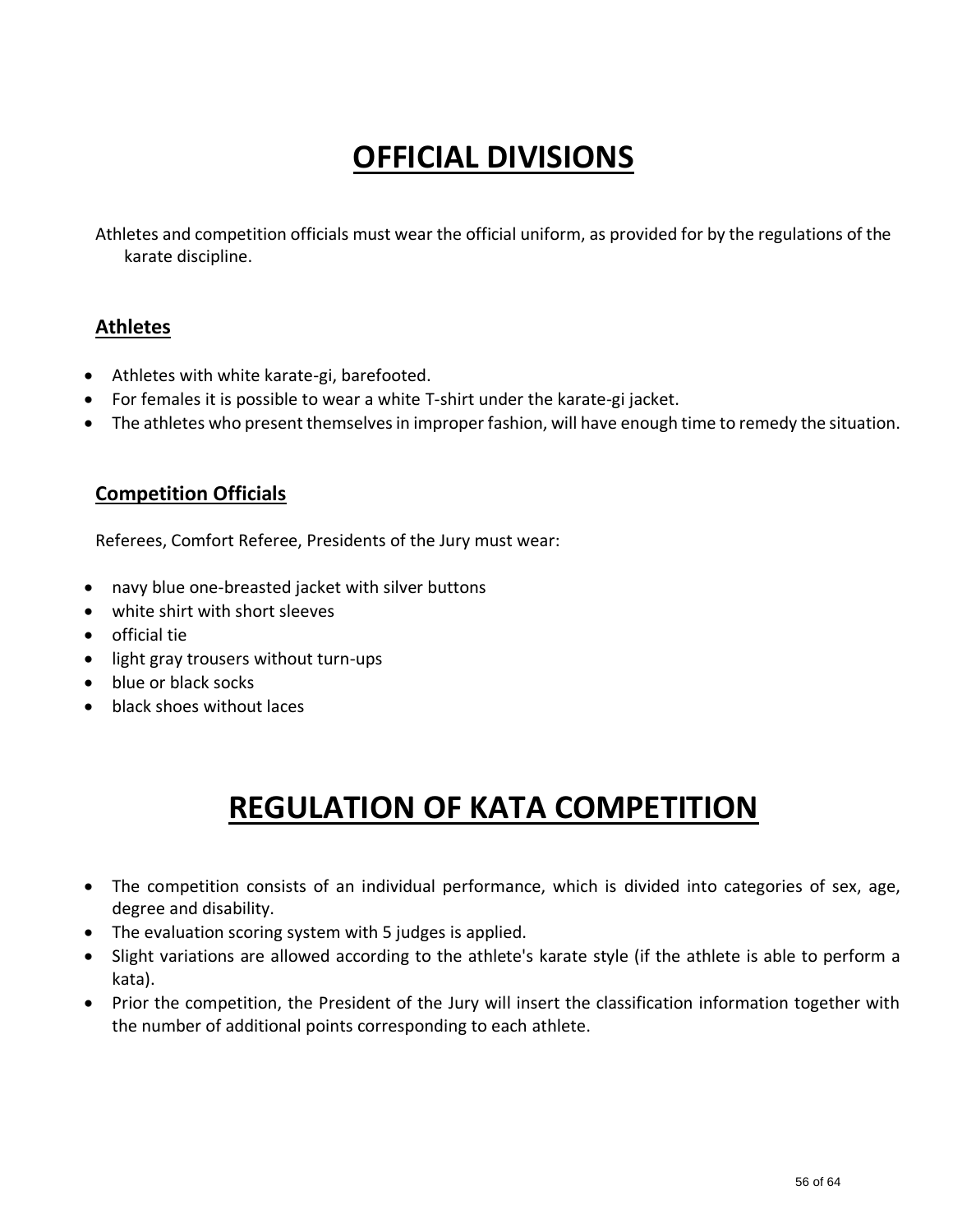# OFFICIAL DIVISIONS

Athletes and competition officials must wear the official uniform, as provided for by the regulations of the karate discipline.

## Athletes

- Athletes with white karate-gi, barefooted.
- For females it is possible to wear a white T-shirt under the karate-gi jacket.
- The athletes who present themselves in improper fashion, will have enough time to remedy the situation.

## Competition Officials

Referees, Comfort Referee, Presidents of the Jury must wear:

- navy blue one-breasted jacket with silver buttons
- white shirt with short sleeves
- official tie
- light gray trousers without turn-ups
- blue or black socks
- black shoes without laces

# REGULATION OF KATA COMPETITION

- The competition consists of an individual performance, which is divided into categories of sex, age, degree and disability.
- The evaluation scoring system with 5 judges is applied.
- Slight variations are allowed according to the athlete's karate style (if the athlete is able to perform a kata).
- Prior the competition, the President of the Jury will insert the classification information together with the number of additional points corresponding to each athlete.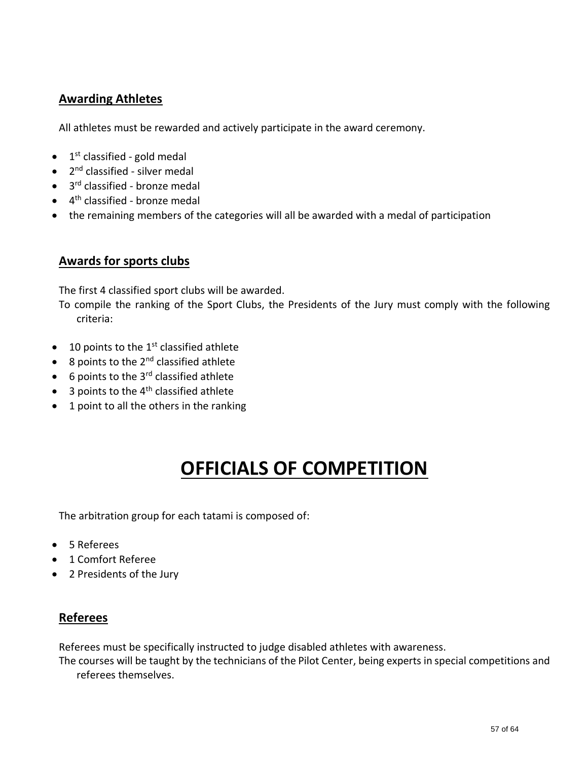## Awarding Athletes

All athletes must be rewarded and actively participate in the award ceremony.

- 1st classified - gold medal
- 2nd classified - silver medal
- 3rd classified - bronze medal
- 4th classified - bronze medal
- the remaining members of the categories will all be awarded with a medal of participation

## Awards for sports clubs

The first 4 classified sport clubs will be awarded.

To compile the ranking of the Sport Clubs, the Presidents of the Jury must comply with the following criteria:

- 10 points to the 1st classified athlete
- 8 points to the 2nd classified athlete
- 6 points to the 3rd classified athlete
- 3 points to the 4th classified athlete
- 1 point to all the others in the ranking

# OFFICIALS OF COMPETITION

The arbitration group for each tatami is composed of:

- 5 Referees
- 1 Comfort Referee
- 2 Presidents of the Jury

## Referees

Referees must be specifically instructed to judge disabled athletes with awareness.

The courses will be taught by the technicians of the Pilot Center, being experts in special competitions and referees themselves.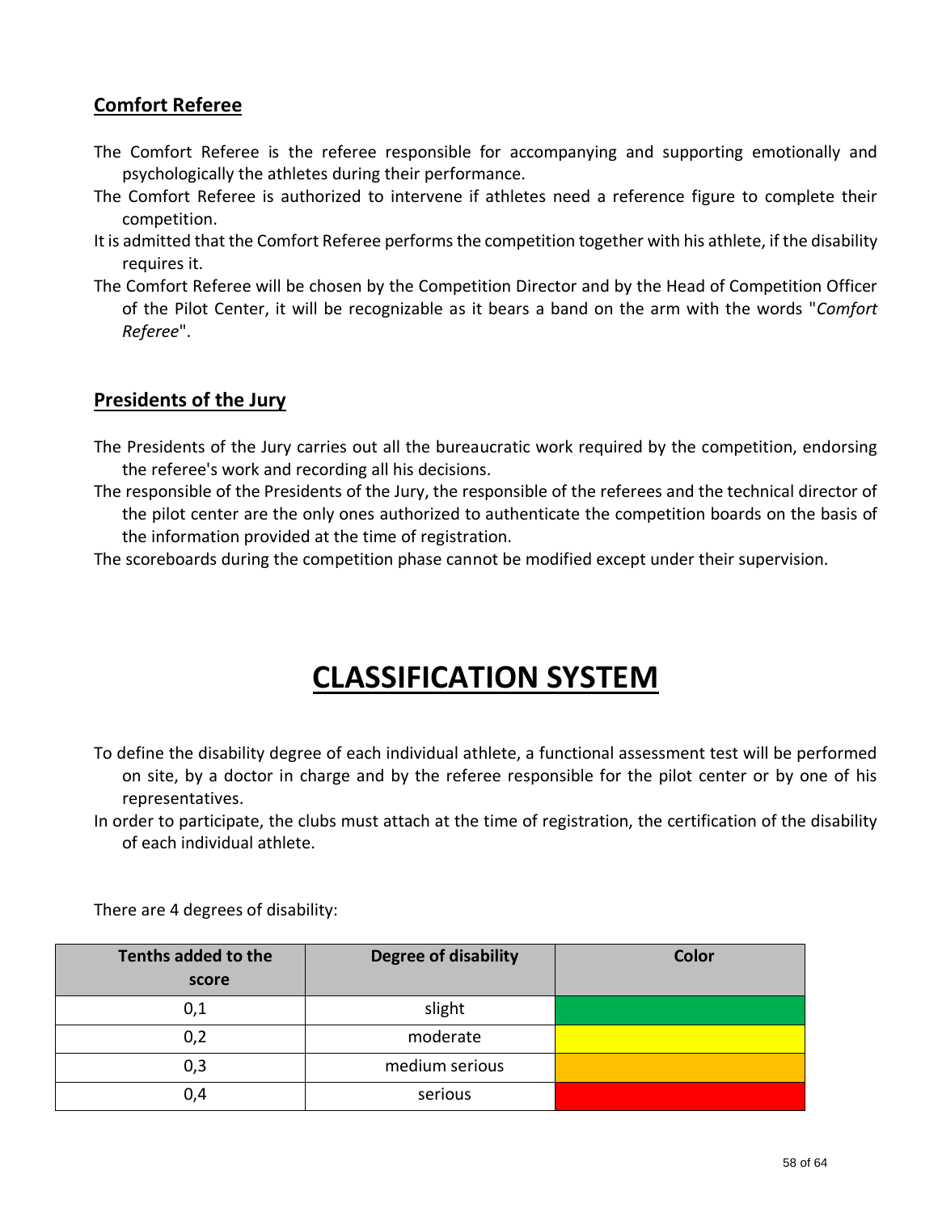## Comfort Referee

The Comfort Referee is the referee responsible for accompanying and supporting emotionally and psychologically the athletes during their performance.

The Comfort Referee is authorized to intervene if athletes need a reference figure to complete their competition.

It is admitted that the Comfort Referee performs the competition together with his athlete, if the disability requires it.

The Comfort Referee will be chosen by the Competition Director and by the Head of Competition Officer of the Pilot Center, it will be recognizable as it bears a band on the arm with the words "*Comfort Referee*".

## Presidents of the Jury

The Presidents of the Jury carries out all the bureaucratic work required by the competition, endorsing the referee's work and recording all his decisions.

The responsible of the Presidents of the Jury, the responsible of the referees and the technical director of the pilot center are the only ones authorized to authenticate the competition boards on the basis of the information provided at the time of registration.

The scoreboards during the competition phase cannot be modified except under their supervision.

# CLASSIFICATION SYSTEM

To define the disability degree of each individual athlete, a functional assessment test will be performed on site, by a doctor in charge and by the referee responsible for the pilot center or by one of his representatives.

In order to participate, the clubs must attach at the time of registration, the certification of the disability of each individual athlete.

There are 4 degrees of disability:

| Tenths added to the score | Degree of disability | Color |
| --- | --- | --- |
| 0,1 | slight | |
| 0,2 | moderate | |
| 0,3 | medium serious | |
| 0,4 | serious | |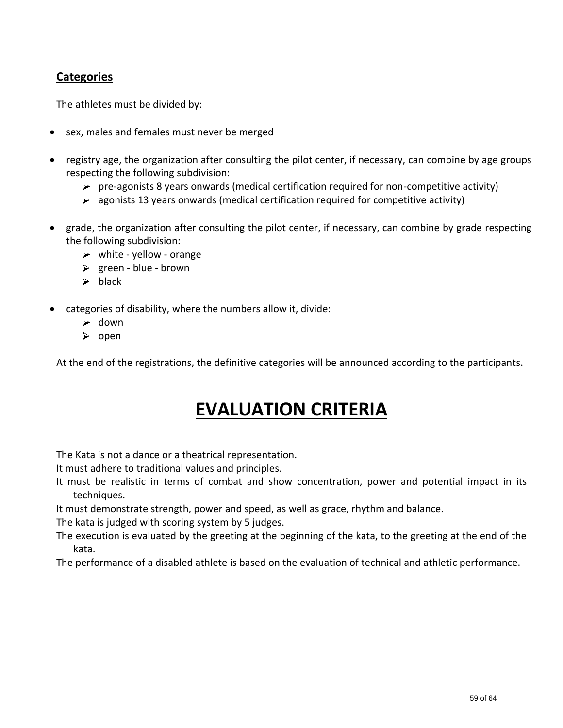## Categories

The athletes must be divided by:

- sex, males and females must never be merged
- registry age, the organization after consulting the pilot center, if necessary, can combine by age groups respecting the following subdivision:
  - pre-agonists 8 years onwards (medical certification required for non-competitive activity)
  - agonists 13 years onwards (medical certification required for competitive activity)
- grade, the organization after consulting the pilot center, if necessary, can combine by grade respecting the following subdivision:
  - white - yellow - orange
  - green - blue - brown
  - black
- categories of disability, where the numbers allow it, divide:
  - down
  - open

At the end of the registrations, the definitive categories will be announced according to the participants.

# EVALUATION CRITERIA

The Kata is not a dance or a theatrical representation.

It must adhere to traditional values and principles.

It must be realistic in terms of combat and show concentration, power and potential impact in its techniques.

It must demonstrate strength, power and speed, as well as grace, rhythm and balance.

The kata is judged with scoring system by 5 judges.

The execution is evaluated by the greeting at the beginning of the kata, to the greeting at the end of the kata.

The performance of a disabled athlete is based on the evaluation of technical and athletic performance.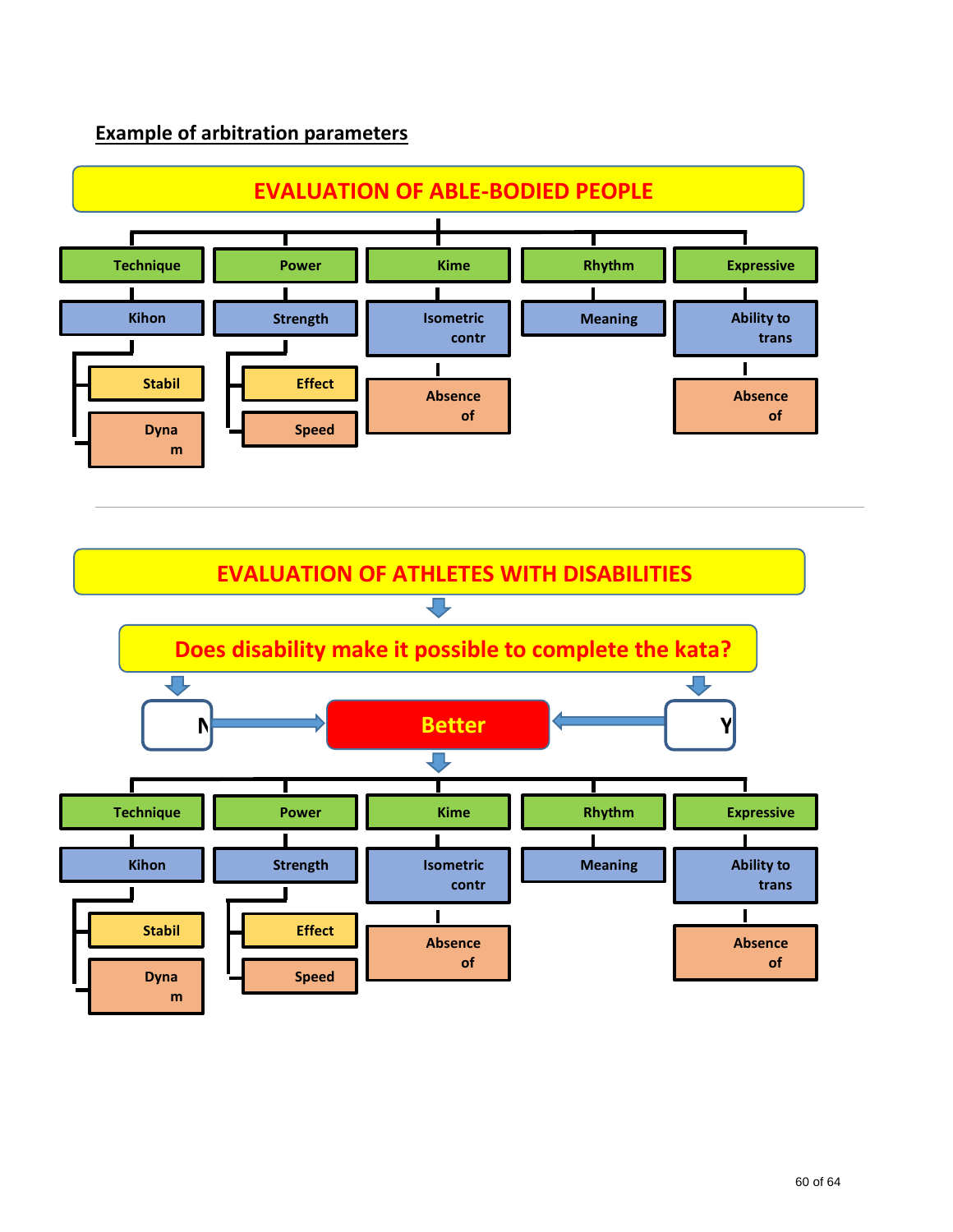## Example of arbitration parameters

**EVALUATION OF ABLE-BODIED PEOPLE**

- **Technique**
  - Kihon
    - Stabil
    - Dyna m
- **Power**
  - Strength
    - Effect
    - Speed
- **Kime**
  - Isometric contr
    - Absence of
- **Rhythm**
  - Meaning
- **Expressive**
  - Ability to trans
    - Absence of

---

**EVALUATION OF ATHLETES WITH DISABILITIES**

**Does disability make it possible to complete the kata?**

N → **Better** ← Y

- **Technique**
  - Kihon
    - Stabil
    - Dyna m
- **Power**
  - Strength
    - Effect
    - Speed
- **Kime**
  - Isometric contr
    - Absence of
- **Rhythm**
  - Meaning
- **Expressive**
  - Ability to trans
    - Absence of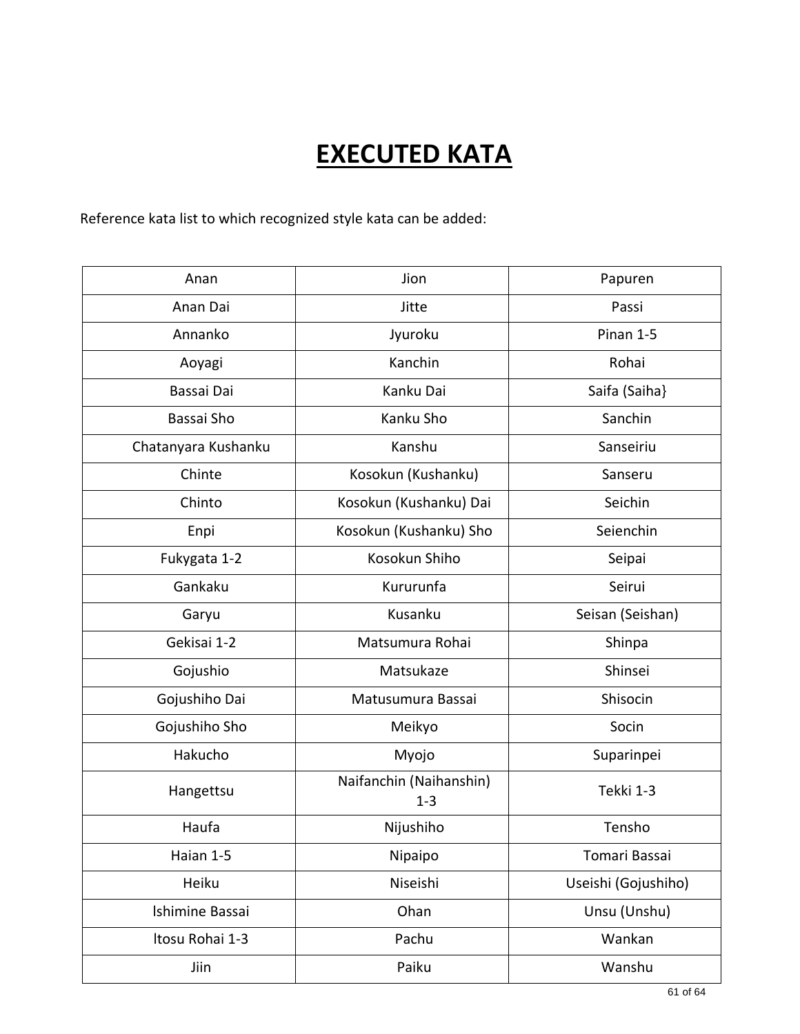# EXECUTED KATA

Reference kata list to which recognized style kata can be added:

| | | |
|---|---|---|
| Anan | Jion | Papuren |
| Anan Dai | Jitte | Passi |
| Annanko | Jyuroku | Pinan 1-5 |
| Aoyagi | Kanchin | Rohai |
| Bassai Dai | Kanku Dai | Saifa (Saiha} |
| Bassai Sho | Kanku Sho | Sanchin |
| Chatanyara Kushanku | Kanshu | Sanseiriu |
| Chinte | Kosokun (Kushanku) | Sanseru |
| Chinto | Kosokun (Kushanku) Dai | Seichin |
| Enpi | Kosokun (Kushanku) Sho | Seienchin |
| Fukygata 1-2 | Kosokun Shiho | Seipai |
| Gankaku | Kururunfa | Seirui |
| Garyu | Kusanku | Seisan (Seishan) |
| Gekisai 1-2 | Matsumura Rohai | Shinpa |
| Gojushio | Matsukaze | Shinsei |
| Gojushiho Dai | Matusumura Bassai | Shisocin |
| Gojushiho Sho | Meikyo | Socin |
| Hakucho | Myojo | Suparinpei |
| Hangettsu | Naifanchin (Naihanshin) 1-3 | Tekki 1-3 |
| Haufa | Nijushiho | Tensho |
| Haian 1-5 | Nipaipo | Tomari Bassai |
| Heiku | Niseishi | Useishi (Gojushiho) |
| lshimine Bassai | Ohan | Unsu (Unshu) |
| ltosu Rohai 1-3 | Pachu | Wankan |
| Jiin | Paiku | Wanshu |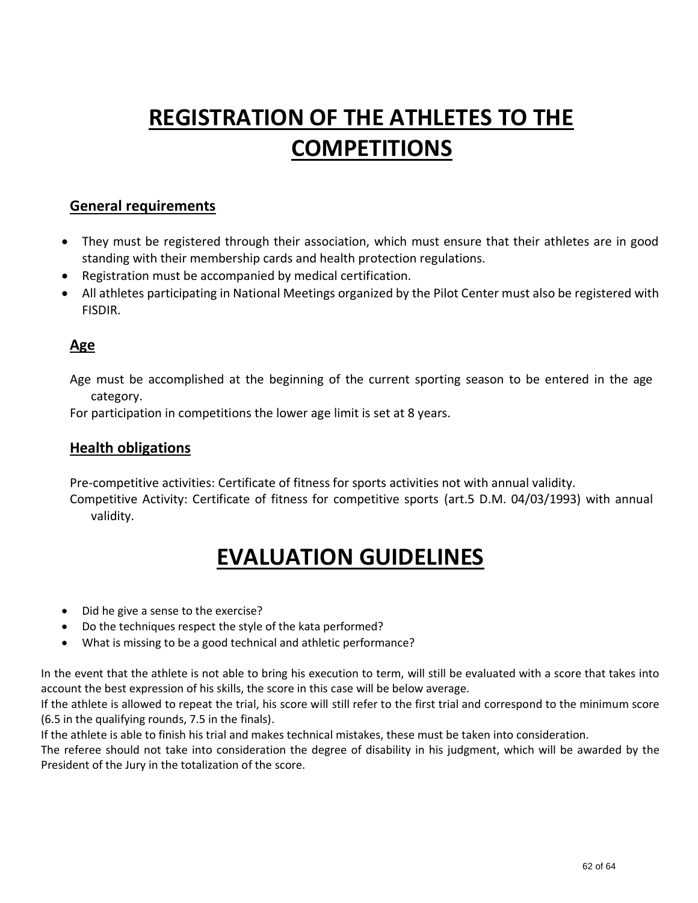# REGISTRATION OF THE ATHLETES TO THE COMPETITIONS

## General requirements

- They must be registered through their association, which must ensure that their athletes are in good standing with their membership cards and health protection regulations.
- Registration must be accompanied by medical certification.
- All athletes participating in National Meetings organized by the Pilot Center must also be registered with FISDIR.

## Age

Age must be accomplished at the beginning of the current sporting season to be entered in the age category.

For participation in competitions the lower age limit is set at 8 years.

## Health obligations

Pre-competitive activities: Certificate of fitness for sports activities not with annual validity.

Competitive Activity: Certificate of fitness for competitive sports (art.5 D.M. 04/03/1993) with annual validity.

# EVALUATION GUIDELINES

- Did he give a sense to the exercise?
- Do the techniques respect the style of the kata performed?
- What is missing to be a good technical and athletic performance?

In the event that the athlete is not able to bring his execution to term, will still be evaluated with a score that takes into account the best expression of his skills, the score in this case will be below average.

If the athlete is allowed to repeat the trial, his score will still refer to the first trial and correspond to the minimum score (6.5 in the qualifying rounds, 7.5 in the finals).

If the athlete is able to finish his trial and makes technical mistakes, these must be taken into consideration.

The referee should not take into consideration the degree of disability in his judgment, which will be awarded by the President of the Jury in the totalization of the score.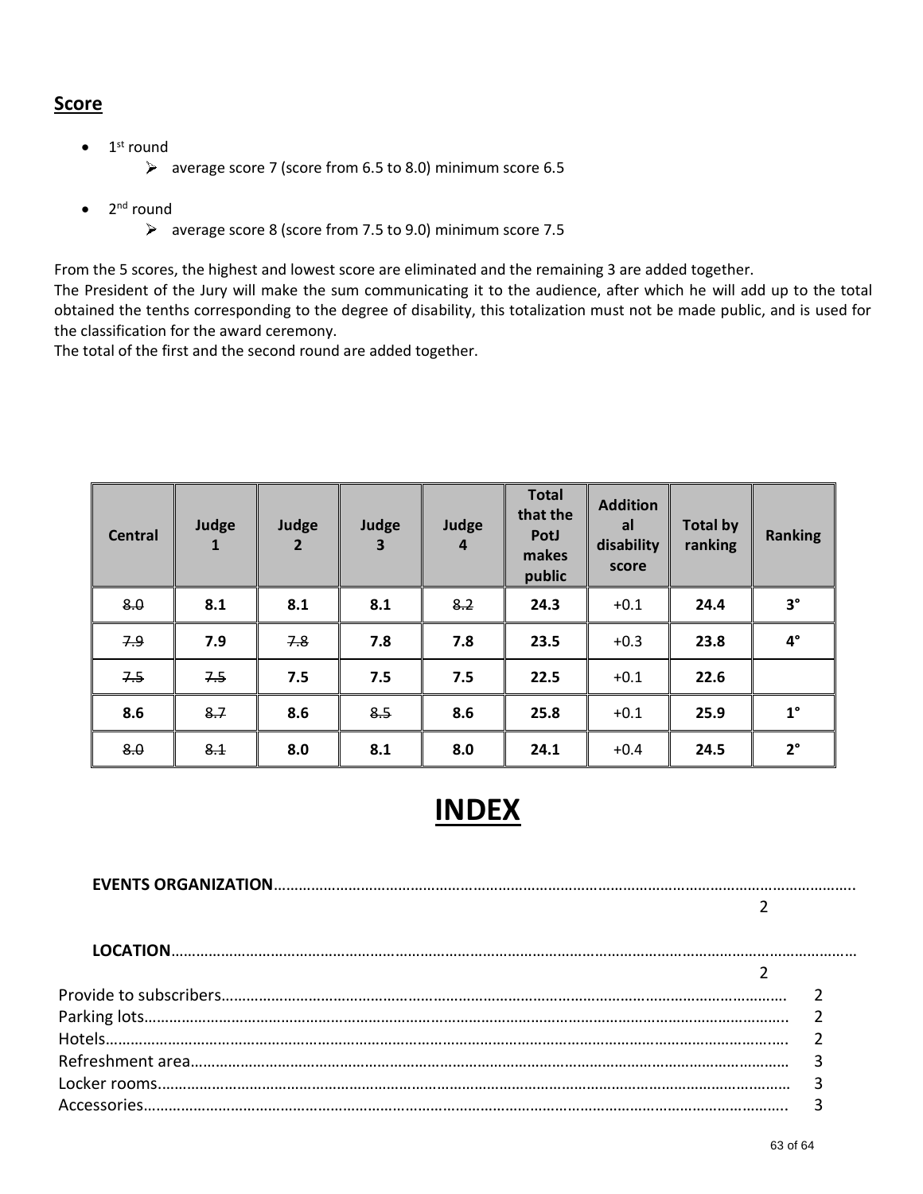## Score

- 1st round
  - ➢ average score 7 (score from 6.5 to 8.0) minimum score 6.5

- 2nd round
  - ➢ average score 8 (score from 7.5 to 9.0) minimum score 7.5

From the 5 scores, the highest and lowest score are eliminated and the remaining 3 are added together.
The President of the Jury will make the sum communicating it to the audience, after which he will add up to the total obtained the tenths corresponding to the degree of disability, this totalization must not be made public, and is used for the classification for the award ceremony.
The total of the first and the second round are added together.

| Central | Judge 1 | Judge 2 | Judge 3 | Judge 4 | Total that the PotJ makes public | Additional disability score | Total by ranking | Ranking |
|---|---|---|---|---|---|---|---|---|
| ~~8.0~~ | **8.1** | **8.1** | **8.1** | ~~8.2~~ | **24.3** | +0.1 | **24.4** | **3°** |
| ~~7.9~~ | **7.9** | ~~7.8~~ | **7.8** | **7.8** | **23.5** | +0.3 | **23.8** | **4°** |
| ~~7.5~~ | ~~7.5~~ | **7.5** | **7.5** | **7.5** | **22.5** | +0.1 | **22.6** | |
| **8.6** | ~~8.7~~ | **8.6** | ~~8.5~~ | **8.6** | **25.8** | +0.1 | **25.9** | **1°** |
| ~~8.0~~ | ~~8.1~~ | **8.0** | **8.1** | **8.0** | **24.1** | +0.4 | **24.5** | **2°** |

# INDEX

**EVENTS ORGANIZATION**………………………………………………………………………………………………………………. 2

**LOCATION**……………………………………………………………………………………………………………………………… 2

Provide to subscribers……………………………………………………………………………………………………… 2
Parking lots………………………………………………………………………………………………………………….. 2
Hotels…………………………………………………………………………………………………………………………. 2
Refreshment area…………………………………………………………………………………………………………… 3
Locker rooms………………………………………………………………………………………………………………… 3
Accessories…………………………………………………………………………………………………………………. 3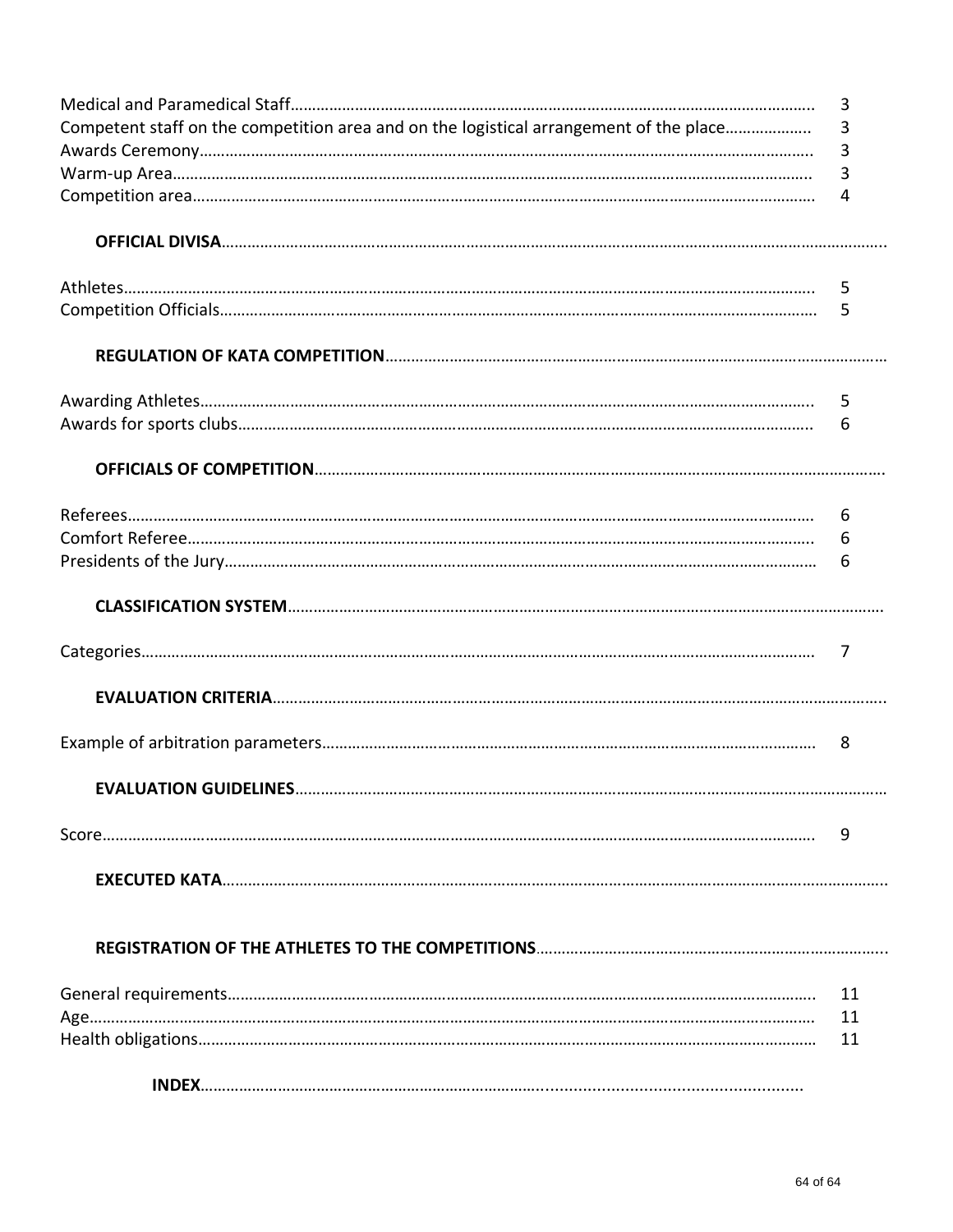Medical and Paramedical Staff……………………………………………………………………………………………… 3
Competent staff on the competition area and on the logistical arrangement of the place……………… 3
Awards Ceremony………………………………………………………………………………………………………… 3
Warm-up Area……………………………………………………………………………………………………………… 3
Competition area…………………………………………………………………………………………………………… 4

**OFFICIAL DIVISA**………………………………………………………………………………………………………………

Athletes…………………………………………………………………………………………………………………………… 5
Competition Officials……………………………………………………………………………………………………… 5

**REGULATION OF KATA COMPETITION**………………………………………………………………………………

Awarding Athletes………………………………………………………………………………………………………… 5
Awards for sports clubs………………………………………………………………………………………………… 6

**OFFICIALS OF COMPETITION**……………………………………………………………………………………………

Referees…………………………………………………………………………………………………………………………… 6
Comfort Referee……………………………………………………………………………………………………………… 6
Presidents of the Jury……………………………………………………………………………………………………… 6

**CLASSIFICATION SYSTEM**…………………………………………………………………………………………………

Categories………………………………………………………………………………………………………………………… 7

**EVALUATION CRITERIA**……………………………………………………………………………………………………

Example of arbitration parameters…………………………………………………………………………………… 8

**EVALUATION GUIDELINES**…………………………………………………………………………………………………

Score………………………………………………………………………………………………………………………………… 9

**EXECUTED KATA**………………………………………………………………………………………………………………

**REGISTRATION OF THE ATHLETES TO THE COMPETITIONS**……………………………………………………

General requirements……………………………………………………………………………………………………… 11
Age…………………………………………………………………………………………………………………………………… 11
Health obligations…………………………………………………………………………………………………………… 11

**INDEX**……………………………………………………………………………………………………………